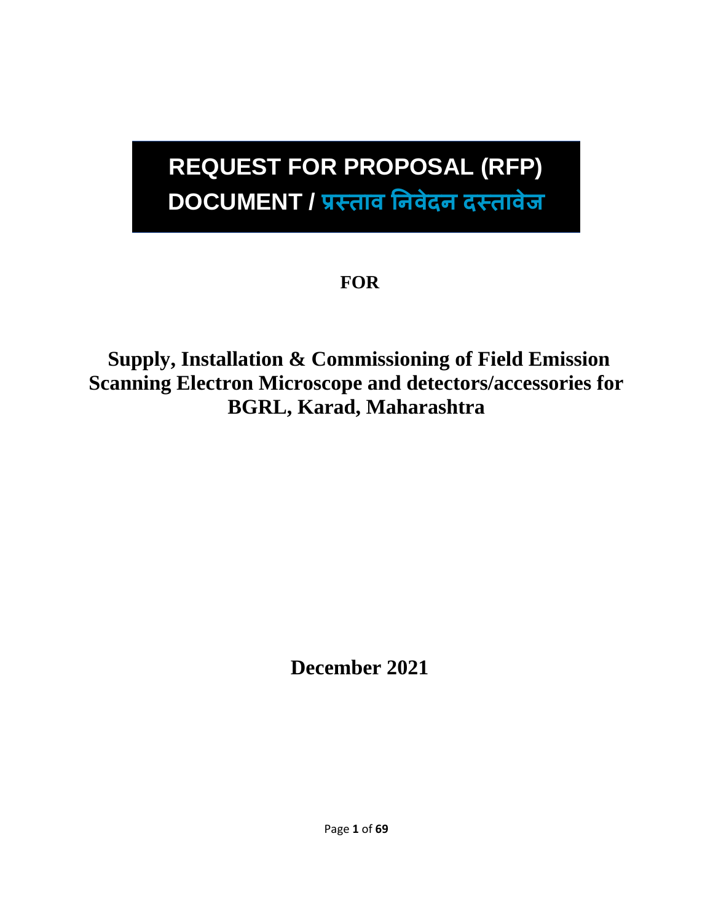# REQUEST FOR PROPOSAL (RFP) DOCUMENT / प्रस्ताव निवेदन दस्तावेज

**FOR**

## Supply, Installation & Commissioning of Field Emission Scanning Electron Microscope and detectors/accessories for BGRL, Karad, Maharashtra

**December 2021**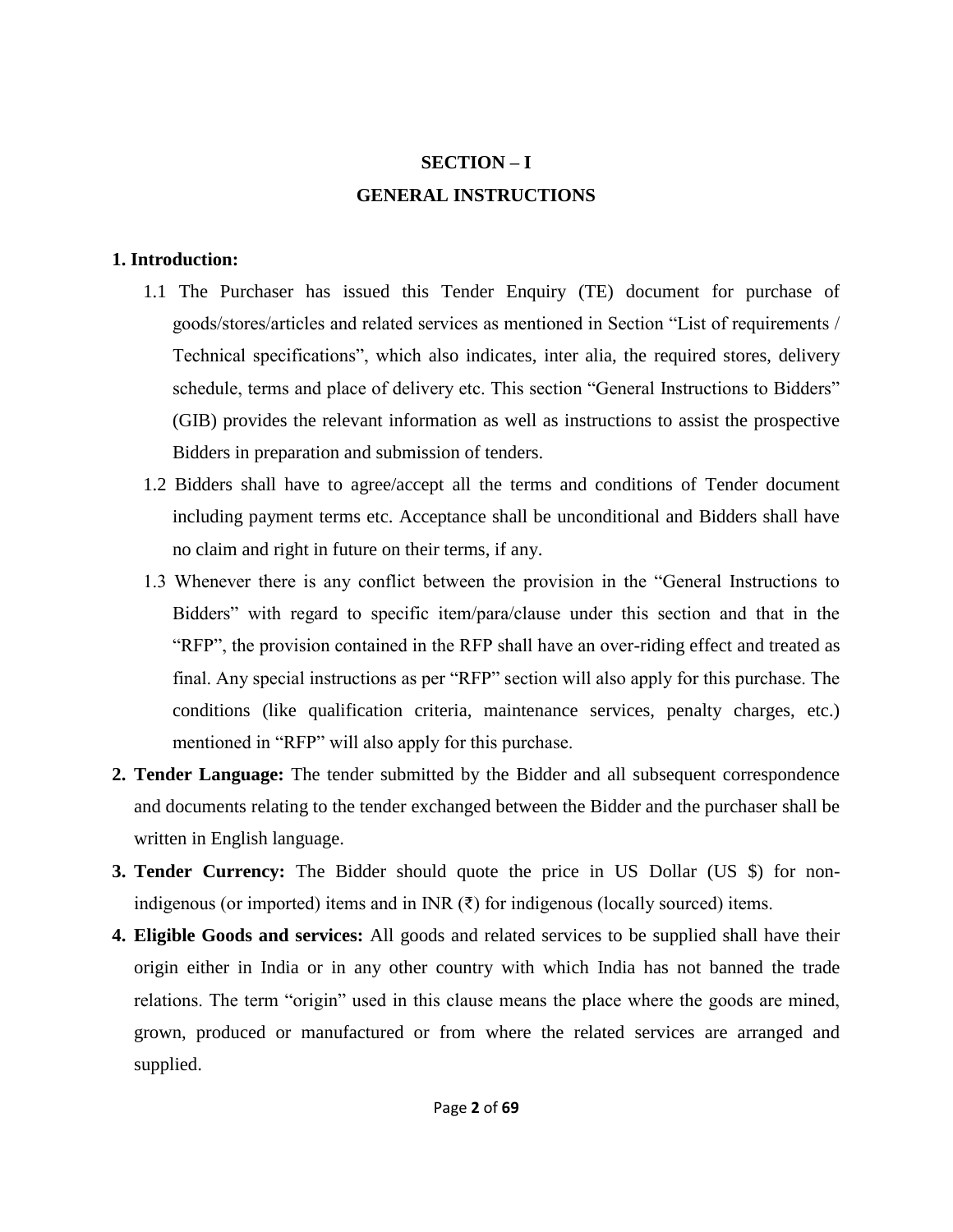# SECTION – I

## GENERAL INSTRUCTIONS

**1. Introduction:**

1.1 The Purchaser has issued this Tender Enquiry (TE) document for purchase of goods/stores/articles and related services as mentioned in Section "List of requirements / Technical specifications", which also indicates, inter alia, the required stores, delivery schedule, terms and place of delivery etc. This section "General Instructions to Bidders" (GIB) provides the relevant information as well as instructions to assist the prospective Bidders in preparation and submission of tenders.

1.2 Bidders shall have to agree/accept all the terms and conditions of Tender document including payment terms etc. Acceptance shall be unconditional and Bidders shall have no claim and right in future on their terms, if any.

1.3 Whenever there is any conflict between the provision in the "General Instructions to Bidders" with regard to specific item/para/clause under this section and that in the "RFP", the provision contained in the RFP shall have an over-riding effect and treated as final. Any special instructions as per "RFP" section will also apply for this purchase. The conditions (like qualification criteria, maintenance services, penalty charges, etc.) mentioned in "RFP" will also apply for this purchase.

2. **Tender Language:** The tender submitted by the Bidder and all subsequent correspondence and documents relating to the tender exchanged between the Bidder and the purchaser shall be written in English language.

3. **Tender Currency:** The Bidder should quote the price in US Dollar (US $) for non-indigenous (or imported) items and in INR (₹) for indigenous (locally sourced) items.

4. **Eligible Goods and services:** All goods and related services to be supplied shall have their origin either in India or in any other country with which India has not banned the trade relations. The term "origin" used in this clause means the place where the goods are mined, grown, produced or manufactured or from where the related services are arranged and supplied.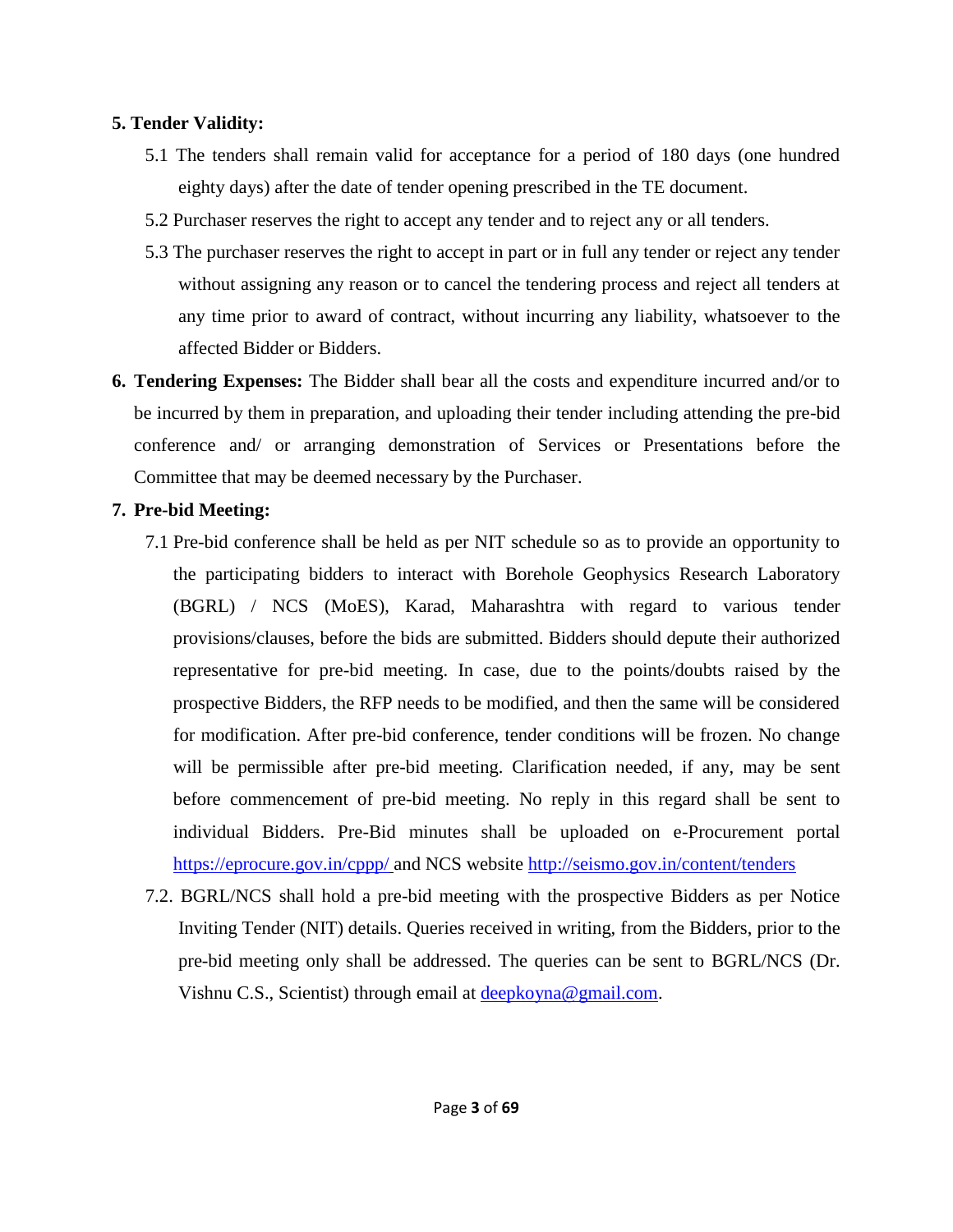**5. Tender Validity:**

5.1 The tenders shall remain valid for acceptance for a period of 180 days (one hundred eighty days) after the date of tender opening prescribed in the TE document.

5.2 Purchaser reserves the right to accept any tender and to reject any or all tenders.

5.3 The purchaser reserves the right to accept in part or in full any tender or reject any tender without assigning any reason or to cancel the tendering process and reject all tenders at any time prior to award of contract, without incurring any liability, whatsoever to the affected Bidder or Bidders.

**6. Tendering Expenses:** The Bidder shall bear all the costs and expenditure incurred and/or to be incurred by them in preparation, and uploading their tender including attending the pre-bid conference and/ or arranging demonstration of Services or Presentations before the Committee that may be deemed necessary by the Purchaser.

**7. Pre-bid Meeting:**

7.1 Pre-bid conference shall be held as per NIT schedule so as to provide an opportunity to the participating bidders to interact with Borehole Geophysics Research Laboratory (BGRL) / NCS (MoES), Karad, Maharashtra with regard to various tender provisions/clauses, before the bids are submitted. Bidders should depute their authorized representative for pre-bid meeting. In case, due to the points/doubts raised by the prospective Bidders, the RFP needs to be modified, and then the same will be considered for modification. After pre-bid conference, tender conditions will be frozen. No change will be permissible after pre-bid meeting. Clarification needed, if any, may be sent before commencement of pre-bid meeting. No reply in this regard shall be sent to individual Bidders. Pre-Bid minutes shall be uploaded on e-Procurement portal https://eprocure.gov.in/cppp/ and NCS website http://seismo.gov.in/content/tenders

7.2. BGRL/NCS shall hold a pre-bid meeting with the prospective Bidders as per Notice Inviting Tender (NIT) details. Queries received in writing, from the Bidders, prior to the pre-bid meeting only shall be addressed. The queries can be sent to BGRL/NCS (Dr. Vishnu C.S., Scientist) through email at deepkoyna@gmail.com.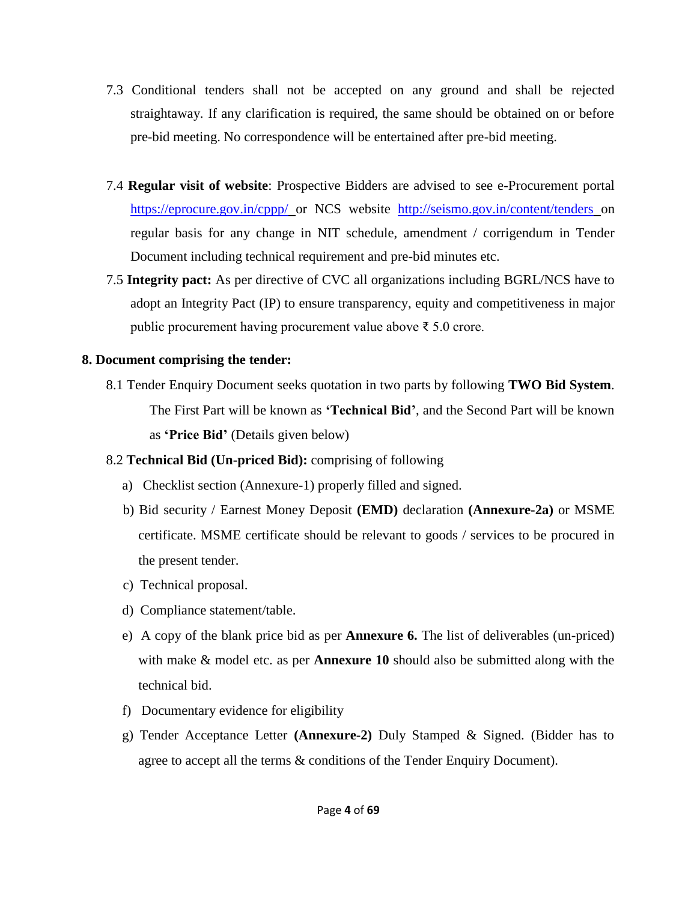7.3 Conditional tenders shall not be accepted on any ground and shall be rejected straightaway. If any clarification is required, the same should be obtained on or before pre-bid meeting. No correspondence will be entertained after pre-bid meeting.

7.4 **Regular visit of website**: Prospective Bidders are advised to see e-Procurement portal https://eprocure.gov.in/cppp/ or NCS website http://seismo.gov.in/content/tenders on regular basis for any change in NIT schedule, amendment / corrigendum in Tender Document including technical requirement and pre-bid minutes etc.

7.5 **Integrity pact:** As per directive of CVC all organizations including BGRL/NCS have to adopt an Integrity Pact (IP) to ensure transparency, equity and competitiveness in major public procurement having procurement value above ₹ 5.0 crore.

**8. Document comprising the tender:**

8.1 Tender Enquiry Document seeks quotation in two parts by following **TWO Bid System**. The First Part will be known as **'Technical Bid'**, and the Second Part will be known as **'Price Bid'** (Details given below)

8.2 **Technical Bid (Un-priced Bid):** comprising of following

a) Checklist section (Annexure-1) properly filled and signed.

b) Bid security / Earnest Money Deposit **(EMD)** declaration **(Annexure-2a)** or MSME certificate. MSME certificate should be relevant to goods / services to be procured in the present tender.

c) Technical proposal.

d) Compliance statement/table.

e) A copy of the blank price bid as per **Annexure 6.** The list of deliverables (un-priced) with make & model etc. as per **Annexure 10** should also be submitted along with the technical bid.

f) Documentary evidence for eligibility

g) Tender Acceptance Letter **(Annexure-2)** Duly Stamped & Signed. (Bidder has to agree to accept all the terms & conditions of the Tender Enquiry Document).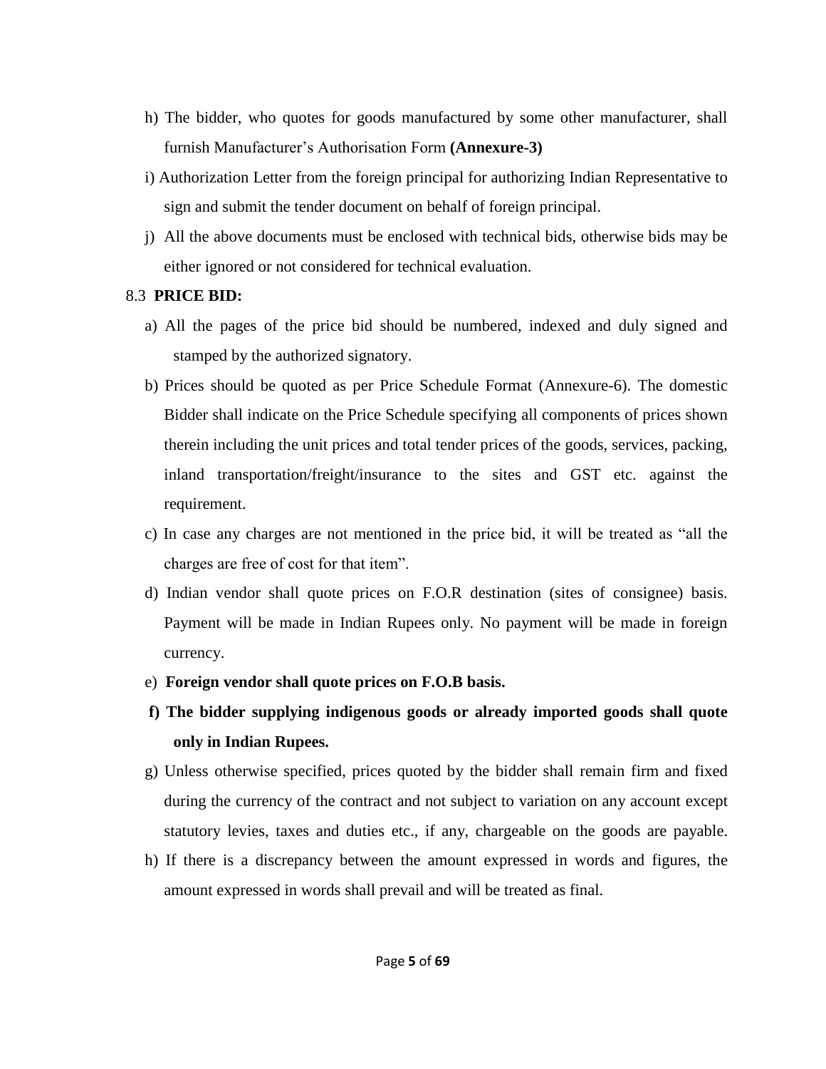h) The bidder, who quotes for goods manufactured by some other manufacturer, shall furnish Manufacturer's Authorisation Form **(Annexure-3)**

i) Authorization Letter from the foreign principal for authorizing Indian Representative to sign and submit the tender document on behalf of foreign principal.

j) All the above documents must be enclosed with technical bids, otherwise bids may be either ignored or not considered for technical evaluation.

8.3 **PRICE BID:**

a) All the pages of the price bid should be numbered, indexed and duly signed and stamped by the authorized signatory.

b) Prices should be quoted as per Price Schedule Format (Annexure-6). The domestic Bidder shall indicate on the Price Schedule specifying all components of prices shown therein including the unit prices and total tender prices of the goods, services, packing, inland transportation/freight/insurance to the sites and GST etc. against the requirement.

c) In case any charges are not mentioned in the price bid, it will be treated as "all the charges are free of cost for that item".

d) Indian vendor shall quote prices on F.O.R destination (sites of consignee) basis. Payment will be made in Indian Rupees only. No payment will be made in foreign currency.

e) **Foreign vendor shall quote prices on F.O.B basis.**

**f) The bidder supplying indigenous goods or already imported goods shall quote only in Indian Rupees.**

g) Unless otherwise specified, prices quoted by the bidder shall remain firm and fixed during the currency of the contract and not subject to variation on any account except statutory levies, taxes and duties etc., if any, chargeable on the goods are payable.

h) If there is a discrepancy between the amount expressed in words and figures, the amount expressed in words shall prevail and will be treated as final.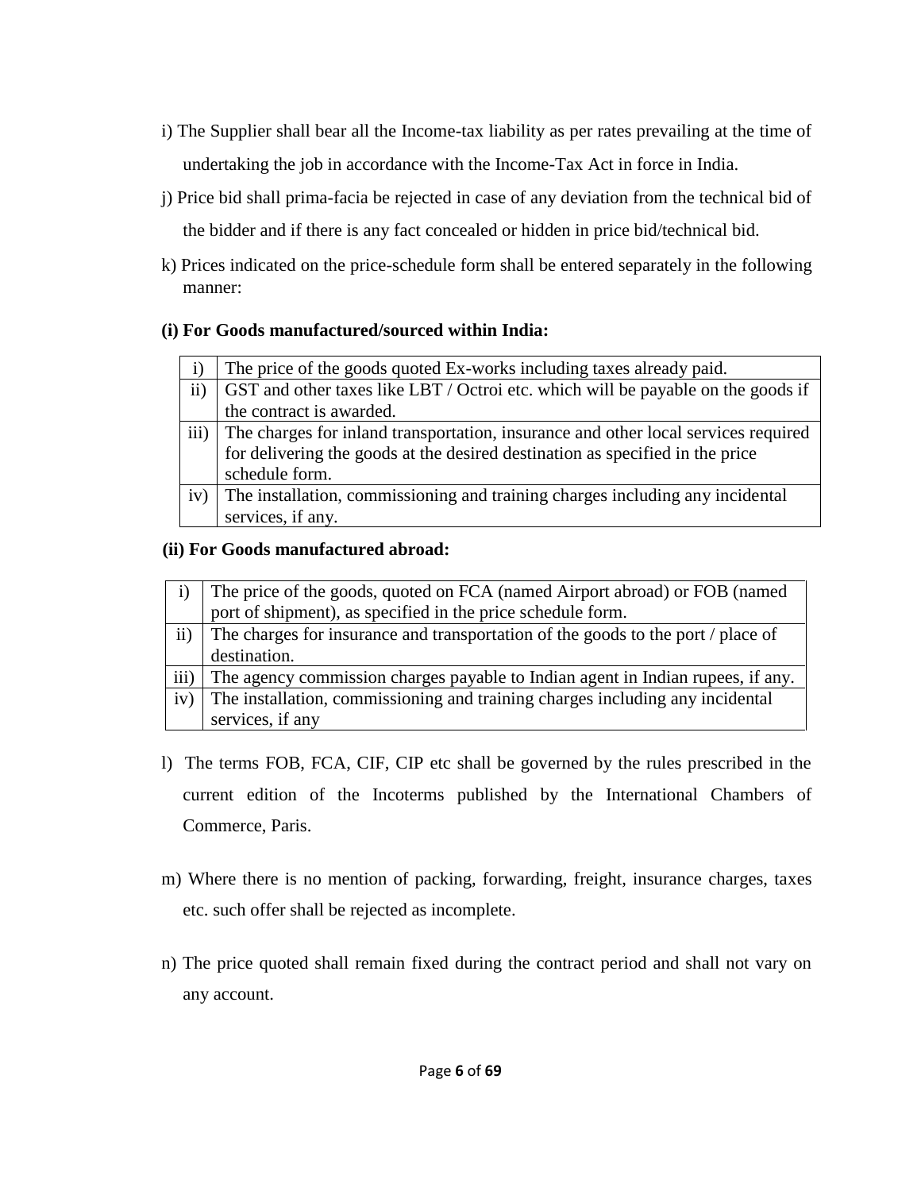i) The Supplier shall bear all the Income-tax liability as per rates prevailing at the time of undertaking the job in accordance with the Income-Tax Act in force in India.

j) Price bid shall prima-facia be rejected in case of any deviation from the technical bid of the bidder and if there is any fact concealed or hidden in price bid/technical bid.

k) Prices indicated on the price-schedule form shall be entered separately in the following manner:

**(i) For Goods manufactured/sourced within India:**

| | |
|---|---|
| i) | The price of the goods quoted Ex-works including taxes already paid. |
| ii) | GST and other taxes like LBT / Octroi etc. which will be payable on the goods if the contract is awarded. |
| iii) | The charges for inland transportation, insurance and other local services required for delivering the goods at the desired destination as specified in the price schedule form. |
| iv) | The installation, commissioning and training charges including any incidental services, if any. |

**(ii) For Goods manufactured abroad:**

| | |
|---|---|
| i) | The price of the goods, quoted on FCA (named Airport abroad) or FOB (named port of shipment), as specified in the price schedule form. |
| ii) | The charges for insurance and transportation of the goods to the port / place of destination. |
| iii) | The agency commission charges payable to Indian agent in Indian rupees, if any. |
| iv) | The installation, commissioning and training charges including any incidental services, if any |

l) The terms FOB, FCA, CIF, CIP etc shall be governed by the rules prescribed in the current edition of the Incoterms published by the International Chambers of Commerce, Paris.

m) Where there is no mention of packing, forwarding, freight, insurance charges, taxes etc. such offer shall be rejected as incomplete.

n) The price quoted shall remain fixed during the contract period and shall not vary on any account.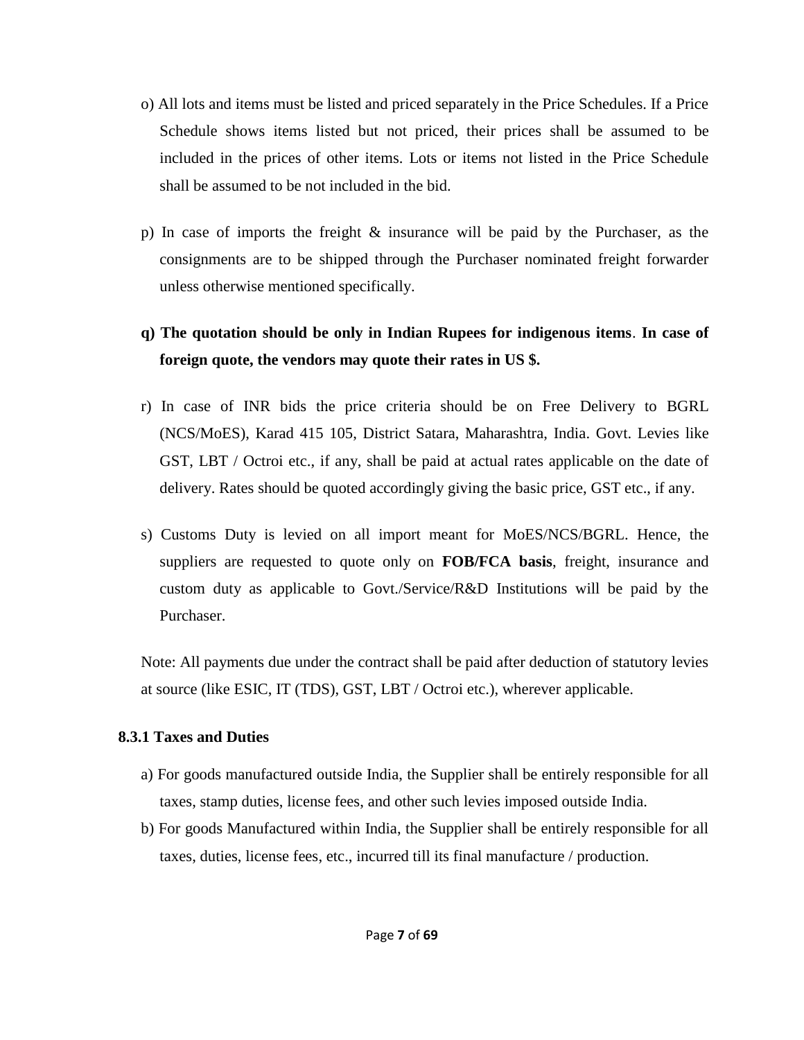o) All lots and items must be listed and priced separately in the Price Schedules. If a Price Schedule shows items listed but not priced, their prices shall be assumed to be included in the prices of other items. Lots or items not listed in the Price Schedule shall be assumed to be not included in the bid.

p) In case of imports the freight & insurance will be paid by the Purchaser, as the consignments are to be shipped through the Purchaser nominated freight forwarder unless otherwise mentioned specifically.

**q) The quotation should be only in Indian Rupees for indigenous items**. **In case of foreign quote, the vendors may quote their rates in US $.**

r) In case of INR bids the price criteria should be on Free Delivery to BGRL (NCS/MoES), Karad 415 105, District Satara, Maharashtra, India. Govt. Levies like GST, LBT / Octroi etc., if any, shall be paid at actual rates applicable on the date of delivery. Rates should be quoted accordingly giving the basic price, GST etc., if any.

s) Customs Duty is levied on all import meant for MoES/NCS/BGRL. Hence, the suppliers are requested to quote only on **FOB/FCA basis**, freight, insurance and custom duty as applicable to Govt./Service/R&D Institutions will be paid by the Purchaser.

Note: All payments due under the contract shall be paid after deduction of statutory levies at source (like ESIC, IT (TDS), GST, LBT / Octroi etc.), wherever applicable.

### 8.3.1 Taxes and Duties

a) For goods manufactured outside India, the Supplier shall be entirely responsible for all taxes, stamp duties, license fees, and other such levies imposed outside India.

b) For goods Manufactured within India, the Supplier shall be entirely responsible for all taxes, duties, license fees, etc., incurred till its final manufacture / production.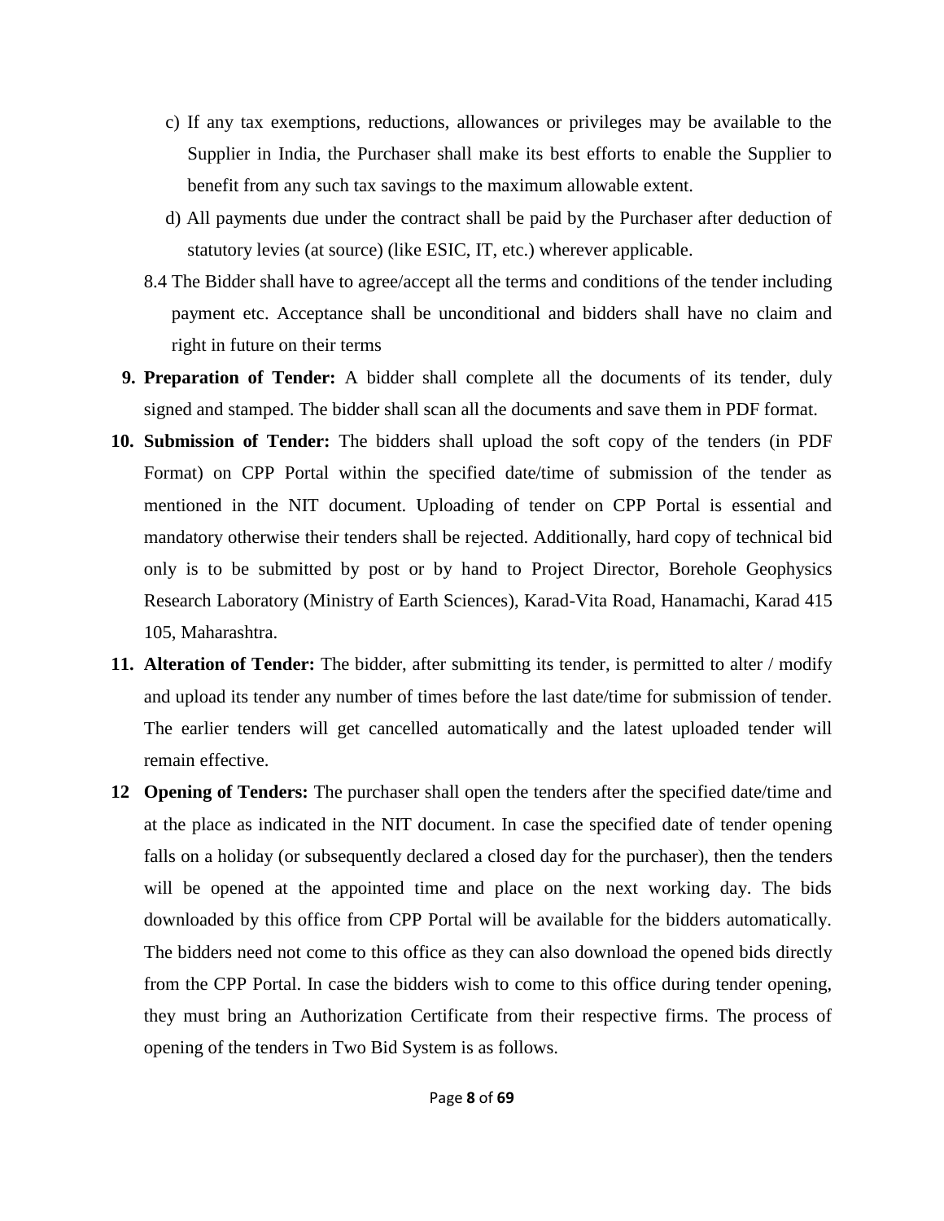c) If any tax exemptions, reductions, allowances or privileges may be available to the Supplier in India, the Purchaser shall make its best efforts to enable the Supplier to benefit from any such tax savings to the maximum allowable extent.

d) All payments due under the contract shall be paid by the Purchaser after deduction of statutory levies (at source) (like ESIC, IT, etc.) wherever applicable.

8.4 The Bidder shall have to agree/accept all the terms and conditions of the tender including payment etc. Acceptance shall be unconditional and bidders shall have no claim and right in future on their terms

9. **Preparation of Tender:** A bidder shall complete all the documents of its tender, duly signed and stamped. The bidder shall scan all the documents and save them in PDF format.

10. **Submission of Tender:** The bidders shall upload the soft copy of the tenders (in PDF Format) on CPP Portal within the specified date/time of submission of the tender as mentioned in the NIT document. Uploading of tender on CPP Portal is essential and mandatory otherwise their tenders shall be rejected. Additionally, hard copy of technical bid only is to be submitted by post or by hand to Project Director, Borehole Geophysics Research Laboratory (Ministry of Earth Sciences), Karad-Vita Road, Hanamachi, Karad 415 105, Maharashtra.

11. **Alteration of Tender:** The bidder, after submitting its tender, is permitted to alter / modify and upload its tender any number of times before the last date/time for submission of tender. The earlier tenders will get cancelled automatically and the latest uploaded tender will remain effective.

12 **Opening of Tenders:** The purchaser shall open the tenders after the specified date/time and at the place as indicated in the NIT document. In case the specified date of tender opening falls on a holiday (or subsequently declared a closed day for the purchaser), then the tenders will be opened at the appointed time and place on the next working day. The bids downloaded by this office from CPP Portal will be available for the bidders automatically. The bidders need not come to this office as they can also download the opened bids directly from the CPP Portal. In case the bidders wish to come to this office during tender opening, they must bring an Authorization Certificate from their respective firms. The process of opening of the tenders in Two Bid System is as follows.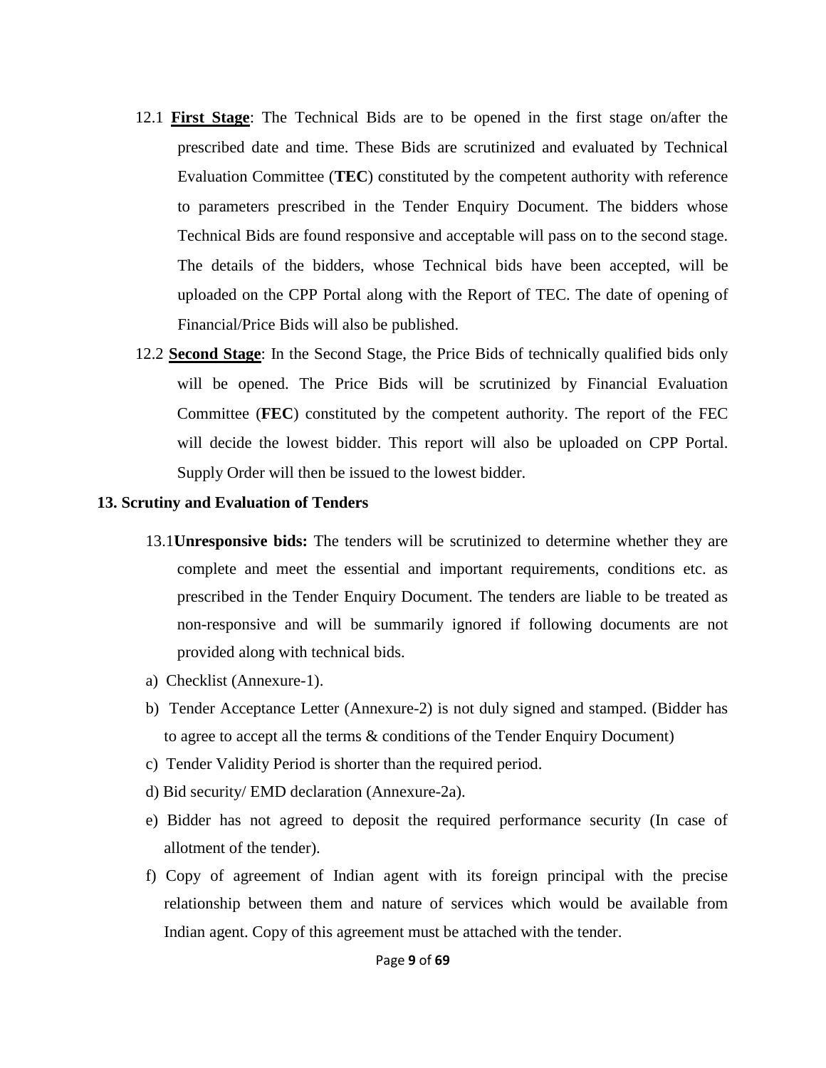12.1 **First Stage**: The Technical Bids are to be opened in the first stage on/after the prescribed date and time. These Bids are scrutinized and evaluated by Technical Evaluation Committee (**TEC**) constituted by the competent authority with reference to parameters prescribed in the Tender Enquiry Document. The bidders whose Technical Bids are found responsive and acceptable will pass on to the second stage. The details of the bidders, whose Technical bids have been accepted, will be uploaded on the CPP Portal along with the Report of TEC. The date of opening of Financial/Price Bids will also be published.

12.2 **Second Stage**: In the Second Stage, the Price Bids of technically qualified bids only will be opened. The Price Bids will be scrutinized by Financial Evaluation Committee (**FEC**) constituted by the competent authority. The report of the FEC will decide the lowest bidder. This report will also be uploaded on CPP Portal. Supply Order will then be issued to the lowest bidder.

**13. Scrutiny and Evaluation of Tenders**

13.1**Unresponsive bids:** The tenders will be scrutinized to determine whether they are complete and meet the essential and important requirements, conditions etc. as prescribed in the Tender Enquiry Document. The tenders are liable to be treated as non-responsive and will be summarily ignored if following documents are not provided along with technical bids.

a) Checklist (Annexure-1).

b) Tender Acceptance Letter (Annexure-2) is not duly signed and stamped. (Bidder has to agree to accept all the terms & conditions of the Tender Enquiry Document)

c) Tender Validity Period is shorter than the required period.

d) Bid security/ EMD declaration (Annexure-2a).

e) Bidder has not agreed to deposit the required performance security (In case of allotment of the tender).

f) Copy of agreement of Indian agent with its foreign principal with the precise relationship between them and nature of services which would be available from Indian agent. Copy of this agreement must be attached with the tender.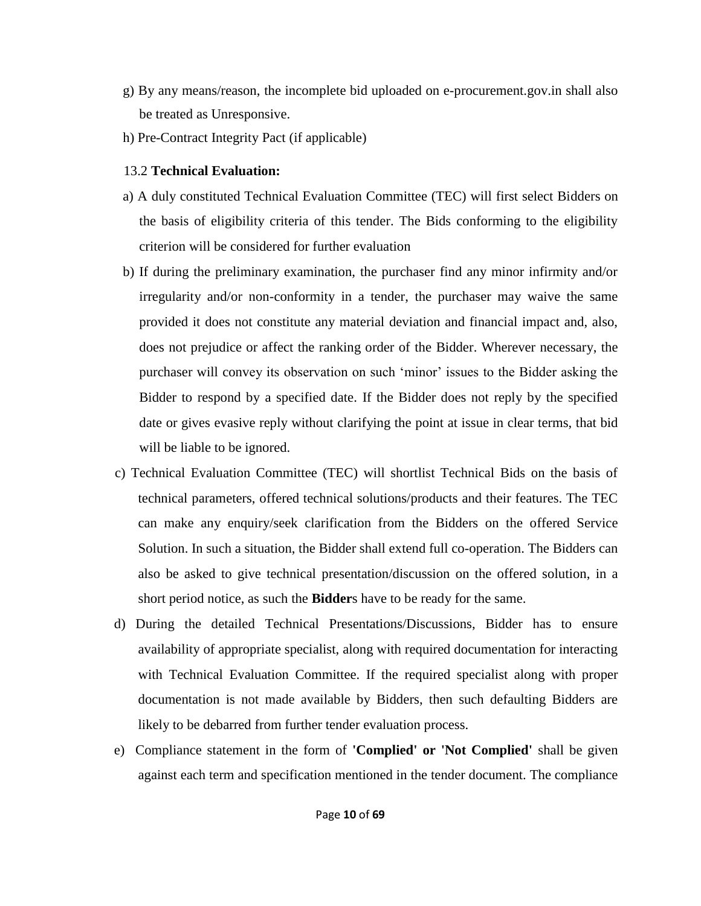g) By any means/reason, the incomplete bid uploaded on e-procurement.gov.in shall also be treated as Unresponsive.

h) Pre-Contract Integrity Pact (if applicable)

13.2 **Technical Evaluation:**

a) A duly constituted Technical Evaluation Committee (TEC) will first select Bidders on the basis of eligibility criteria of this tender. The Bids conforming to the eligibility criterion will be considered for further evaluation

b) If during the preliminary examination, the purchaser find any minor infirmity and/or irregularity and/or non-conformity in a tender, the purchaser may waive the same provided it does not constitute any material deviation and financial impact and, also, does not prejudice or affect the ranking order of the Bidder. Wherever necessary, the purchaser will convey its observation on such 'minor' issues to the Bidder asking the Bidder to respond by a specified date. If the Bidder does not reply by the specified date or gives evasive reply without clarifying the point at issue in clear terms, that bid will be liable to be ignored.

c) Technical Evaluation Committee (TEC) will shortlist Technical Bids on the basis of technical parameters, offered technical solutions/products and their features. The TEC can make any enquiry/seek clarification from the Bidders on the offered Service Solution. In such a situation, the Bidder shall extend full co-operation. The Bidders can also be asked to give technical presentation/discussion on the offered solution, in a short period notice, as such the **Bidder**s have to be ready for the same.

d) During the detailed Technical Presentations/Discussions, Bidder has to ensure availability of appropriate specialist, along with required documentation for interacting with Technical Evaluation Committee. If the required specialist along with proper documentation is not made available by Bidders, then such defaulting Bidders are likely to be debarred from further tender evaluation process.

e) Compliance statement in the form of **'Complied' or 'Not Complied'** shall be given against each term and specification mentioned in the tender document. The compliance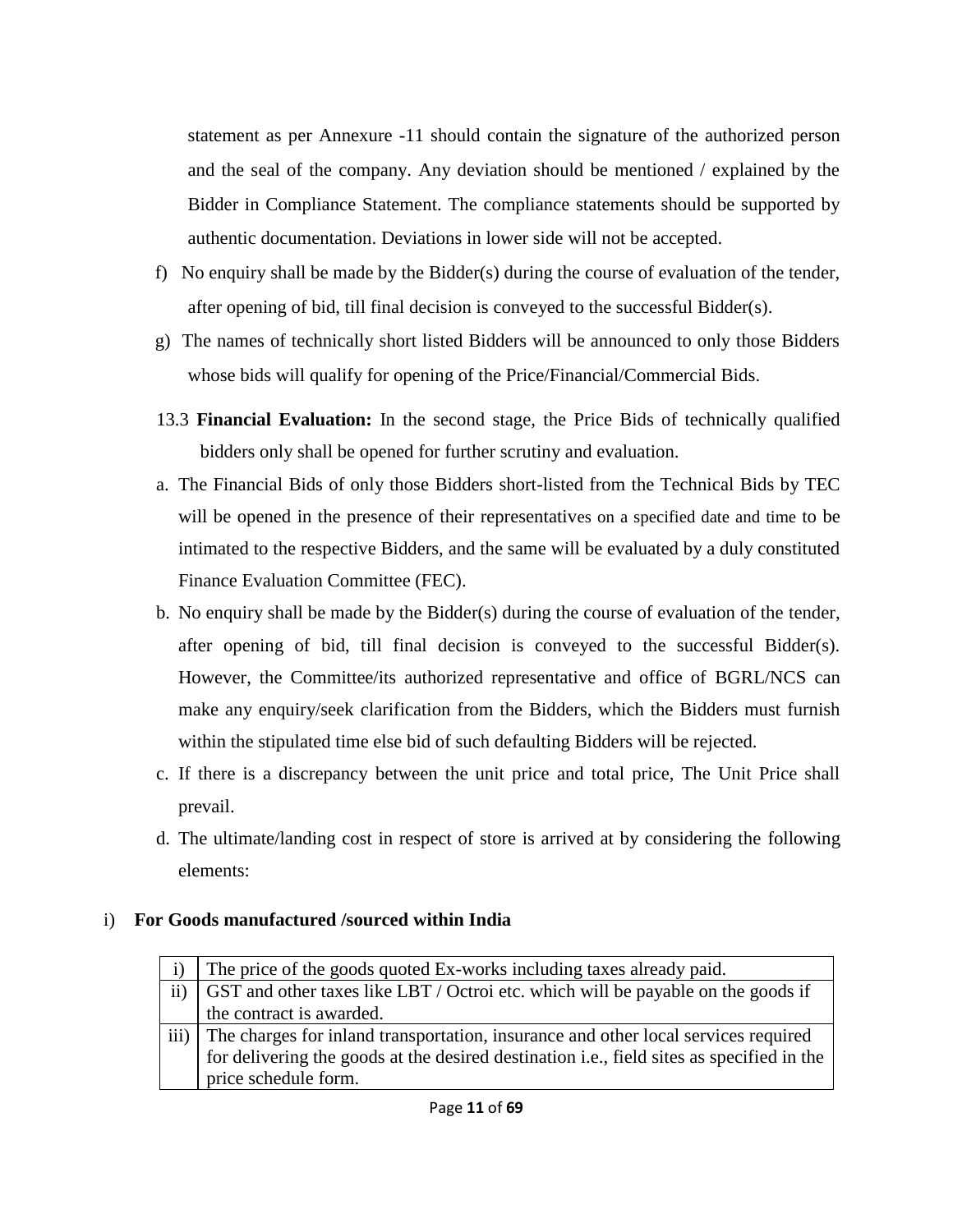statement as per Annexure -11 should contain the signature of the authorized person and the seal of the company. Any deviation should be mentioned / explained by the Bidder in Compliance Statement. The compliance statements should be supported by authentic documentation. Deviations in lower side will not be accepted.

f) No enquiry shall be made by the Bidder(s) during the course of evaluation of the tender, after opening of bid, till final decision is conveyed to the successful Bidder(s).

g) The names of technically short listed Bidders will be announced to only those Bidders whose bids will qualify for opening of the Price/Financial/Commercial Bids.

13.3 **Financial Evaluation:** In the second stage, the Price Bids of technically qualified bidders only shall be opened for further scrutiny and evaluation.

a. The Financial Bids of only those Bidders short-listed from the Technical Bids by TEC will be opened in the presence of their representatives on a specified date and time to be intimated to the respective Bidders, and the same will be evaluated by a duly constituted Finance Evaluation Committee (FEC).

b. No enquiry shall be made by the Bidder(s) during the course of evaluation of the tender, after opening of bid, till final decision is conveyed to the successful Bidder(s). However, the Committee/its authorized representative and office of BGRL/NCS can make any enquiry/seek clarification from the Bidders, which the Bidders must furnish within the stipulated time else bid of such defaulting Bidders will be rejected.

c. If there is a discrepancy between the unit price and total price, The Unit Price shall prevail.

d. The ultimate/landing cost in respect of store is arrived at by considering the following elements:

i) **For Goods manufactured /sourced within India**

| | |
|---|---|
| i) | The price of the goods quoted Ex-works including taxes already paid. |
| ii) | GST and other taxes like LBT / Octroi etc. which will be payable on the goods if the contract is awarded. |
| iii) | The charges for inland transportation, insurance and other local services required for delivering the goods at the desired destination i.e., field sites as specified in the price schedule form. |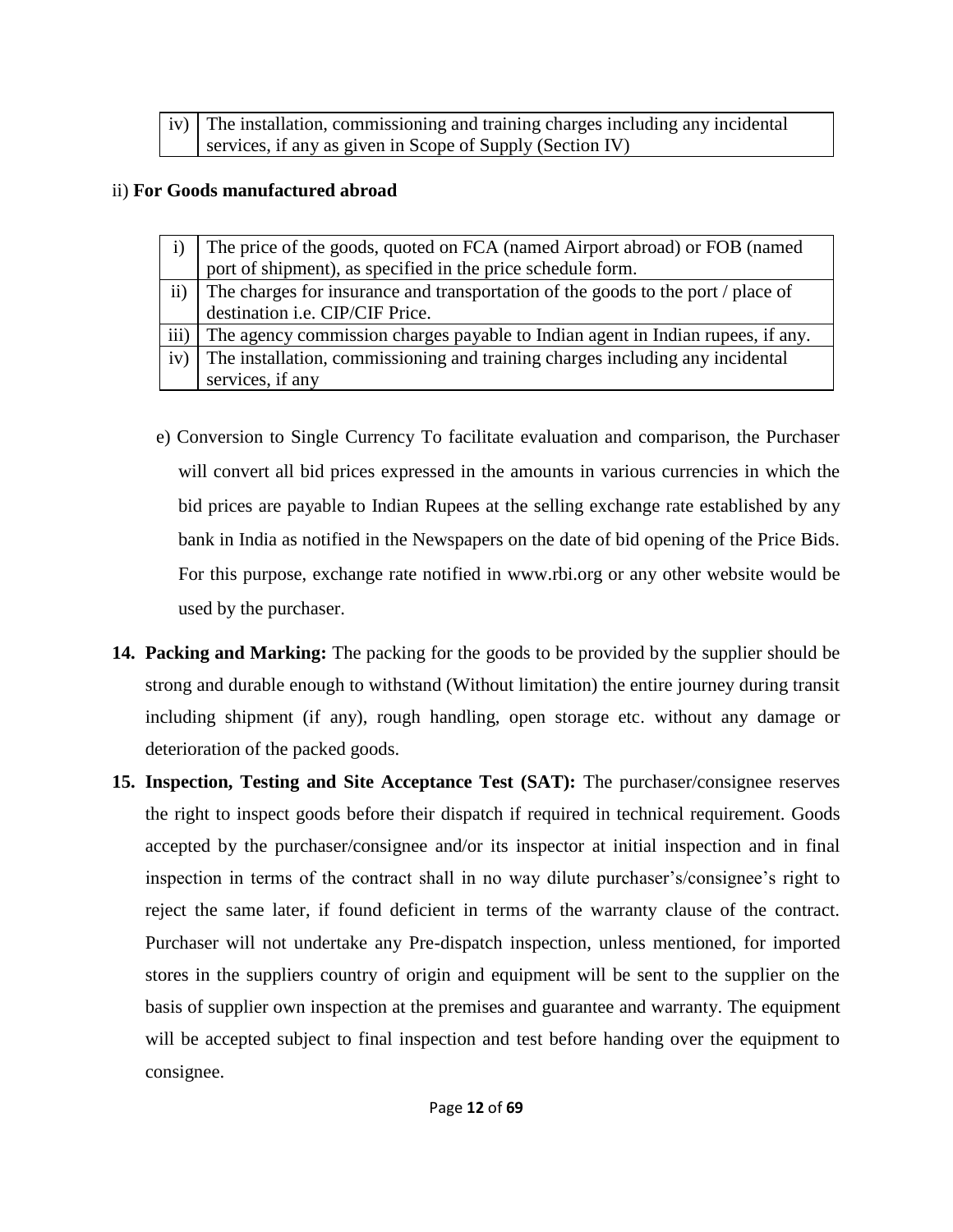| iv) | The installation, commissioning and training charges including any incidental services, if any as given in Scope of Supply (Section IV) |
|---|---|

ii) **For Goods manufactured abroad**

| i) | The price of the goods, quoted on FCA (named Airport abroad) or FOB (named port of shipment), as specified in the price schedule form. |
|---|---|
| ii) | The charges for insurance and transportation of the goods to the port / place of destination i.e. CIP/CIF Price. |
| iii) | The agency commission charges payable to Indian agent in Indian rupees, if any. |
| iv) | The installation, commissioning and training charges including any incidental services, if any |

e) Conversion to Single Currency To facilitate evaluation and comparison, the Purchaser will convert all bid prices expressed in the amounts in various currencies in which the bid prices are payable to Indian Rupees at the selling exchange rate established by any bank in India as notified in the Newspapers on the date of bid opening of the Price Bids. For this purpose, exchange rate notified in www.rbi.org or any other website would be used by the purchaser.

14. **Packing and Marking:** The packing for the goods to be provided by the supplier should be strong and durable enough to withstand (Without limitation) the entire journey during transit including shipment (if any), rough handling, open storage etc. without any damage or deterioration of the packed goods.

15. **Inspection, Testing and Site Acceptance Test (SAT):** The purchaser/consignee reserves the right to inspect goods before their dispatch if required in technical requirement. Goods accepted by the purchaser/consignee and/or its inspector at initial inspection and in final inspection in terms of the contract shall in no way dilute purchaser's/consignee's right to reject the same later, if found deficient in terms of the warranty clause of the contract. Purchaser will not undertake any Pre-dispatch inspection, unless mentioned, for imported stores in the suppliers country of origin and equipment will be sent to the supplier on the basis of supplier own inspection at the premises and guarantee and warranty. The equipment will be accepted subject to final inspection and test before handing over the equipment to consignee.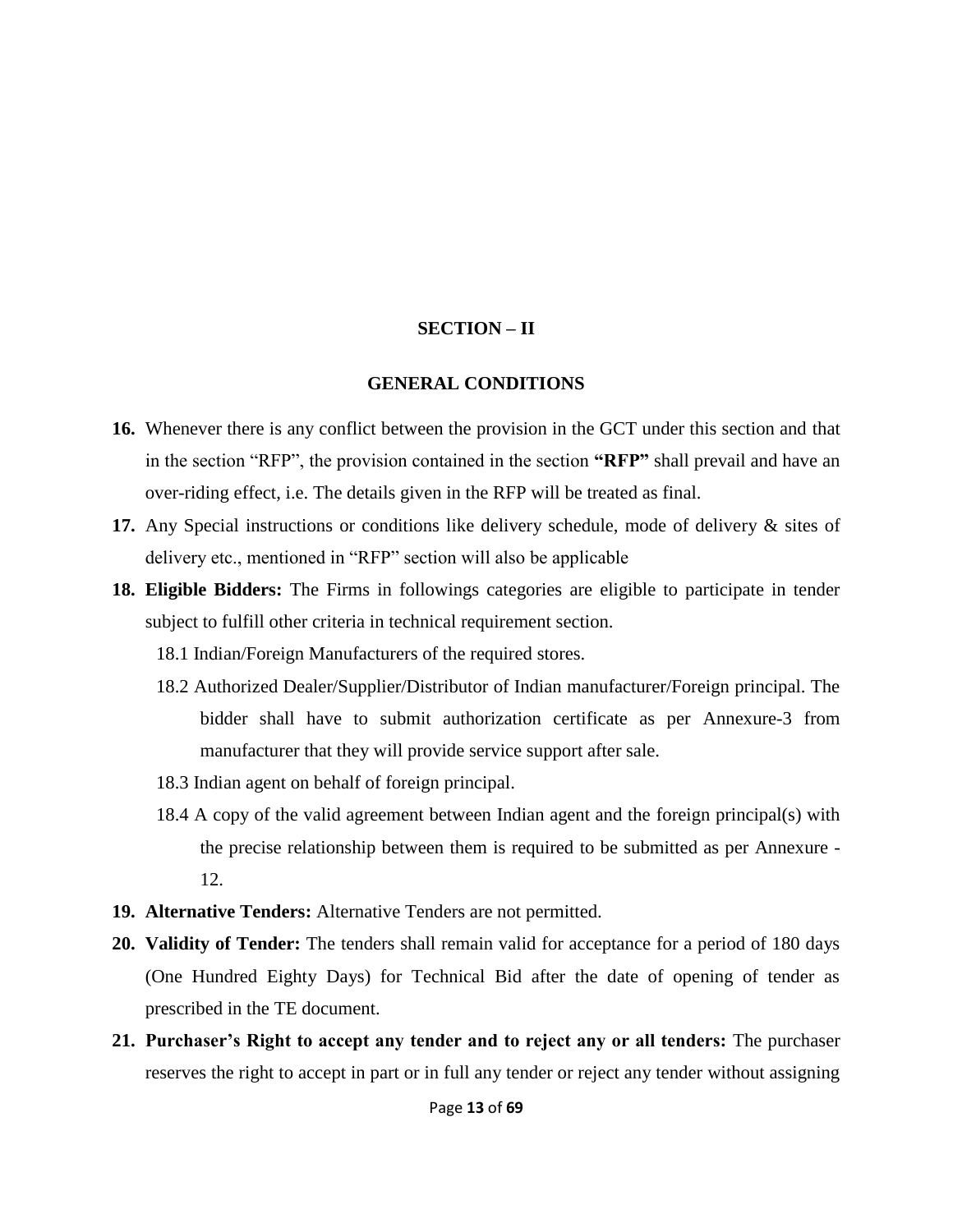## SECTION – II

## GENERAL CONDITIONS

**16.** Whenever there is any conflict between the provision in the GCT under this section and that in the section "RFP", the provision contained in the section **"RFP"** shall prevail and have an over-riding effect, i.e. The details given in the RFP will be treated as final.

**17.** Any Special instructions or conditions like delivery schedule, mode of delivery & sites of delivery etc., mentioned in "RFP" section will also be applicable

**18. Eligible Bidders:** The Firms in followings categories are eligible to participate in tender subject to fulfill other criteria in technical requirement section.

18.1 Indian/Foreign Manufacturers of the required stores.

18.2 Authorized Dealer/Supplier/Distributor of Indian manufacturer/Foreign principal. The bidder shall have to submit authorization certificate as per Annexure-3 from manufacturer that they will provide service support after sale.

18.3 Indian agent on behalf of foreign principal.

18.4 A copy of the valid agreement between Indian agent and the foreign principal(s) with the precise relationship between them is required to be submitted as per Annexure -12.

**19. Alternative Tenders:** Alternative Tenders are not permitted.

**20. Validity of Tender:** The tenders shall remain valid for acceptance for a period of 180 days (One Hundred Eighty Days) for Technical Bid after the date of opening of tender as prescribed in the TE document.

**21. Purchaser's Right to accept any tender and to reject any or all tenders:** The purchaser reserves the right to accept in part or in full any tender or reject any tender without assigning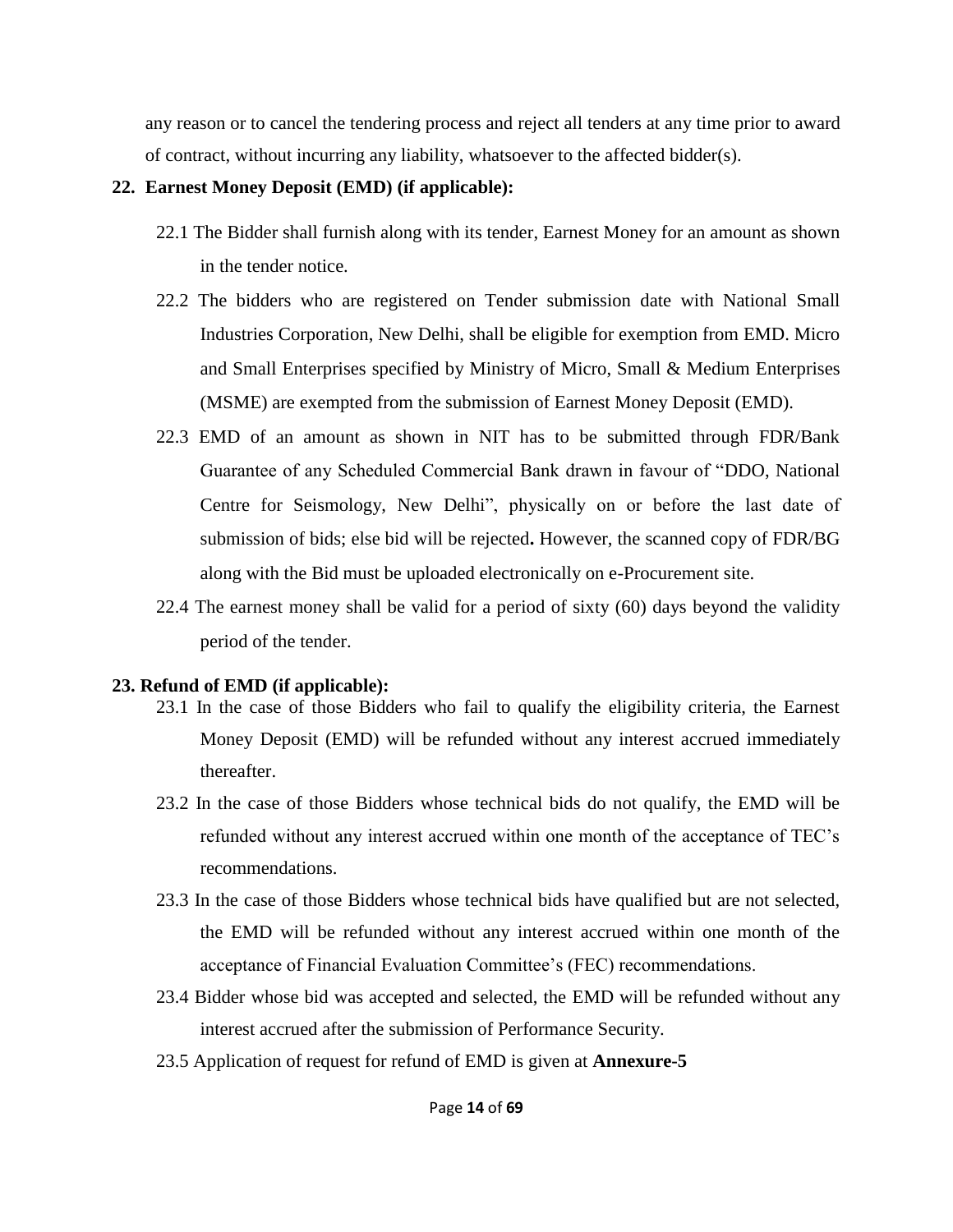any reason or to cancel the tendering process and reject all tenders at any time prior to award of contract, without incurring any liability, whatsoever to the affected bidder(s).

**22. Earnest Money Deposit (EMD) (if applicable):**

22.1 The Bidder shall furnish along with its tender, Earnest Money for an amount as shown in the tender notice.

22.2 The bidders who are registered on Tender submission date with National Small Industries Corporation, New Delhi, shall be eligible for exemption from EMD. Micro and Small Enterprises specified by Ministry of Micro, Small & Medium Enterprises (MSME) are exempted from the submission of Earnest Money Deposit (EMD).

22.3 EMD of an amount as shown in NIT has to be submitted through FDR/Bank Guarantee of any Scheduled Commercial Bank drawn in favour of "DDO, National Centre for Seismology, New Delhi", physically on or before the last date of submission of bids; else bid will be rejected**.** However, the scanned copy of FDR/BG along with the Bid must be uploaded electronically on e-Procurement site.

22.4 The earnest money shall be valid for a period of sixty (60) days beyond the validity period of the tender.

**23. Refund of EMD (if applicable):**

23.1 In the case of those Bidders who fail to qualify the eligibility criteria, the Earnest Money Deposit (EMD) will be refunded without any interest accrued immediately thereafter.

23.2 In the case of those Bidders whose technical bids do not qualify, the EMD will be refunded without any interest accrued within one month of the acceptance of TEC's recommendations.

23.3 In the case of those Bidders whose technical bids have qualified but are not selected, the EMD will be refunded without any interest accrued within one month of the acceptance of Financial Evaluation Committee's (FEC) recommendations.

23.4 Bidder whose bid was accepted and selected, the EMD will be refunded without any interest accrued after the submission of Performance Security.

23.5 Application of request for refund of EMD is given at **Annexure-5**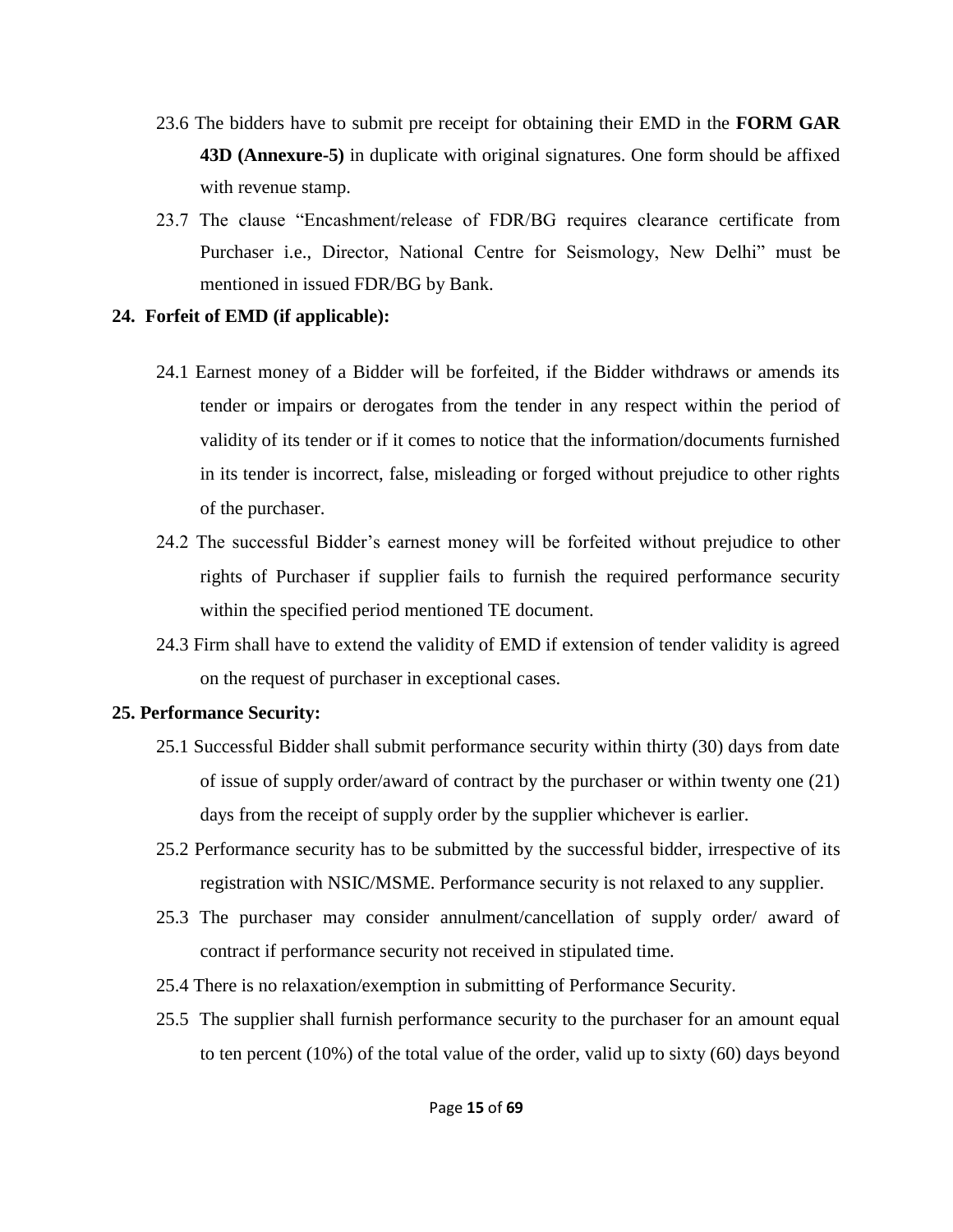23.6 The bidders have to submit pre receipt for obtaining their EMD in the **FORM GAR 43D (Annexure-5)** in duplicate with original signatures. One form should be affixed with revenue stamp.

23.7 The clause “Encashment/release of FDR/BG requires clearance certificate from Purchaser i.e., Director, National Centre for Seismology, New Delhi” must be mentioned in issued FDR/BG by Bank.

**24. Forfeit of EMD (if applicable):**

24.1 Earnest money of a Bidder will be forfeited, if the Bidder withdraws or amends its tender or impairs or derogates from the tender in any respect within the period of validity of its tender or if it comes to notice that the information/documents furnished in its tender is incorrect, false, misleading or forged without prejudice to other rights of the purchaser.

24.2 The successful Bidder’s earnest money will be forfeited without prejudice to other rights of Purchaser if supplier fails to furnish the required performance security within the specified period mentioned TE document.

24.3 Firm shall have to extend the validity of EMD if extension of tender validity is agreed on the request of purchaser in exceptional cases.

**25. Performance Security:**

25.1 Successful Bidder shall submit performance security within thirty (30) days from date of issue of supply order/award of contract by the purchaser or within twenty one (21) days from the receipt of supply order by the supplier whichever is earlier.

25.2 Performance security has to be submitted by the successful bidder, irrespective of its registration with NSIC/MSME. Performance security is not relaxed to any supplier.

25.3 The purchaser may consider annulment/cancellation of supply order/ award of contract if performance security not received in stipulated time.

25.4 There is no relaxation/exemption in submitting of Performance Security.

25.5 The supplier shall furnish performance security to the purchaser for an amount equal to ten percent (10%) of the total value of the order, valid up to sixty (60) days beyond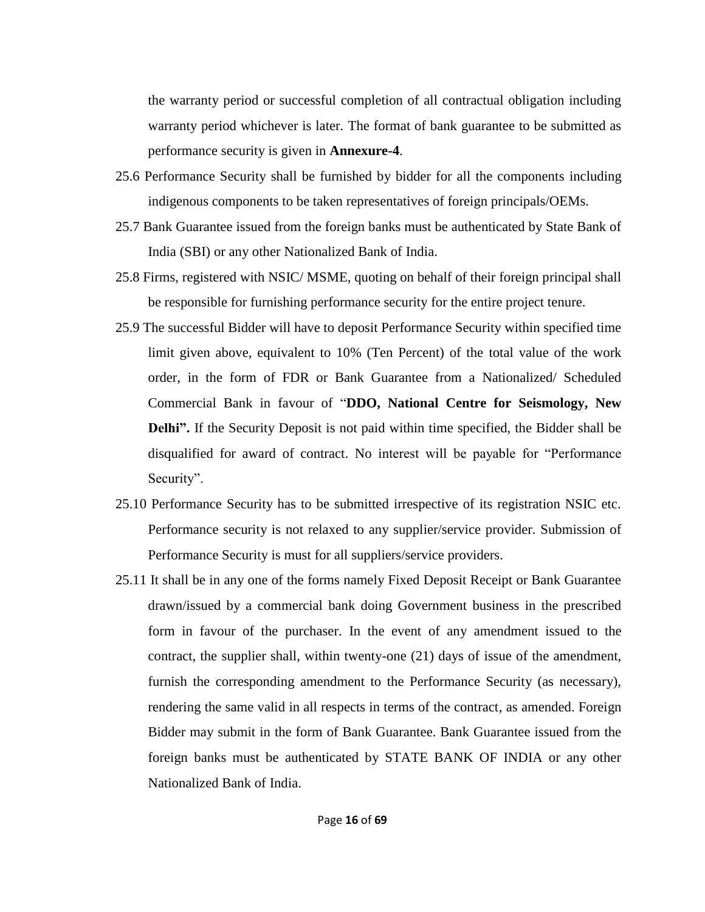the warranty period or successful completion of all contractual obligation including warranty period whichever is later. The format of bank guarantee to be submitted as performance security is given in **Annexure-4**.

25.6 Performance Security shall be furnished by bidder for all the components including indigenous components to be taken representatives of foreign principals/OEMs.

25.7 Bank Guarantee issued from the foreign banks must be authenticated by State Bank of India (SBI) or any other Nationalized Bank of India.

25.8 Firms, registered with NSIC/ MSME, quoting on behalf of their foreign principal shall be responsible for furnishing performance security for the entire project tenure.

25.9 The successful Bidder will have to deposit Performance Security within specified time limit given above, equivalent to 10% (Ten Percent) of the total value of the work order, in the form of FDR or Bank Guarantee from a Nationalized/ Scheduled Commercial Bank in favour of "**DDO, National Centre for Seismology, New Delhi".** If the Security Deposit is not paid within time specified, the Bidder shall be disqualified for award of contract. No interest will be payable for "Performance Security".

25.10 Performance Security has to be submitted irrespective of its registration NSIC etc. Performance security is not relaxed to any supplier/service provider. Submission of Performance Security is must for all suppliers/service providers.

25.11 It shall be in any one of the forms namely Fixed Deposit Receipt or Bank Guarantee drawn/issued by a commercial bank doing Government business in the prescribed form in favour of the purchaser. In the event of any amendment issued to the contract, the supplier shall, within twenty-one (21) days of issue of the amendment, furnish the corresponding amendment to the Performance Security (as necessary), rendering the same valid in all respects in terms of the contract, as amended. Foreign Bidder may submit in the form of Bank Guarantee. Bank Guarantee issued from the foreign banks must be authenticated by STATE BANK OF INDIA or any other Nationalized Bank of India.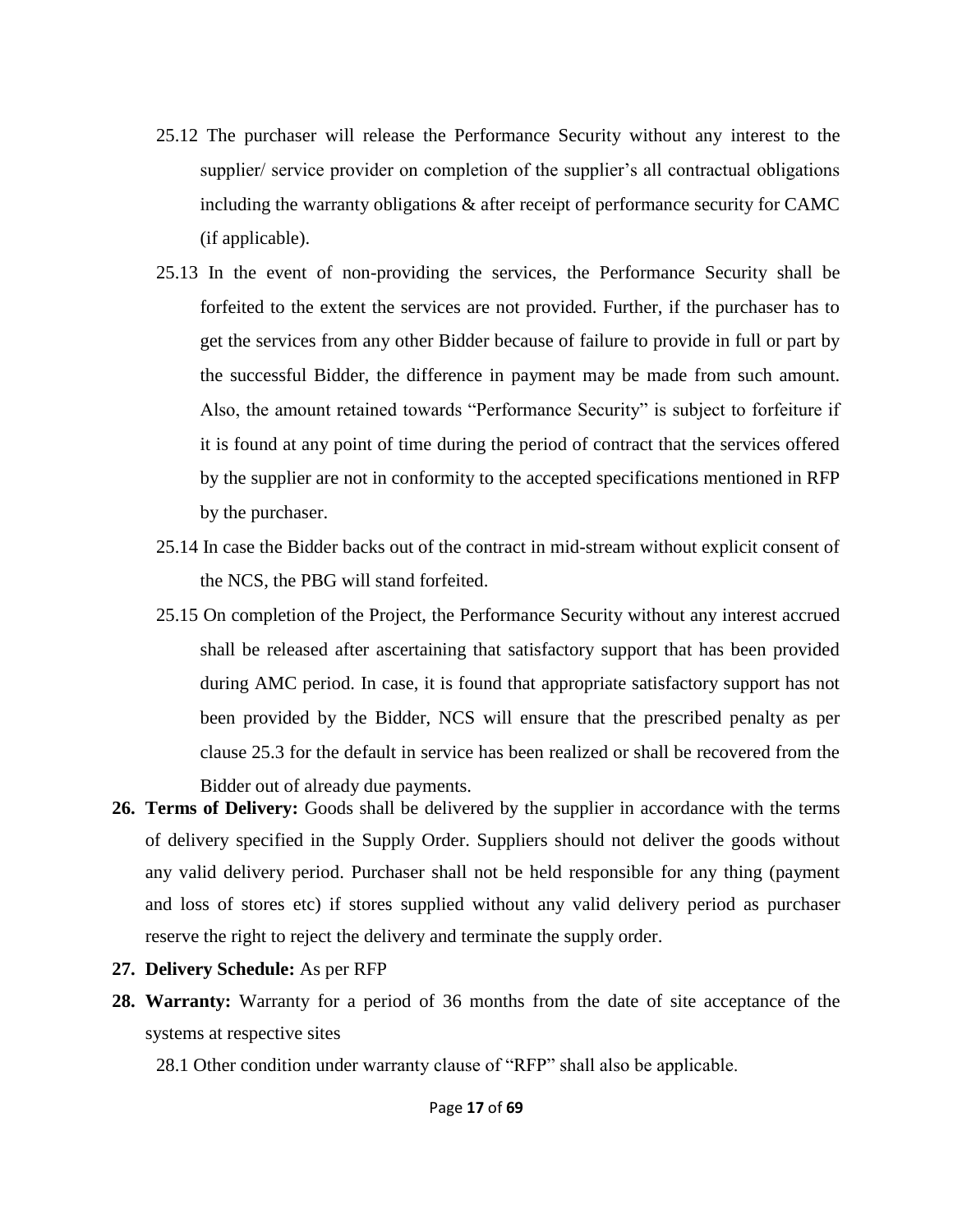25.12 The purchaser will release the Performance Security without any interest to the supplier/ service provider on completion of the supplier's all contractual obligations including the warranty obligations & after receipt of performance security for CAMC (if applicable).

25.13 In the event of non-providing the services, the Performance Security shall be forfeited to the extent the services are not provided. Further, if the purchaser has to get the services from any other Bidder because of failure to provide in full or part by the successful Bidder, the difference in payment may be made from such amount. Also, the amount retained towards "Performance Security" is subject to forfeiture if it is found at any point of time during the period of contract that the services offered by the supplier are not in conformity to the accepted specifications mentioned in RFP by the purchaser.

25.14 In case the Bidder backs out of the contract in mid-stream without explicit consent of the NCS, the PBG will stand forfeited.

25.15 On completion of the Project, the Performance Security without any interest accrued shall be released after ascertaining that satisfactory support that has been provided during AMC period. In case, it is found that appropriate satisfactory support has not been provided by the Bidder, NCS will ensure that the prescribed penalty as per clause 25.3 for the default in service has been realized or shall be recovered from the Bidder out of already due payments.

26. **Terms of Delivery:** Goods shall be delivered by the supplier in accordance with the terms of delivery specified in the Supply Order. Suppliers should not deliver the goods without any valid delivery period. Purchaser shall not be held responsible for any thing (payment and loss of stores etc) if stores supplied without any valid delivery period as purchaser reserve the right to reject the delivery and terminate the supply order.

27. **Delivery Schedule:** As per RFP

28. **Warranty:** Warranty for a period of 36 months from the date of site acceptance of the systems at respective sites

    28.1 Other condition under warranty clause of "RFP" shall also be applicable.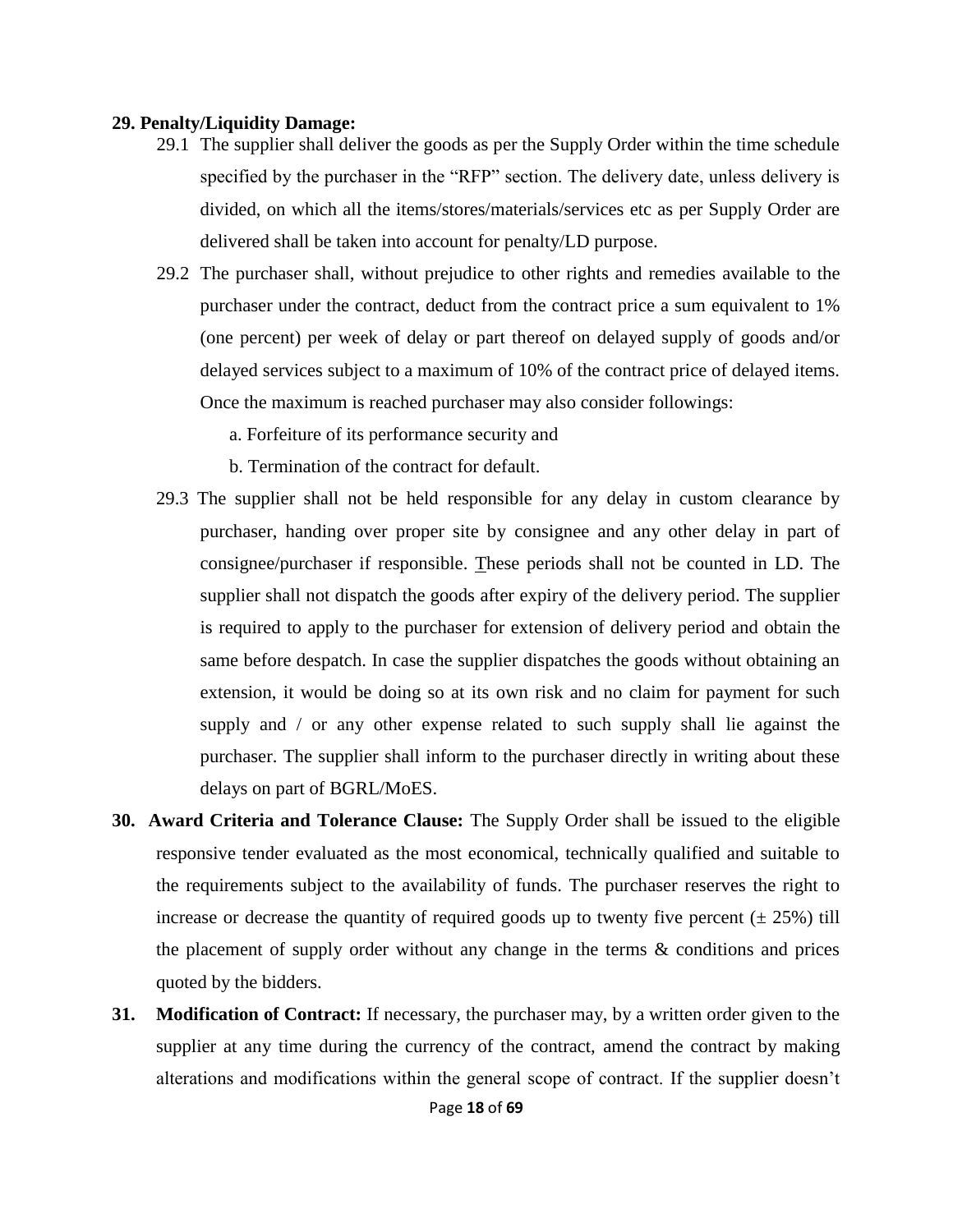**29. Penalty/Liquidity Damage:**

29.1 The supplier shall deliver the goods as per the Supply Order within the time schedule specified by the purchaser in the "RFP" section. The delivery date, unless delivery is divided, on which all the items/stores/materials/services etc as per Supply Order are delivered shall be taken into account for penalty/LD purpose.

29.2 The purchaser shall, without prejudice to other rights and remedies available to the purchaser under the contract, deduct from the contract price a sum equivalent to 1% (one percent) per week of delay or part thereof on delayed supply of goods and/or delayed services subject to a maximum of 10% of the contract price of delayed items. Once the maximum is reached purchaser may also consider followings:

a. Forfeiture of its performance security and

b. Termination of the contract for default.

29.3 The supplier shall not be held responsible for any delay in custom clearance by purchaser, handing over proper site by consignee and any other delay in part of consignee/purchaser if responsible. These periods shall not be counted in LD. The supplier shall not dispatch the goods after expiry of the delivery period. The supplier is required to apply to the purchaser for extension of delivery period and obtain the same before despatch. In case the supplier dispatches the goods without obtaining an extension, it would be doing so at its own risk and no claim for payment for such supply and / or any other expense related to such supply shall lie against the purchaser. The supplier shall inform to the purchaser directly in writing about these delays on part of BGRL/MoES.

**30. Award Criteria and Tolerance Clause:** The Supply Order shall be issued to the eligible responsive tender evaluated as the most economical, technically qualified and suitable to the requirements subject to the availability of funds. The purchaser reserves the right to increase or decrease the quantity of required goods up to twenty five percent (± 25%) till the placement of supply order without any change in the terms & conditions and prices quoted by the bidders.

**31. Modification of Contract:** If necessary, the purchaser may, by a written order given to the supplier at any time during the currency of the contract, amend the contract by making alterations and modifications within the general scope of contract. If the supplier doesn't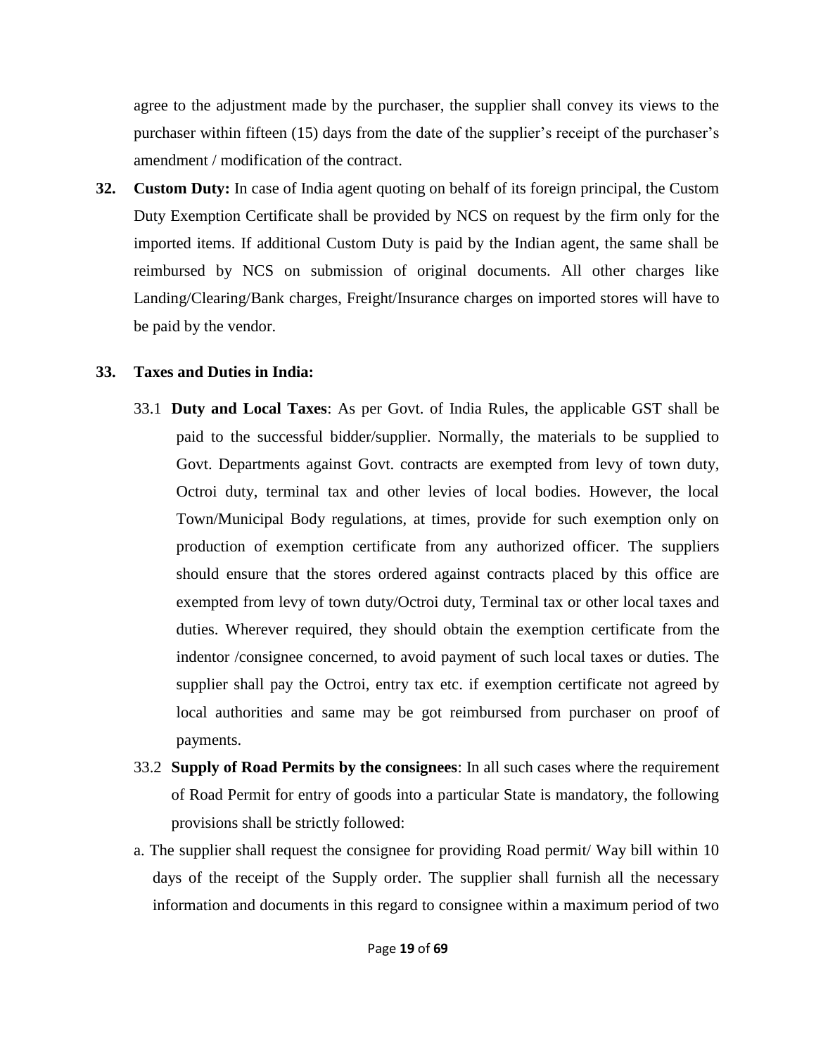agree to the adjustment made by the purchaser, the supplier shall convey its views to the purchaser within fifteen (15) days from the date of the supplier's receipt of the purchaser's amendment / modification of the contract.

**32. Custom Duty:** In case of India agent quoting on behalf of its foreign principal, the Custom Duty Exemption Certificate shall be provided by NCS on request by the firm only for the imported items. If additional Custom Duty is paid by the Indian agent, the same shall be reimbursed by NCS on submission of original documents. All other charges like Landing/Clearing/Bank charges, Freight/Insurance charges on imported stores will have to be paid by the vendor.

**33. Taxes and Duties in India:**

33.1 **Duty and Local Taxes**: As per Govt. of India Rules, the applicable GST shall be paid to the successful bidder/supplier. Normally, the materials to be supplied to Govt. Departments against Govt. contracts are exempted from levy of town duty, Octroi duty, terminal tax and other levies of local bodies. However, the local Town/Municipal Body regulations, at times, provide for such exemption only on production of exemption certificate from any authorized officer. The suppliers should ensure that the stores ordered against contracts placed by this office are exempted from levy of town duty/Octroi duty, Terminal tax or other local taxes and duties. Wherever required, they should obtain the exemption certificate from the indentor /consignee concerned, to avoid payment of such local taxes or duties. The supplier shall pay the Octroi, entry tax etc. if exemption certificate not agreed by local authorities and same may be got reimbursed from purchaser on proof of payments.

33.2 **Supply of Road Permits by the consignees**: In all such cases where the requirement of Road Permit for entry of goods into a particular State is mandatory, the following provisions shall be strictly followed:

a. The supplier shall request the consignee for providing Road permit/ Way bill within 10 days of the receipt of the Supply order. The supplier shall furnish all the necessary information and documents in this regard to consignee within a maximum period of two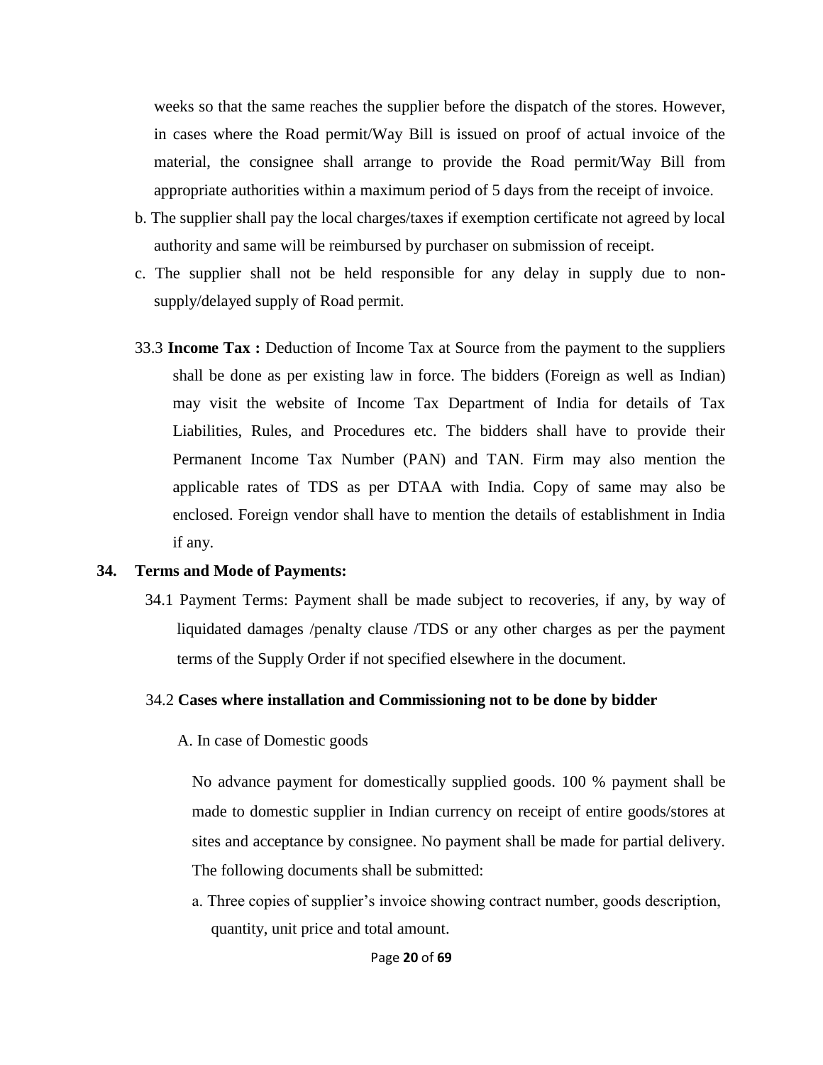weeks so that the same reaches the supplier before the dispatch of the stores. However, in cases where the Road permit/Way Bill is issued on proof of actual invoice of the material, the consignee shall arrange to provide the Road permit/Way Bill from appropriate authorities within a maximum period of 5 days from the receipt of invoice.

b. The supplier shall pay the local charges/taxes if exemption certificate not agreed by local authority and same will be reimbursed by purchaser on submission of receipt.

c. The supplier shall not be held responsible for any delay in supply due to non-supply/delayed supply of Road permit.

33.3 **Income Tax :** Deduction of Income Tax at Source from the payment to the suppliers shall be done as per existing law in force. The bidders (Foreign as well as Indian) may visit the website of Income Tax Department of India for details of Tax Liabilities, Rules, and Procedures etc. The bidders shall have to provide their Permanent Income Tax Number (PAN) and TAN. Firm may also mention the applicable rates of TDS as per DTAA with India. Copy of same may also be enclosed. Foreign vendor shall have to mention the details of establishment in India if any.

## 34. Terms and Mode of Payments:

34.1 Payment Terms: Payment shall be made subject to recoveries, if any, by way of liquidated damages /penalty clause /TDS or any other charges as per the payment terms of the Supply Order if not specified elsewhere in the document.

34.2 **Cases where installation and Commissioning not to be done by bidder**

A. In case of Domestic goods

No advance payment for domestically supplied goods. 100 % payment shall be made to domestic supplier in Indian currency on receipt of entire goods/stores at sites and acceptance by consignee. No payment shall be made for partial delivery. The following documents shall be submitted:

a. Three copies of supplier's invoice showing contract number, goods description, quantity, unit price and total amount.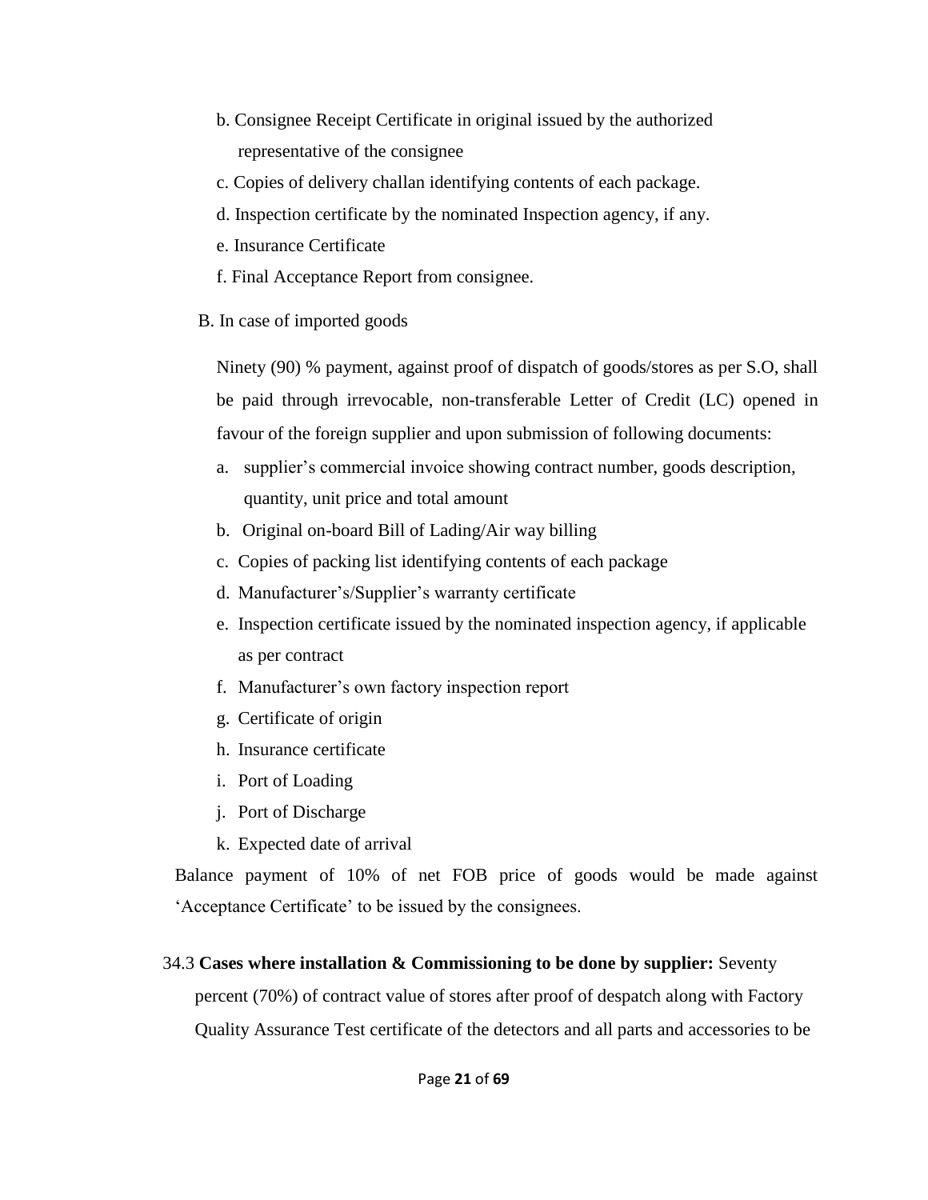b. Consignee Receipt Certificate in original issued by the authorized representative of the consignee

c. Copies of delivery challan identifying contents of each package.

d. Inspection certificate by the nominated Inspection agency, if any.

e. Insurance Certificate

f. Final Acceptance Report from consignee.

B. In case of imported goods

Ninety (90) % payment, against proof of dispatch of goods/stores as per S.O, shall be paid through irrevocable, non-transferable Letter of Credit (LC) opened in favour of the foreign supplier and upon submission of following documents:

a. supplier's commercial invoice showing contract number, goods description, quantity, unit price and total amount
b. Original on-board Bill of Lading/Air way billing
c. Copies of packing list identifying contents of each package
d. Manufacturer's/Supplier's warranty certificate
e. Inspection certificate issued by the nominated inspection agency, if applicable as per contract
f. Manufacturer's own factory inspection report
g. Certificate of origin
h. Insurance certificate
i. Port of Loading
j. Port of Discharge
k. Expected date of arrival

Balance payment of 10% of net FOB price of goods would be made against 'Acceptance Certificate' to be issued by the consignees.

34.3 **Cases where installation & Commissioning to be done by supplier:** Seventy percent (70%) of contract value of stores after proof of despatch along with Factory Quality Assurance Test certificate of the detectors and all parts and accessories to be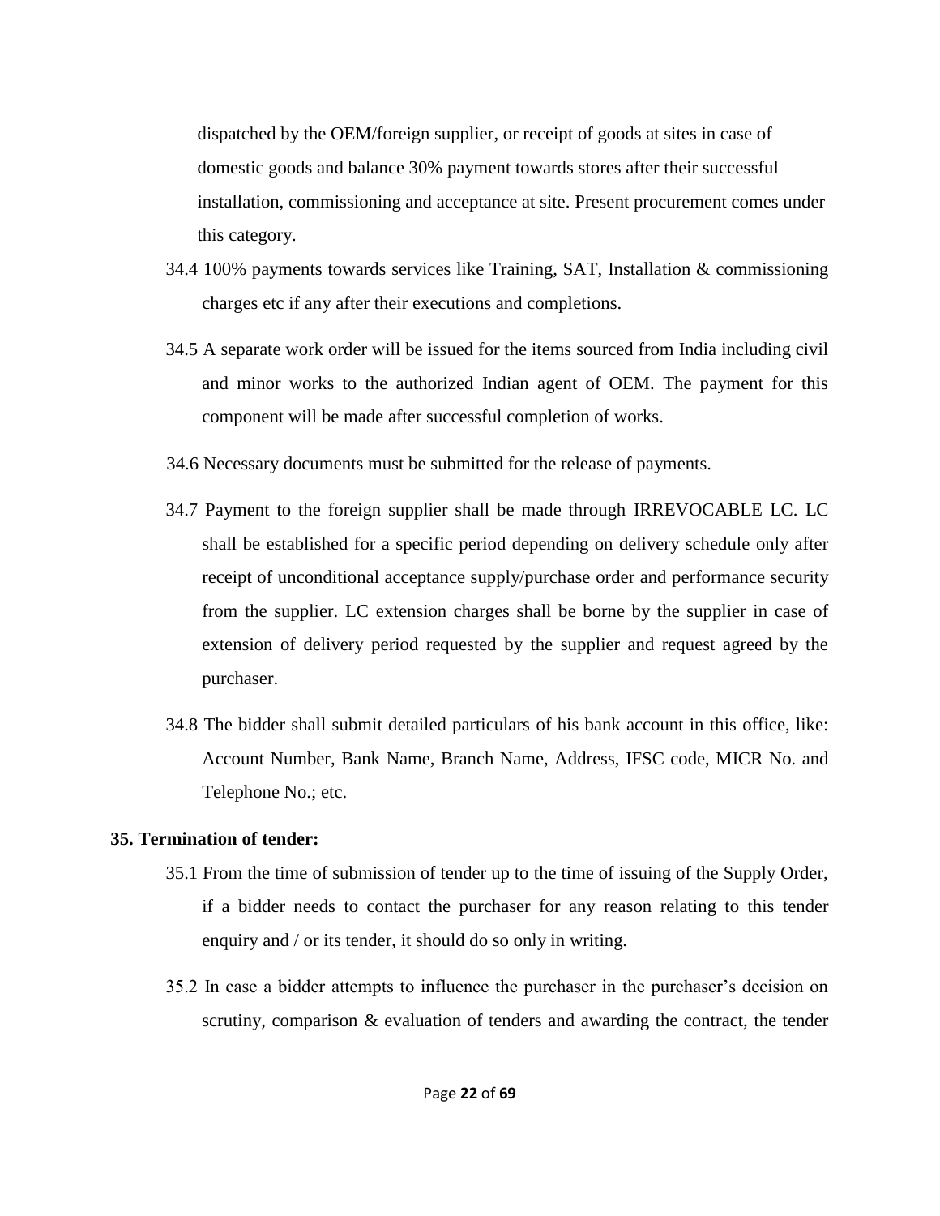dispatched by the OEM/foreign supplier, or receipt of goods at sites in case of domestic goods and balance 30% payment towards stores after their successful installation, commissioning and acceptance at site. Present procurement comes under this category.

34.4 100% payments towards services like Training, SAT, Installation & commissioning charges etc if any after their executions and completions.

34.5 A separate work order will be issued for the items sourced from India including civil and minor works to the authorized Indian agent of OEM. The payment for this component will be made after successful completion of works.

34.6 Necessary documents must be submitted for the release of payments.

34.7 Payment to the foreign supplier shall be made through IRREVOCABLE LC. LC shall be established for a specific period depending on delivery schedule only after receipt of unconditional acceptance supply/purchase order and performance security from the supplier. LC extension charges shall be borne by the supplier in case of extension of delivery period requested by the supplier and request agreed by the purchaser.

34.8 The bidder shall submit detailed particulars of his bank account in this office, like: Account Number, Bank Name, Branch Name, Address, IFSC code, MICR No. and Telephone No.; etc.

**35. Termination of tender:**

35.1 From the time of submission of tender up to the time of issuing of the Supply Order, if a bidder needs to contact the purchaser for any reason relating to this tender enquiry and / or its tender, it should do so only in writing.

35.2 In case a bidder attempts to influence the purchaser in the purchaser's decision on scrutiny, comparison & evaluation of tenders and awarding the contract, the tender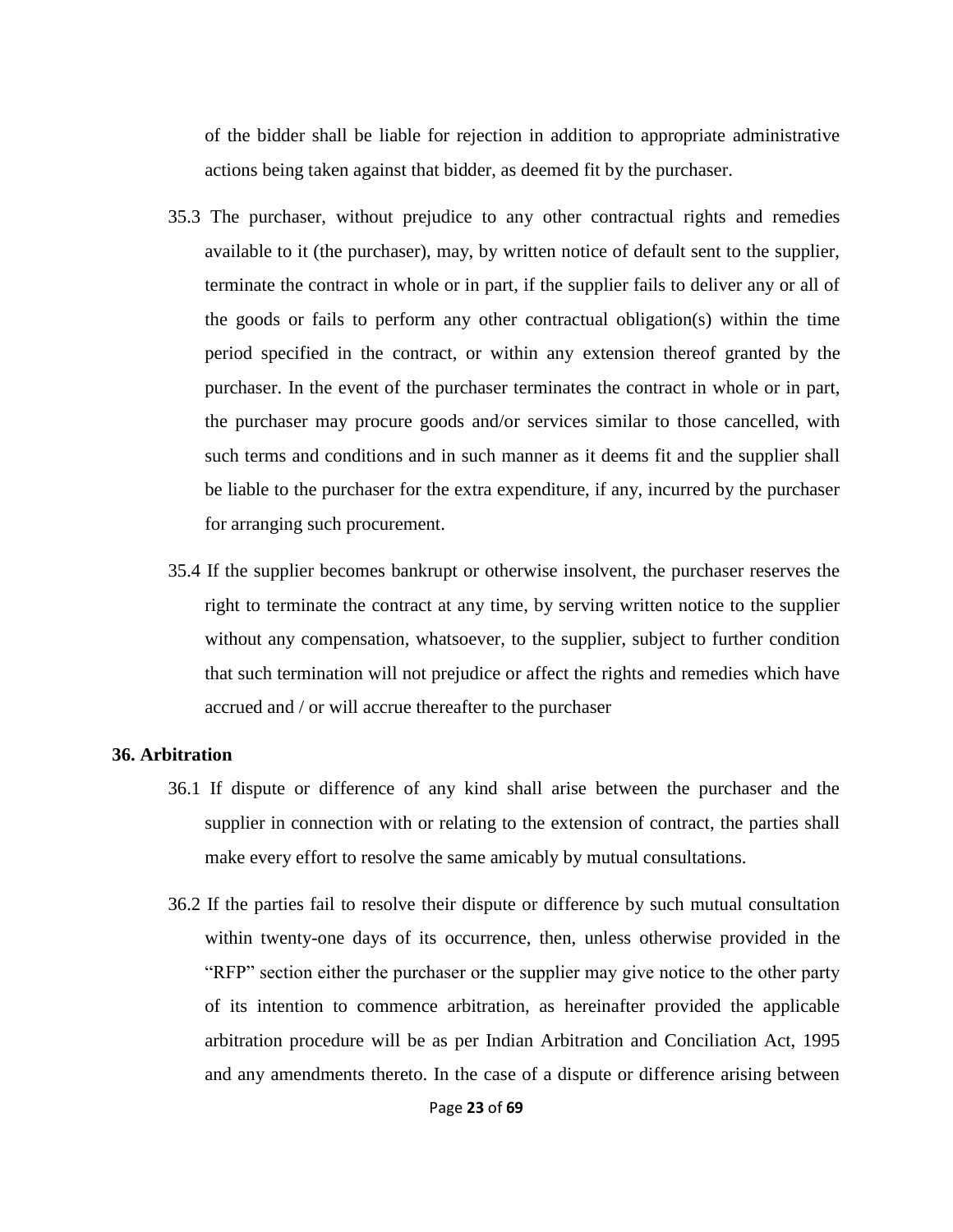of the bidder shall be liable for rejection in addition to appropriate administrative actions being taken against that bidder, as deemed fit by the purchaser.

35.3 The purchaser, without prejudice to any other contractual rights and remedies available to it (the purchaser), may, by written notice of default sent to the supplier, terminate the contract in whole or in part, if the supplier fails to deliver any or all of the goods or fails to perform any other contractual obligation(s) within the time period specified in the contract, or within any extension thereof granted by the purchaser. In the event of the purchaser terminates the contract in whole or in part, the purchaser may procure goods and/or services similar to those cancelled, with such terms and conditions and in such manner as it deems fit and the supplier shall be liable to the purchaser for the extra expenditure, if any, incurred by the purchaser for arranging such procurement.

35.4 If the supplier becomes bankrupt or otherwise insolvent, the purchaser reserves the right to terminate the contract at any time, by serving written notice to the supplier without any compensation, whatsoever, to the supplier, subject to further condition that such termination will not prejudice or affect the rights and remedies which have accrued and / or will accrue thereafter to the purchaser

**36. Arbitration**

36.1 If dispute or difference of any kind shall arise between the purchaser and the supplier in connection with or relating to the extension of contract, the parties shall make every effort to resolve the same amicably by mutual consultations.

36.2 If the parties fail to resolve their dispute or difference by such mutual consultation within twenty-one days of its occurrence, then, unless otherwise provided in the "RFP" section either the purchaser or the supplier may give notice to the other party of its intention to commence arbitration, as hereinafter provided the applicable arbitration procedure will be as per Indian Arbitration and Conciliation Act, 1995 and any amendments thereto. In the case of a dispute or difference arising between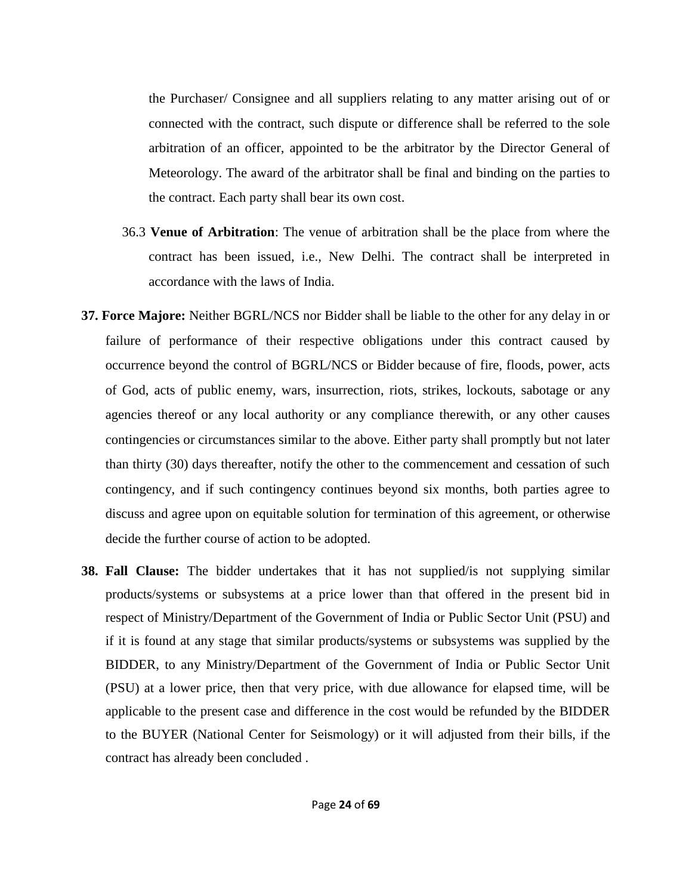the Purchaser/ Consignee and all suppliers relating to any matter arising out of or connected with the contract, such dispute or difference shall be referred to the sole arbitration of an officer, appointed to be the arbitrator by the Director General of Meteorology. The award of the arbitrator shall be final and binding on the parties to the contract. Each party shall bear its own cost.

36.3 **Venue of Arbitration**: The venue of arbitration shall be the place from where the contract has been issued, i.e., New Delhi. The contract shall be interpreted in accordance with the laws of India.

**37. Force Majore:** Neither BGRL/NCS nor Bidder shall be liable to the other for any delay in or failure of performance of their respective obligations under this contract caused by occurrence beyond the control of BGRL/NCS or Bidder because of fire, floods, power, acts of God, acts of public enemy, wars, insurrection, riots, strikes, lockouts, sabotage or any agencies thereof or any local authority or any compliance therewith, or any other causes contingencies or circumstances similar to the above. Either party shall promptly but not later than thirty (30) days thereafter, notify the other to the commencement and cessation of such contingency, and if such contingency continues beyond six months, both parties agree to discuss and agree upon on equitable solution for termination of this agreement, or otherwise decide the further course of action to be adopted.

**38. Fall Clause:** The bidder undertakes that it has not supplied/is not supplying similar products/systems or subsystems at a price lower than that offered in the present bid in respect of Ministry/Department of the Government of India or Public Sector Unit (PSU) and if it is found at any stage that similar products/systems or subsystems was supplied by the BIDDER, to any Ministry/Department of the Government of India or Public Sector Unit (PSU) at a lower price, then that very price, with due allowance for elapsed time, will be applicable to the present case and difference in the cost would be refunded by the BIDDER to the BUYER (National Center for Seismology) or it will adjusted from their bills, if the contract has already been concluded .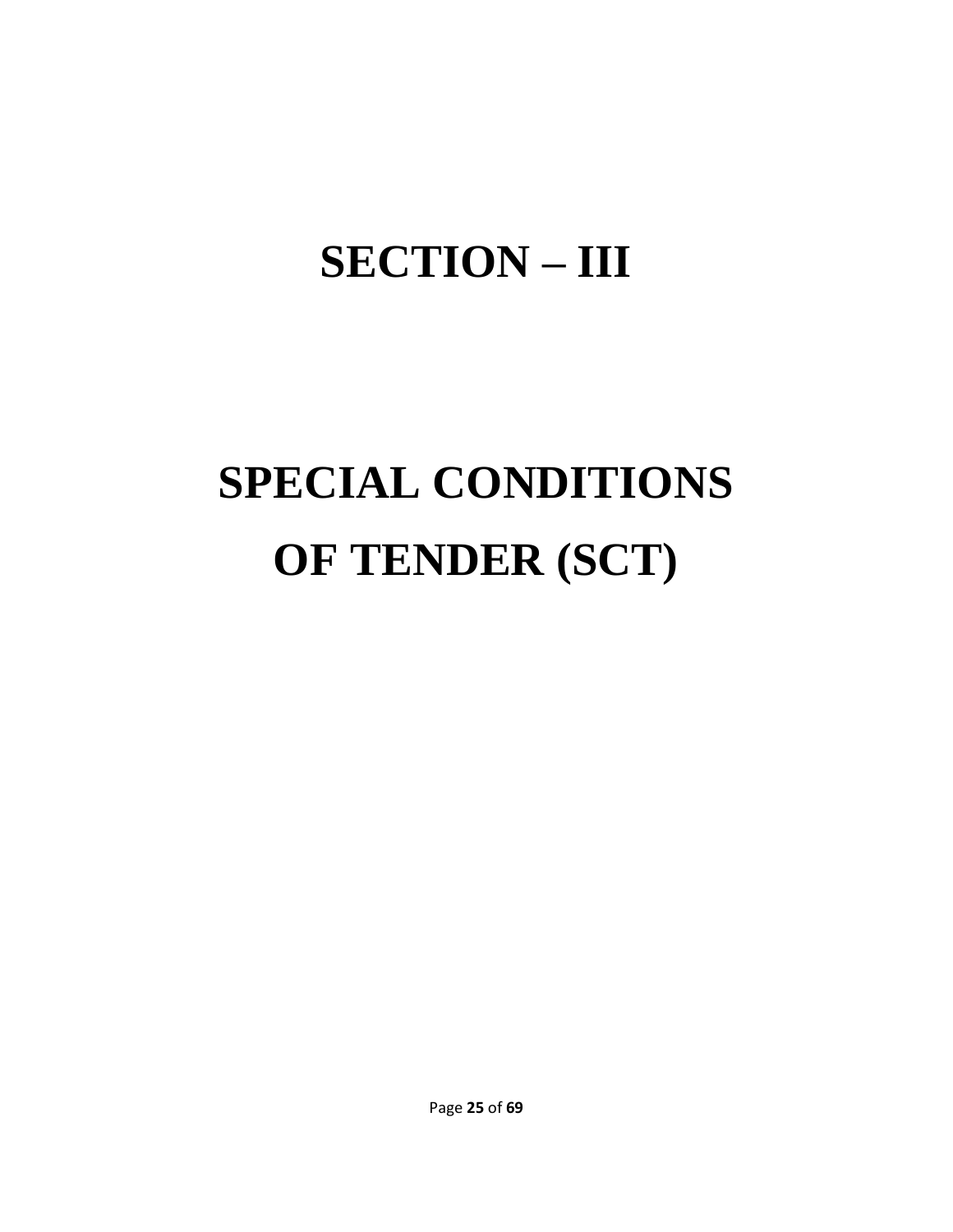# SECTION – III

# SPECIAL CONDITIONS OF TENDER (SCT)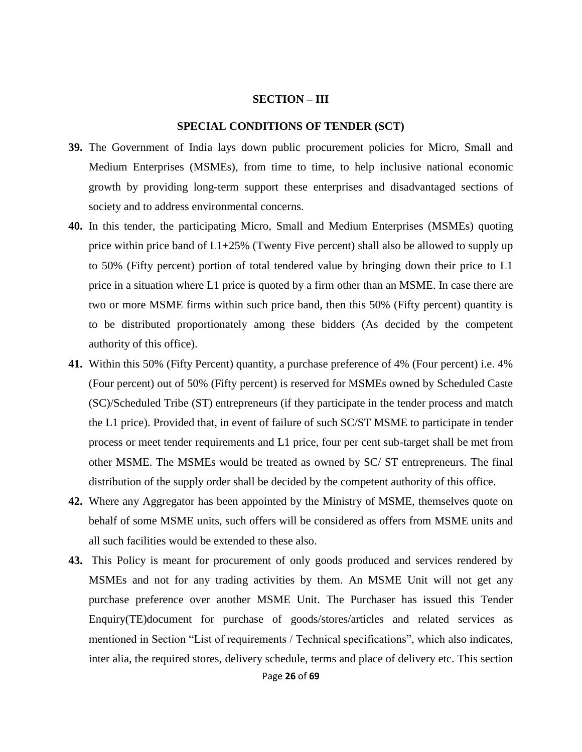## SECTION – III

## SPECIAL CONDITIONS OF TENDER (SCT)

**39.** The Government of India lays down public procurement policies for Micro, Small and Medium Enterprises (MSMEs), from time to time, to help inclusive national economic growth by providing long-term support these enterprises and disadvantaged sections of society and to address environmental concerns.

**40.** In this tender, the participating Micro, Small and Medium Enterprises (MSMEs) quoting price within price band of L1+25% (Twenty Five percent) shall also be allowed to supply up to 50% (Fifty percent) portion of total tendered value by bringing down their price to L1 price in a situation where L1 price is quoted by a firm other than an MSME. In case there are two or more MSME firms within such price band, then this 50% (Fifty percent) quantity is to be distributed proportionately among these bidders (As decided by the competent authority of this office).

**41.** Within this 50% (Fifty Percent) quantity, a purchase preference of 4% (Four percent) i.e. 4% (Four percent) out of 50% (Fifty percent) is reserved for MSMEs owned by Scheduled Caste (SC)/Scheduled Tribe (ST) entrepreneurs (if they participate in the tender process and match the L1 price). Provided that, in event of failure of such SC/ST MSME to participate in tender process or meet tender requirements and L1 price, four per cent sub-target shall be met from other MSME. The MSMEs would be treated as owned by SC/ ST entrepreneurs. The final distribution of the supply order shall be decided by the competent authority of this office.

**42.** Where any Aggregator has been appointed by the Ministry of MSME, themselves quote on behalf of some MSME units, such offers will be considered as offers from MSME units and all such facilities would be extended to these also.

**43.** This Policy is meant for procurement of only goods produced and services rendered by MSMEs and not for any trading activities by them. An MSME Unit will not get any purchase preference over another MSME Unit. The Purchaser has issued this Tender Enquiry(TE)document for purchase of goods/stores/articles and related services as mentioned in Section "List of requirements / Technical specifications", which also indicates, inter alia, the required stores, delivery schedule, terms and place of delivery etc. This section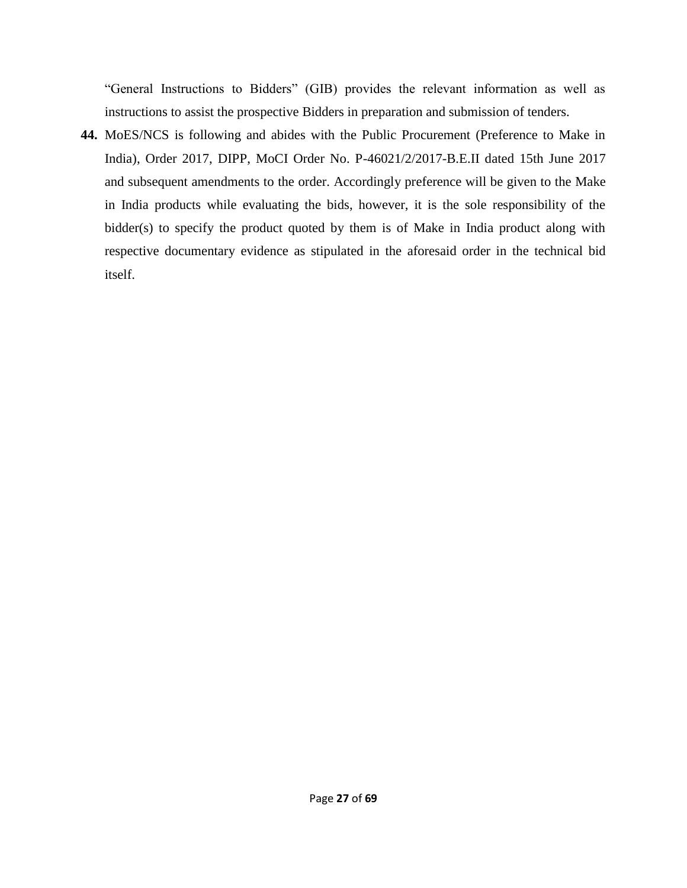"General Instructions to Bidders" (GIB) provides the relevant information as well as instructions to assist the prospective Bidders in preparation and submission of tenders.

**44.** MoES/NCS is following and abides with the Public Procurement (Preference to Make in India), Order 2017, DIPP, MoCI Order No. P-46021/2/2017-B.E.II dated 15th June 2017 and subsequent amendments to the order. Accordingly preference will be given to the Make in India products while evaluating the bids, however, it is the sole responsibility of the bidder(s) to specify the product quoted by them is of Make in India product along with respective documentary evidence as stipulated in the aforesaid order in the technical bid itself.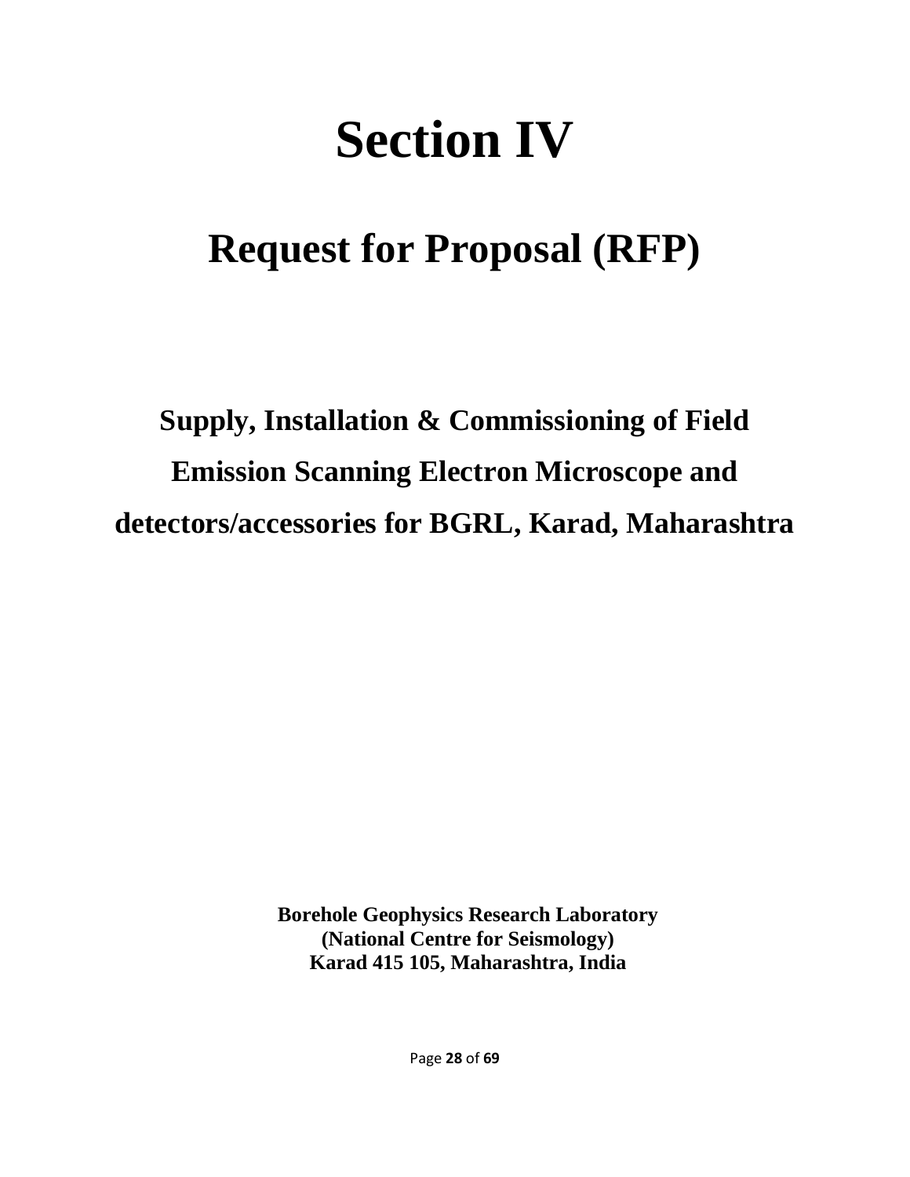# Section IV

## Request for Proposal (RFP)

### Supply, Installation & Commissioning of Field Emission Scanning Electron Microscope and detectors/accessories for BGRL, Karad, Maharashtra

**Borehole Geophysics Research Laboratory**
**(National Centre for Seismology)**
**Karad 415 105, Maharashtra, India**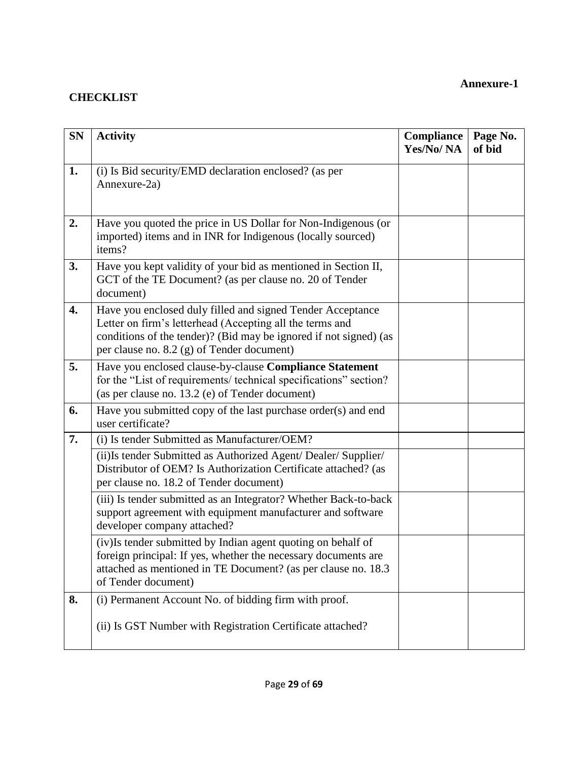**Annexure-1**

**CHECKLIST**

| SN | Activity | Compliance Yes/No/ NA | Page No. of bid |
|---|---|---|---|
| 1. | (i) Is Bid security/EMD declaration enclosed? (as per Annexure-2a) | | |
| 2. | Have you quoted the price in US Dollar for Non-Indigenous (or imported) items and in INR for Indigenous (locally sourced) items? | | |
| 3. | Have you kept validity of your bid as mentioned in Section II, GCT of the TE Document? (as per clause no. 20 of Tender document) | | |
| 4. | Have you enclosed duly filled and signed Tender Acceptance Letter on firm's letterhead (Accepting all the terms and conditions of the tender)? (Bid may be ignored if not signed) (as per clause no. 8.2 (g) of Tender document) | | |
| 5. | Have you enclosed clause-by-clause **Compliance Statement** for the "List of requirements/ technical specifications" section? (as per clause no. 13.2 (e) of Tender document) | | |
| 6. | Have you submitted copy of the last purchase order(s) and end user certificate? | | |
| 7. | (i) Is tender Submitted as Manufacturer/OEM? | | |
| | (ii)Is tender Submitted as Authorized Agent/ Dealer/ Supplier/ Distributor of OEM? Is Authorization Certificate attached? (as per clause no. 18.2 of Tender document) | | |
| | (iii) Is tender submitted as an Integrator? Whether Back-to-back support agreement with equipment manufacturer and software developer company attached? | | |
| | (iv)Is tender submitted by Indian agent quoting on behalf of foreign principal: If yes, whether the necessary documents are attached as mentioned in TE Document? (as per clause no. 18.3 of Tender document) | | |
| 8. | (i) Permanent Account No. of bidding firm with proof.<br><br>(ii) Is GST Number with Registration Certificate attached? | | |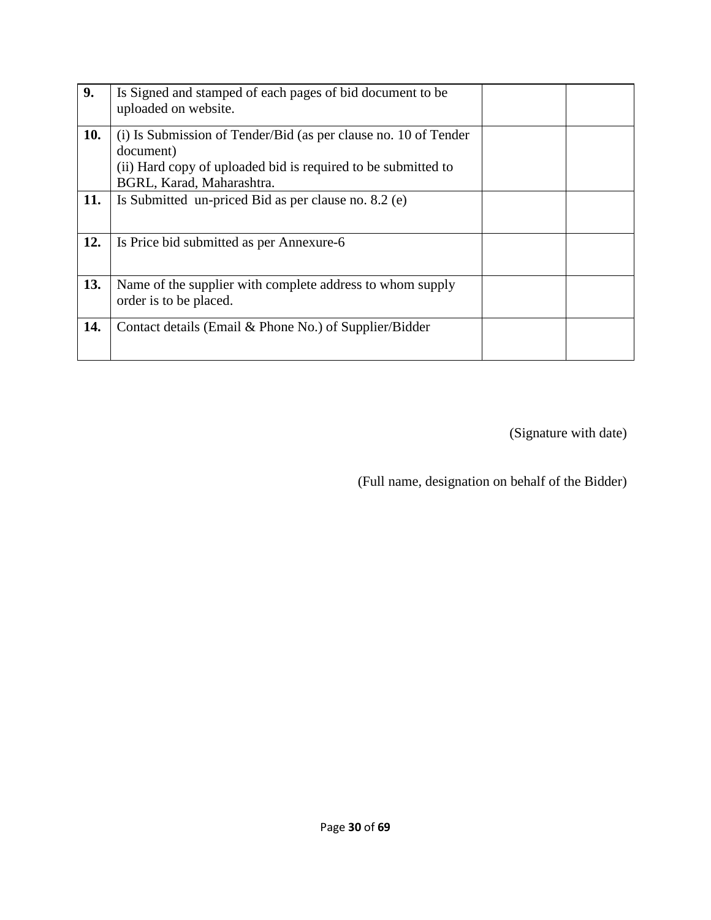| | | | |
|---|---|---|---|
| **9.** | Is Signed and stamped of each pages of bid document to be uploaded on website. | | |
| **10.** | (i) Is Submission of Tender/Bid (as per clause no. 10 of Tender document)<br>(ii) Hard copy of uploaded bid is required to be submitted to BGRL, Karad, Maharashtra. | | |
| **11.** | Is Submitted un-priced Bid as per clause no. 8.2 (e) | | |
| **12.** | Is Price bid submitted as per Annexure-6 | | |
| **13.** | Name of the supplier with complete address to whom supply order is to be placed. | | |
| **14.** | Contact details (Email & Phone No.) of Supplier/Bidder | | |

(Signature with date)

(Full name, designation on behalf of the Bidder)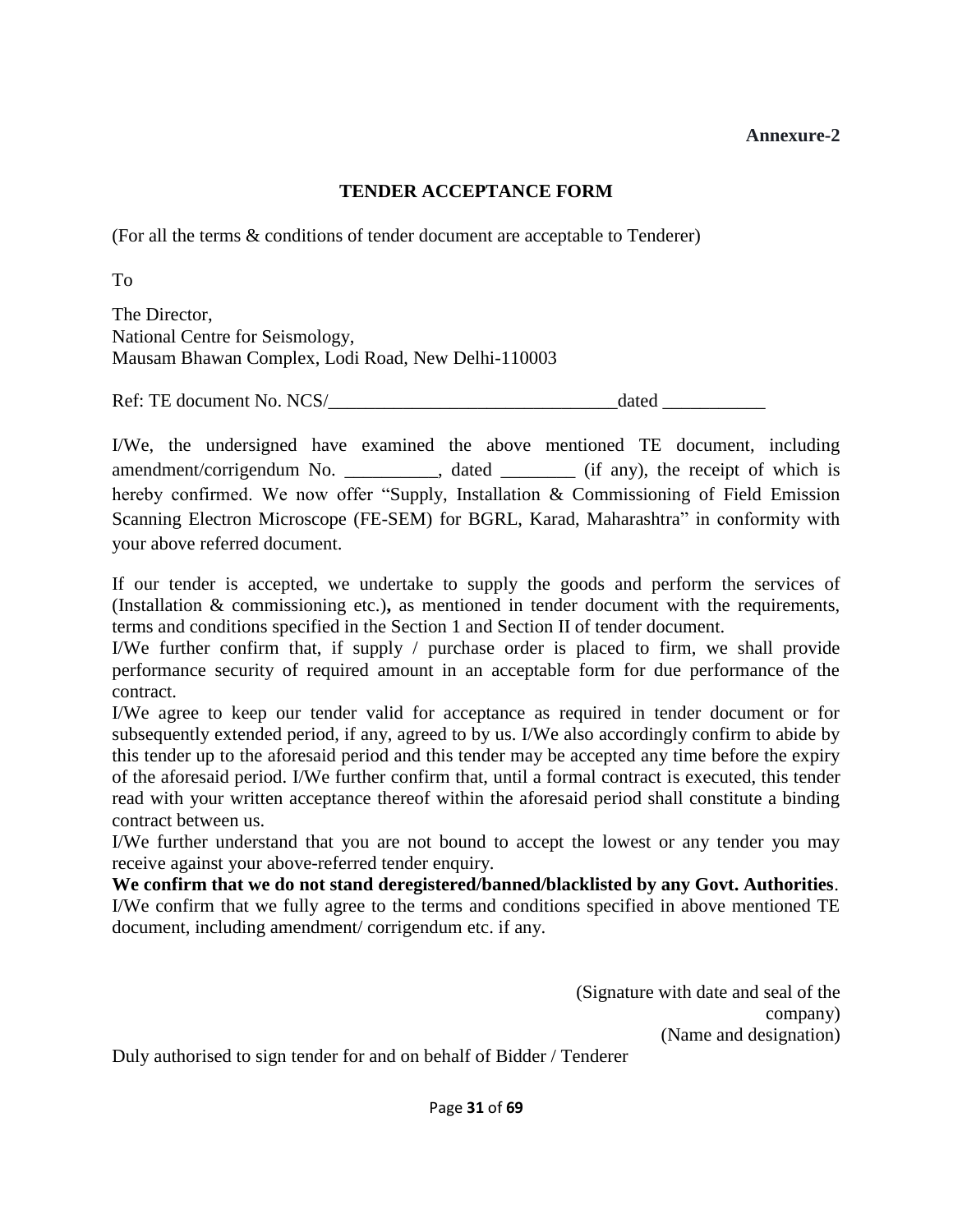**Annexure-2**

## TENDER ACCEPTANCE FORM

(For all the terms & conditions of tender document are acceptable to Tenderer)

To

The Director,
National Centre for Seismology,
Mausam Bhawan Complex, Lodi Road, New Delhi-110003

Ref: TE document No. NCS/________________________________dated ___________

I/We, the undersigned have examined the above mentioned TE document, including amendment/corrigendum No. __________, dated ________ (if any), the receipt of which is hereby confirmed. We now offer "Supply, Installation & Commissioning of Field Emission Scanning Electron Microscope (FE-SEM) for BGRL, Karad, Maharashtra" in conformity with your above referred document.

If our tender is accepted, we undertake to supply the goods and perform the services of (Installation & commissioning etc.)**,** as mentioned in tender document with the requirements, terms and conditions specified in the Section 1 and Section II of tender document.

I/We further confirm that, if supply / purchase order is placed to firm, we shall provide performance security of required amount in an acceptable form for due performance of the contract.

I/We agree to keep our tender valid for acceptance as required in tender document or for subsequently extended period, if any, agreed to by us. I/We also accordingly confirm to abide by this tender up to the aforesaid period and this tender may be accepted any time before the expiry of the aforesaid period. I/We further confirm that, until a formal contract is executed, this tender read with your written acceptance thereof within the aforesaid period shall constitute a binding contract between us.

I/We further understand that you are not bound to accept the lowest or any tender you may receive against your above-referred tender enquiry.

**We confirm that we do not stand deregistered/banned/blacklisted by any Govt. Authorities**.

I/We confirm that we fully agree to the terms and conditions specified in above mentioned TE document, including amendment/ corrigendum etc. if any.

(Signature with date and seal of the company)
(Name and designation)

Duly authorised to sign tender for and on behalf of Bidder / Tenderer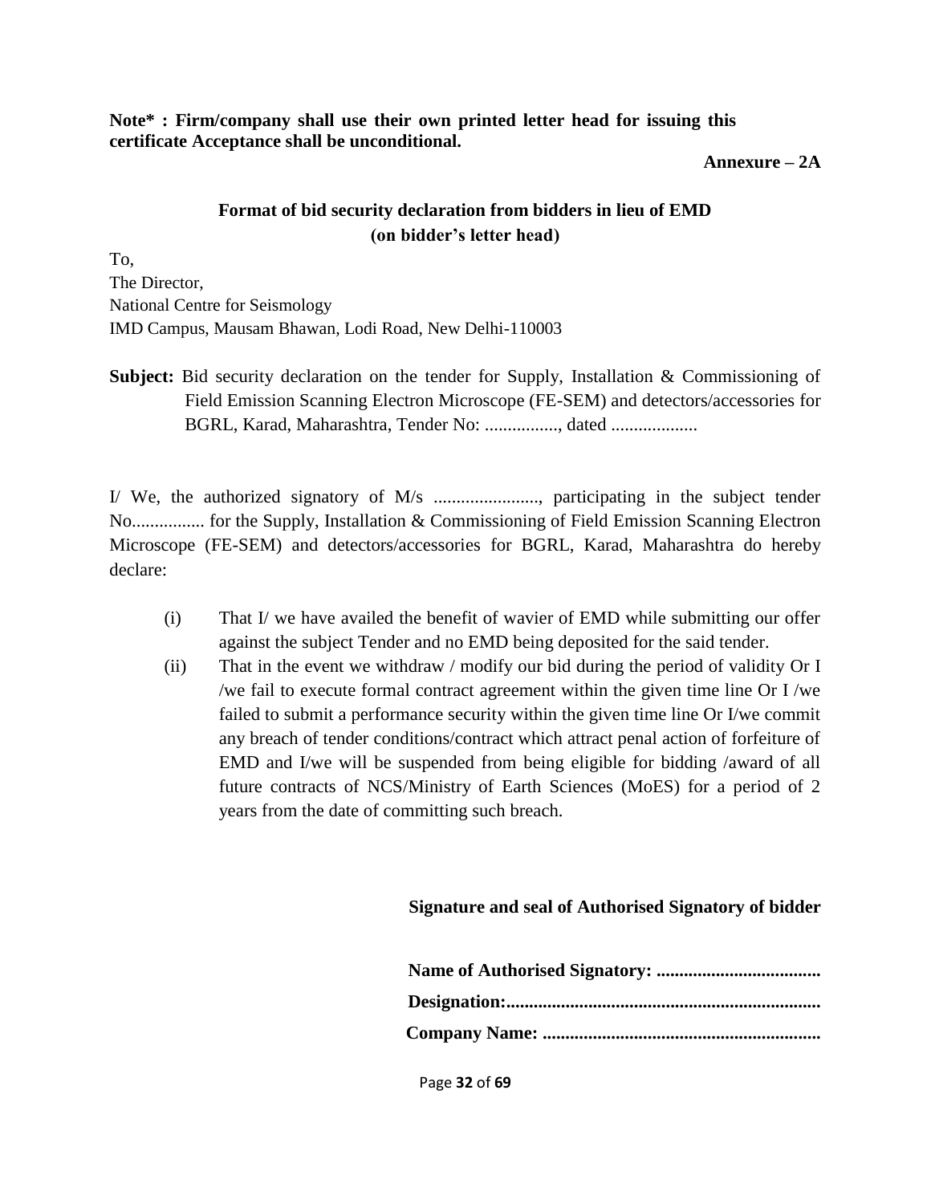**Note* : Firm/company shall use their own printed letter head for issuing this certificate Acceptance shall be unconditional.**

**Annexure – 2A**

## Format of bid security declaration from bidders in lieu of EMD
**(on bidder's letter head)**

To,
The Director,
National Centre for Seismology
IMD Campus, Mausam Bhawan, Lodi Road, New Delhi-110003

**Subject:** Bid security declaration on the tender for Supply, Installation & Commissioning of Field Emission Scanning Electron Microscope (FE-SEM) and detectors/accessories for BGRL, Karad, Maharashtra, Tender No: ................, dated ...................

I/ We, the authorized signatory of M/s ......................., participating in the subject tender No................ for the Supply, Installation & Commissioning of Field Emission Scanning Electron Microscope (FE-SEM) and detectors/accessories for BGRL, Karad, Maharashtra do hereby declare:

(i) That I/ we have availed the benefit of wavier of EMD while submitting our offer against the subject Tender and no EMD being deposited for the said tender.

(ii) That in the event we withdraw / modify our bid during the period of validity Or I /we fail to execute formal contract agreement within the given time line Or I /we failed to submit a performance security within the given time line Or I/we commit any breach of tender conditions/contract which attract penal action of forfeiture of EMD and I/we will be suspended from being eligible for bidding /award of all future contracts of NCS/Ministry of Earth Sciences (MoES) for a period of 2 years from the date of committing such breach.

**Signature and seal of Authorised Signatory of bidder**

**Name of Authorised Signatory: ...................................**

**Designation:...................................................................**

**Company Name: ...........................................................**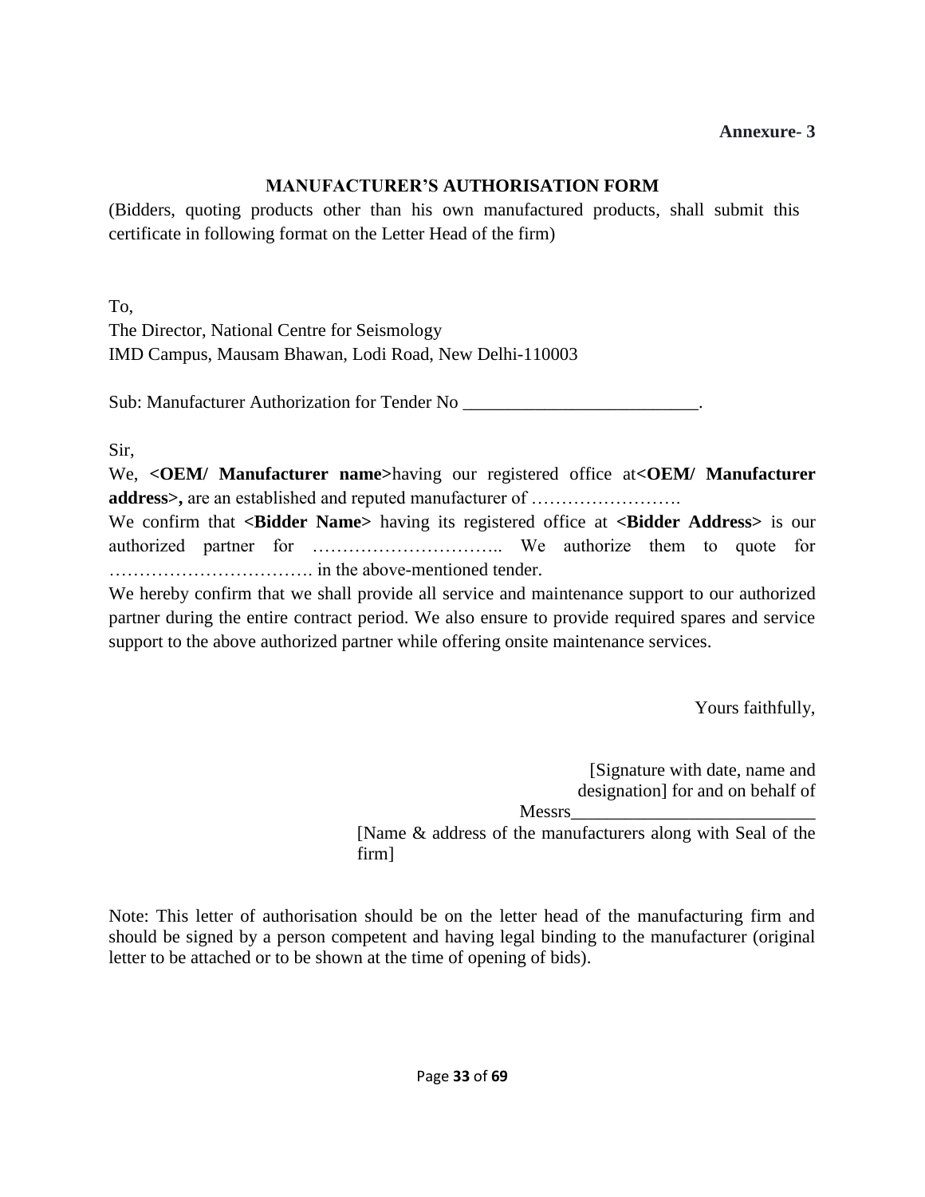**Annexure- 3**

## MANUFACTURER'S AUTHORISATION FORM

(Bidders, quoting products other than his own manufactured products, shall submit this certificate in following format on the Letter Head of the firm)

To,
The Director, National Centre for Seismology
IMD Campus, Mausam Bhawan, Lodi Road, New Delhi-110003

Sub: Manufacturer Authorization for Tender No __________________________.

Sir,

We, **<OEM/ Manufacturer name>**having our registered office at**<OEM/ Manufacturer address>,** are an established and reputed manufacturer of …………………….

We confirm that **<Bidder Name>** having its registered office at **<Bidder Address>** is our authorized partner for ………………………….. We authorize them to quote for ……………………………. in the above-mentioned tender.

We hereby confirm that we shall provide all service and maintenance support to our authorized partner during the entire contract period. We also ensure to provide required spares and service support to the above authorized partner while offering onsite maintenance services.

Yours faithfully,

[Signature with date, name and designation] for and on behalf of
Messrs___________________________
[Name & address of the manufacturers along with Seal of the firm]

Note: This letter of authorisation should be on the letter head of the manufacturing firm and should be signed by a person competent and having legal binding to the manufacturer (original letter to be attached or to be shown at the time of opening of bids).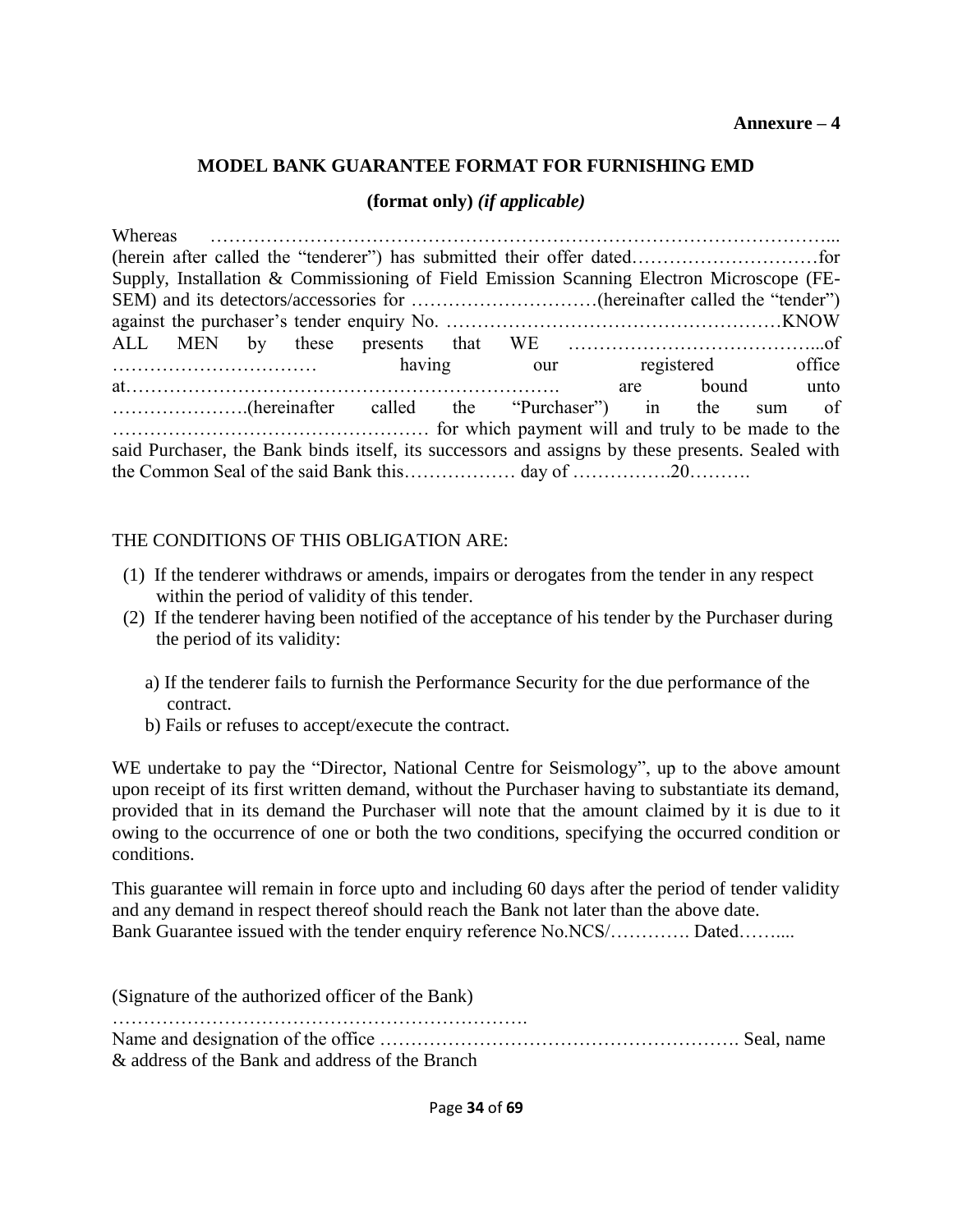**Annexure – 4**

## MODEL BANK GUARANTEE FORMAT FOR FURNISHING EMD

**(format only)** ***(if applicable)***

Whereas ………………………………………………………………………………………... (herein after called the "tenderer") has submitted their offer dated…………………………for Supply, Installation & Commissioning of Field Emission Scanning Electron Microscope (FE-SEM) and its detectors/accessories for …………………………(hereinafter called the "tender") against the purchaser's tender enquiry No. ………………………………………………KNOW ALL MEN by these presents that WE …………………………………...of …………………………… having our registered office at……………………………………………………………. are bound unto ………………….(hereinafter called the "Purchaser") in the sum of …………………………………………… for which payment will and truly to be made to the said Purchaser, the Bank binds itself, its successors and assigns by these presents. Sealed with the Common Seal of the said Bank this……………… day of …………….20……….

THE CONDITIONS OF THIS OBLIGATION ARE:

(1) If the tenderer withdraws or amends, impairs or derogates from the tender in any respect within the period of validity of this tender.

(2) If the tenderer having been notified of the acceptance of his tender by the Purchaser during the period of its validity:

   a) If the tenderer fails to furnish the Performance Security for the due performance of the contract.

   b) Fails or refuses to accept/execute the contract.

WE undertake to pay the "Director, National Centre for Seismology", up to the above amount upon receipt of its first written demand, without the Purchaser having to substantiate its demand, provided that in its demand the Purchaser will note that the amount claimed by it is due to it owing to the occurrence of one or both the two conditions, specifying the occurred condition or conditions.

This guarantee will remain in force upto and including 60 days after the period of tender validity and any demand in respect thereof should reach the Bank not later than the above date.
Bank Guarantee issued with the tender enquiry reference No.NCS/…………. Dated……....

(Signature of the authorized officer of the Bank)
………………………………………………………….
Name and designation of the office …………………………………………………. Seal, name & address of the Bank and address of the Branch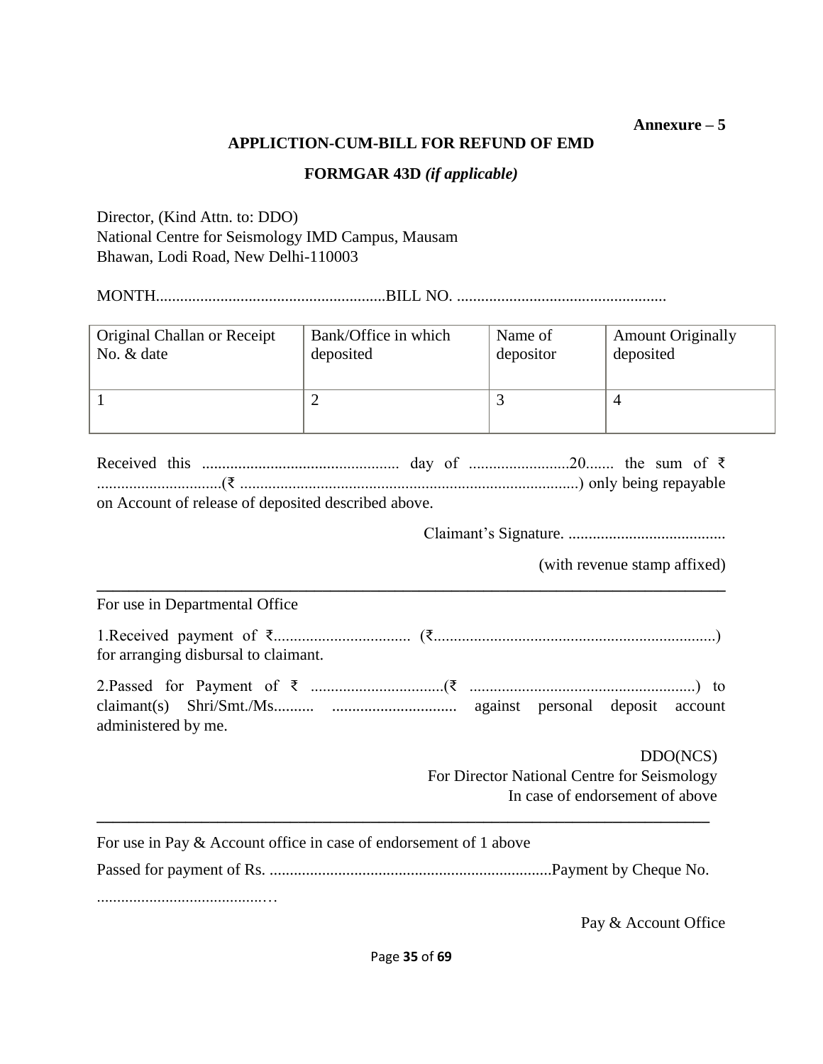**Annexure – 5**

## APPLICTION-CUM-BILL FOR REFUND OF EMD

### FORMGAR 43D *(if applicable)*

Director, (Kind Attn. to: DDO)
National Centre for Seismology IMD Campus, Mausam
Bhawan, Lodi Road, New Delhi-110003

MONTH........................................................BILL NO. ...................................................

| Original Challan or Receipt No. & date | Bank/Office in which deposited | Name of depositor | Amount Originally deposited |
|---|---|---|---|
| 1 | 2 | 3 | 4 |

Received this ................................................ day of ........................20....... the sum of ₹ ..............................(₹ ....................................................................................) only being repayable on Account of release of deposited described above.

Claimant's Signature. .......................................

(with revenue stamp affixed)

---

For use in Departmental Office

1.Received payment of ₹................................. (₹.....................................................................) for arranging disbursal to claimant.

2.Passed for Payment of ₹ ................................(₹ .......................................................) to claimant(s) Shri/Smt./Ms.......... ............................... against personal deposit account administered by me.

DDO(NCS)
For Director National Centre for Seismology
In case of endorsement of above

---

For use in Pay & Account office in case of endorsement of 1 above

Passed for payment of Rs. ......................................................................Payment by Cheque No. ..........................................…

Pay & Account Office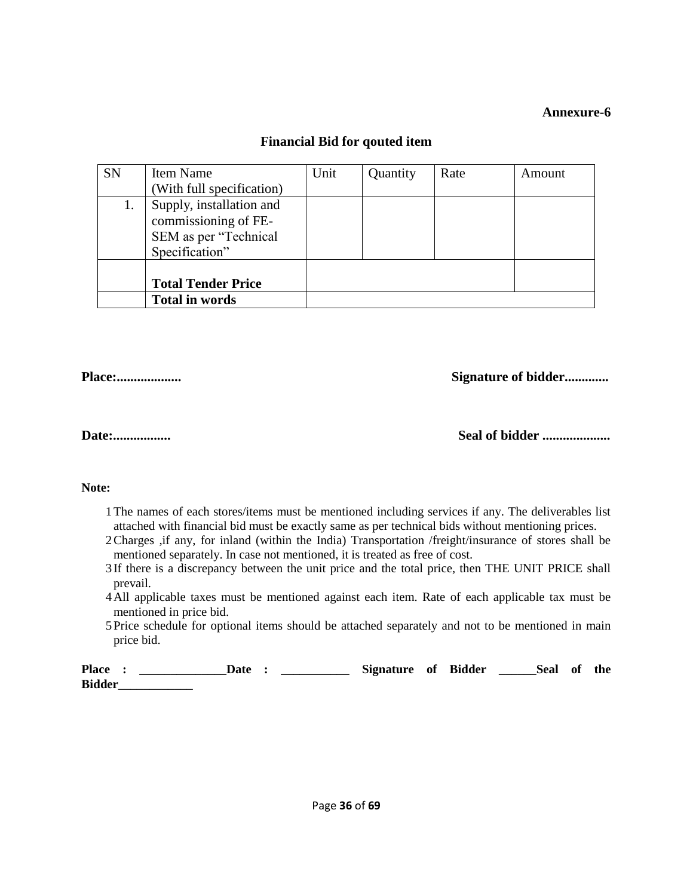**Annexure-6**

## Financial Bid for qouted item

| SN | Item Name (With full specification) | Unit | Quantity | Rate | Amount |
|---|---|---|---|---|---|
| 1. | Supply, installation and commissioning of FE-SEM as per "Technical Specification" | | | | |
| | **Total Tender Price** | | | | |
| | **Total in words** | | | | |

**Place:...................** **Signature of bidder............**

**Date:.................** **Seal of bidder ....................**

**Note:**

1. The names of each stores/items must be mentioned including services if any. The deliverables list attached with financial bid must be exactly same as per technical bids without mentioning prices.
2. Charges ,if any, for inland (within the India) Transportation /freight/insurance of stores shall be mentioned separately. In case not mentioned, it is treated as free of cost.
3. If there is a discrepancy between the unit price and the total price, then THE UNIT PRICE shall prevail.
4. All applicable taxes must be mentioned against each item. Rate of each applicable tax must be mentioned in price bid.
5. Price schedule for optional items should be attached separately and not to be mentioned in main price bid.

**Place : ______________Date : ___________ Signature of Bidder ______Seal of the Bidder____________**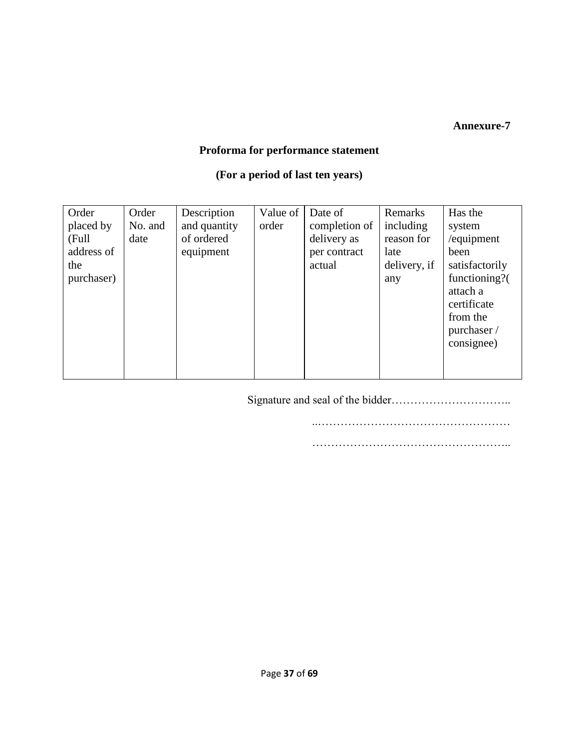**Annexure-7**

**Proforma for performance statement**

**(For a period of last ten years)**

| Order placed by (Full address of the purchaser) | Order No. and date | Description and quantity of ordered equipment | Value of order | Date of completion of delivery as per contract actual | Remarks including reason for late delivery, if any | Has the system /equipment been satisfactorily functioning?( attach a certificate from the purchaser / consignee) |
|---|---|---|---|---|---|---|
| | | | | | | |

Signature and seal of the bidder…………………………..

..……………………………………………

……………………………………………..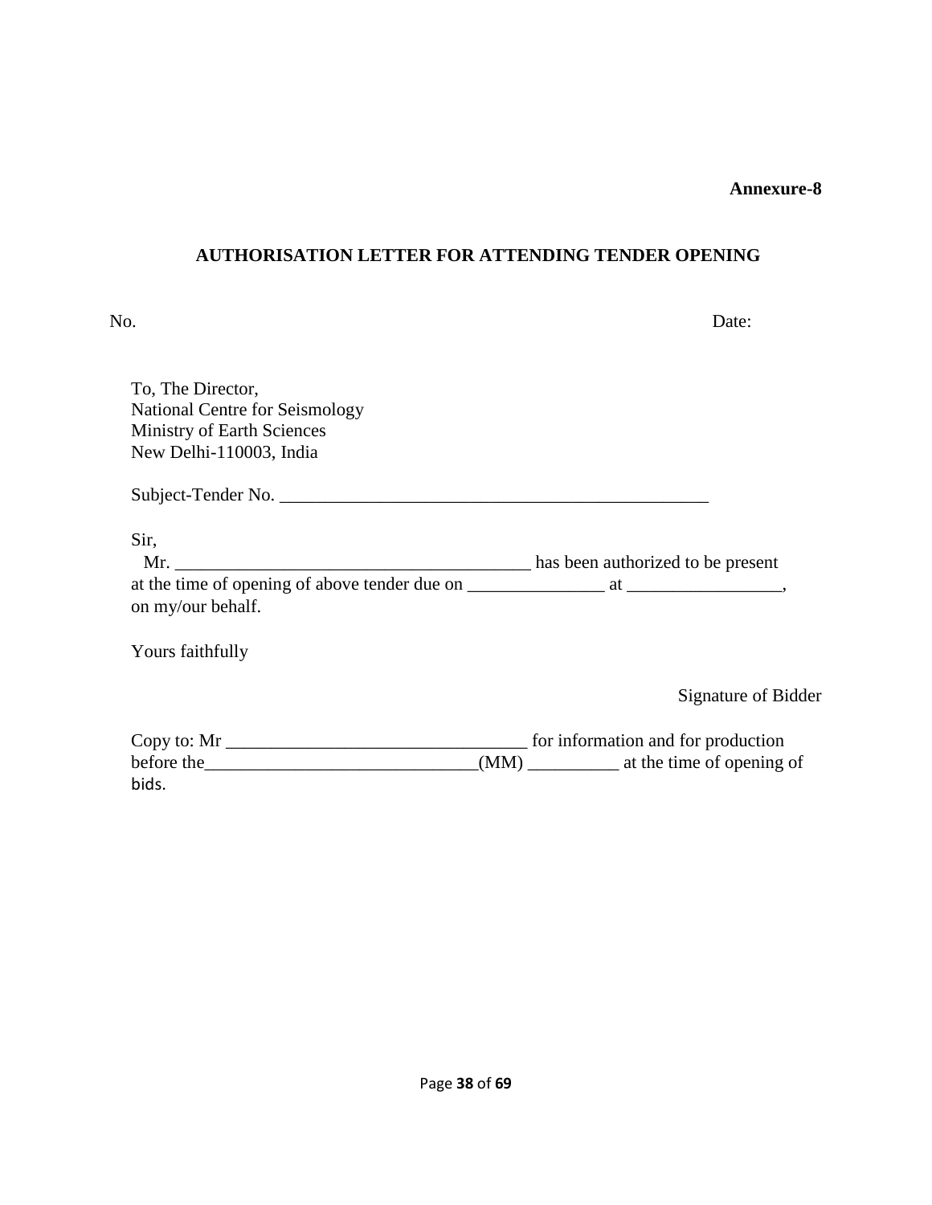**Annexure-8**

## AUTHORISATION LETTER FOR ATTENDING TENDER OPENING

No. Date:

To, The Director,
National Centre for Seismology
Ministry of Earth Sciences
New Delhi-110003, India

Subject-Tender No. ________________________________________________

Sir,

Mr. ________________________________________ has been authorized to be present at the time of opening of above tender due on _______________ at _________________, on my/our behalf.

Yours faithfully

Signature of Bidder

Copy to: Mr ________________________________ for information and for production before the______________________________(MM) __________ at the time of opening of bids.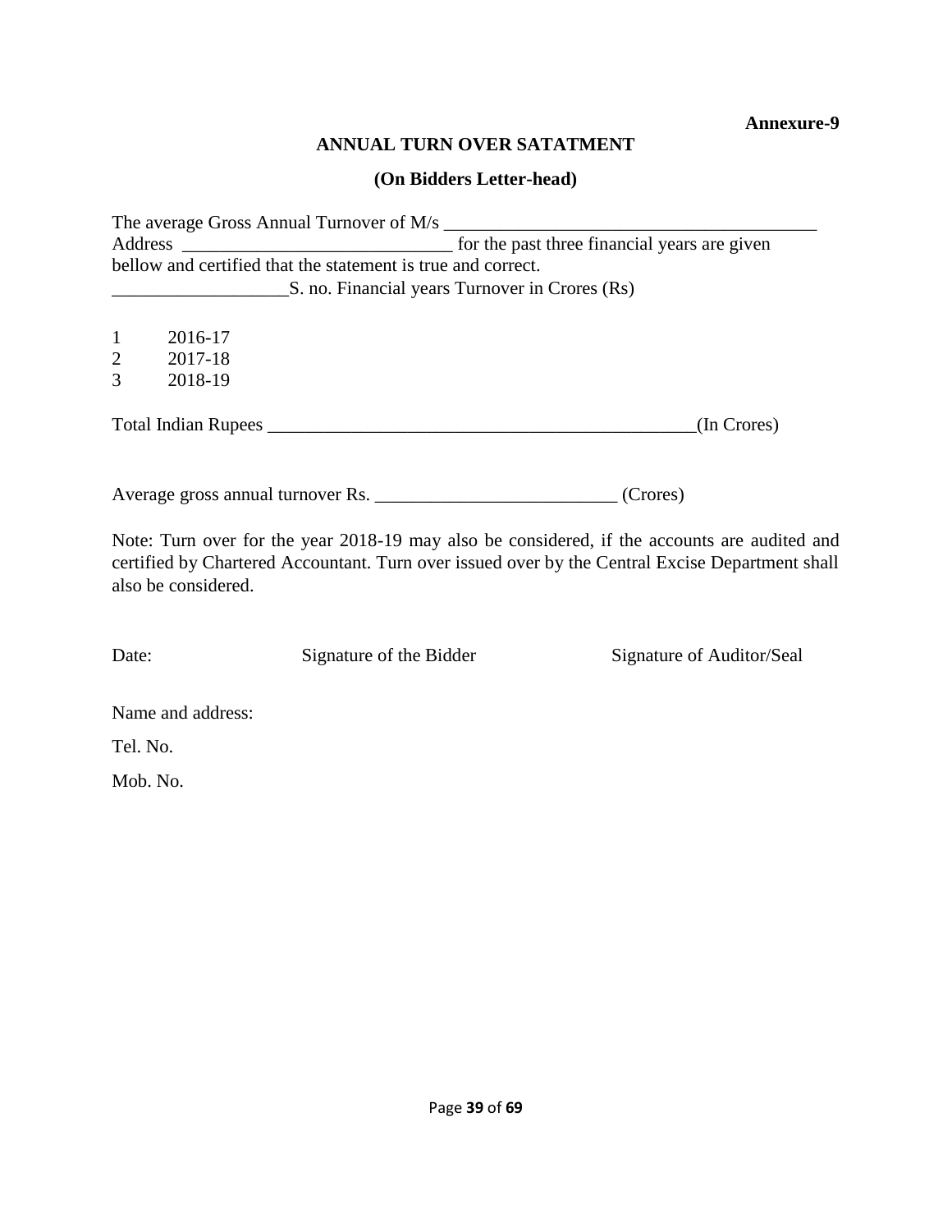**Annexure-9**

## ANNUAL TURN OVER SATATMENT

**(On Bidders Letter-head)**

The average Gross Annual Turnover of M/s ________________________________________
Address ____________________________ for the past three financial years are given bellow and certified that the statement is true and correct.
__________________S. no. Financial years Turnover in Crores (Rs)

| S. no. | Financial years | Turnover in Crores (Rs) |
|---|---|---|
| 1 | 2016-17 | |
| 2 | 2017-18 | |
| 3 | 2018-19 | |

Total Indian Rupees _______________________________________________(In Crores)

Average gross annual turnover Rs. _________________________ (Crores)

Note: Turn over for the year 2018-19 may also be considered, if the accounts are audited and certified by Chartered Accountant. Turn over issued over by the Central Excise Department shall also be considered.

Date: Signature of the Bidder Signature of Auditor/Seal

Name and address:

Tel. No.

Mob. No.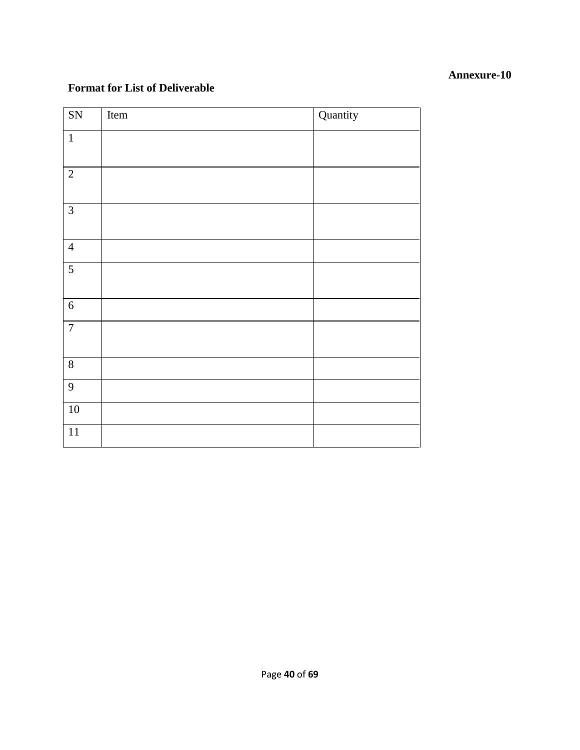**Annexure-10**

**Format for List of Deliverable**

| SN | Item | Quantity |
|---|---|---|
| 1 | | |
| 2 | | |
| 3 | | |
| 4 | | |
| 5 | | |
| 6 | | |
| 7 | | |
| 8 | | |
| 9 | | |
| 10 | | |
| 11 | | |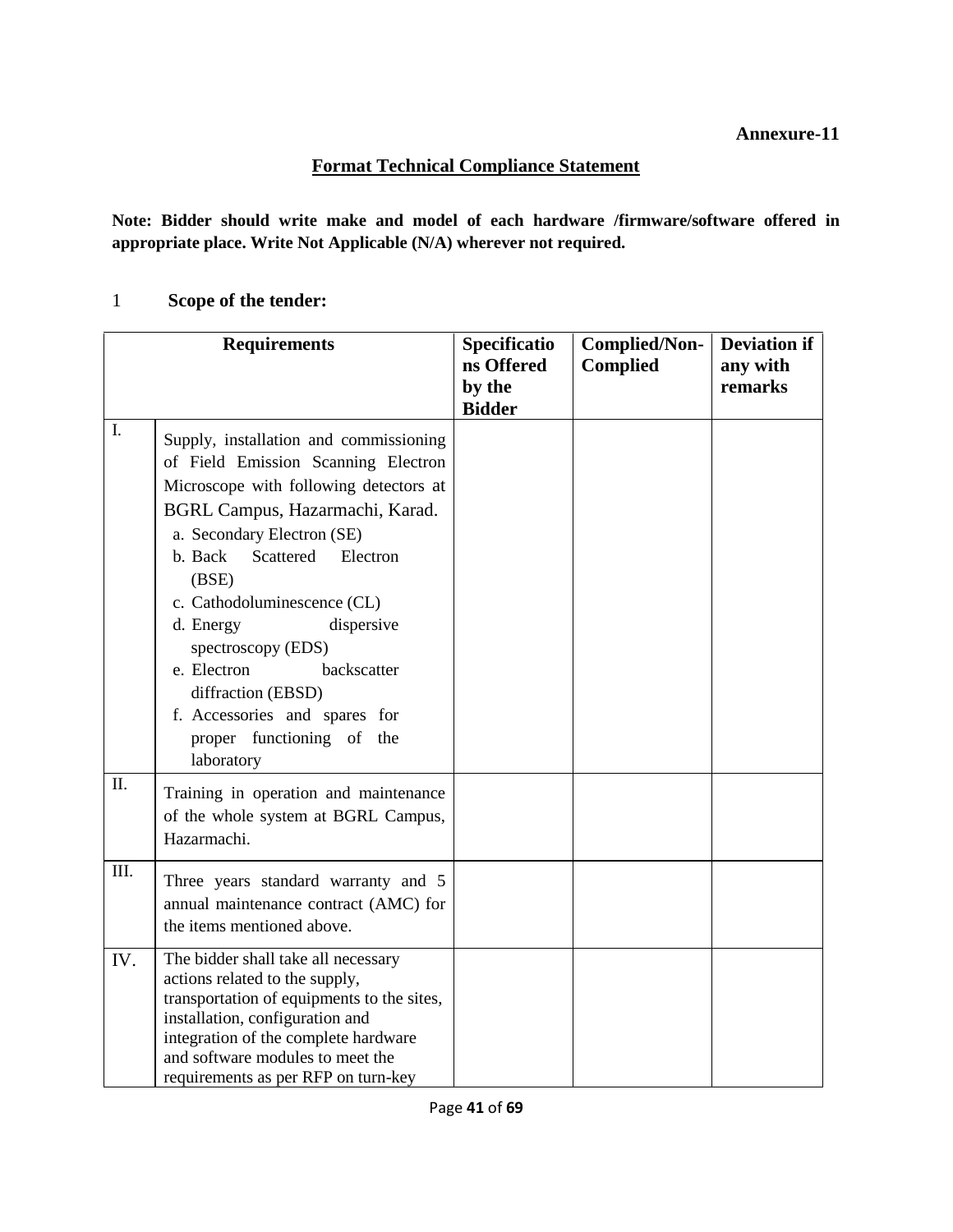**Annexure-11**

## Format Technical Compliance Statement

**Note: Bidder should write make and model of each hardware /firmware/software offered in appropriate place. Write Not Applicable (N/A) wherever not required.**

### 1 Scope of the tender:

| Requirements | | Specifications Offered by the Bidder | Complied/Non-Complied | Deviation if any with remarks |
|---|---|---|---|---|
| I. | Supply, installation and commissioning of Field Emission Scanning Electron Microscope with following detectors at BGRL Campus, Hazarmachi, Karad.<br>a. Secondary Electron (SE)<br>b. Back Scattered Electron (BSE)<br>c. Cathodoluminescence (CL)<br>d. Energy dispersive spectroscopy (EDS)<br>e. Electron backscatter diffraction (EBSD)<br>f. Accessories and spares for proper functioning of the laboratory | | | |
| II. | Training in operation and maintenance of the whole system at BGRL Campus, Hazarmachi. | | | |
| III. | Three years standard warranty and 5 annual maintenance contract (AMC) for the items mentioned above. | | | |
| IV. | The bidder shall take all necessary actions related to the supply, transportation of equipments to the sites, installation, configuration and integration of the complete hardware and software modules to meet the requirements as per RFP on turn-key | | | |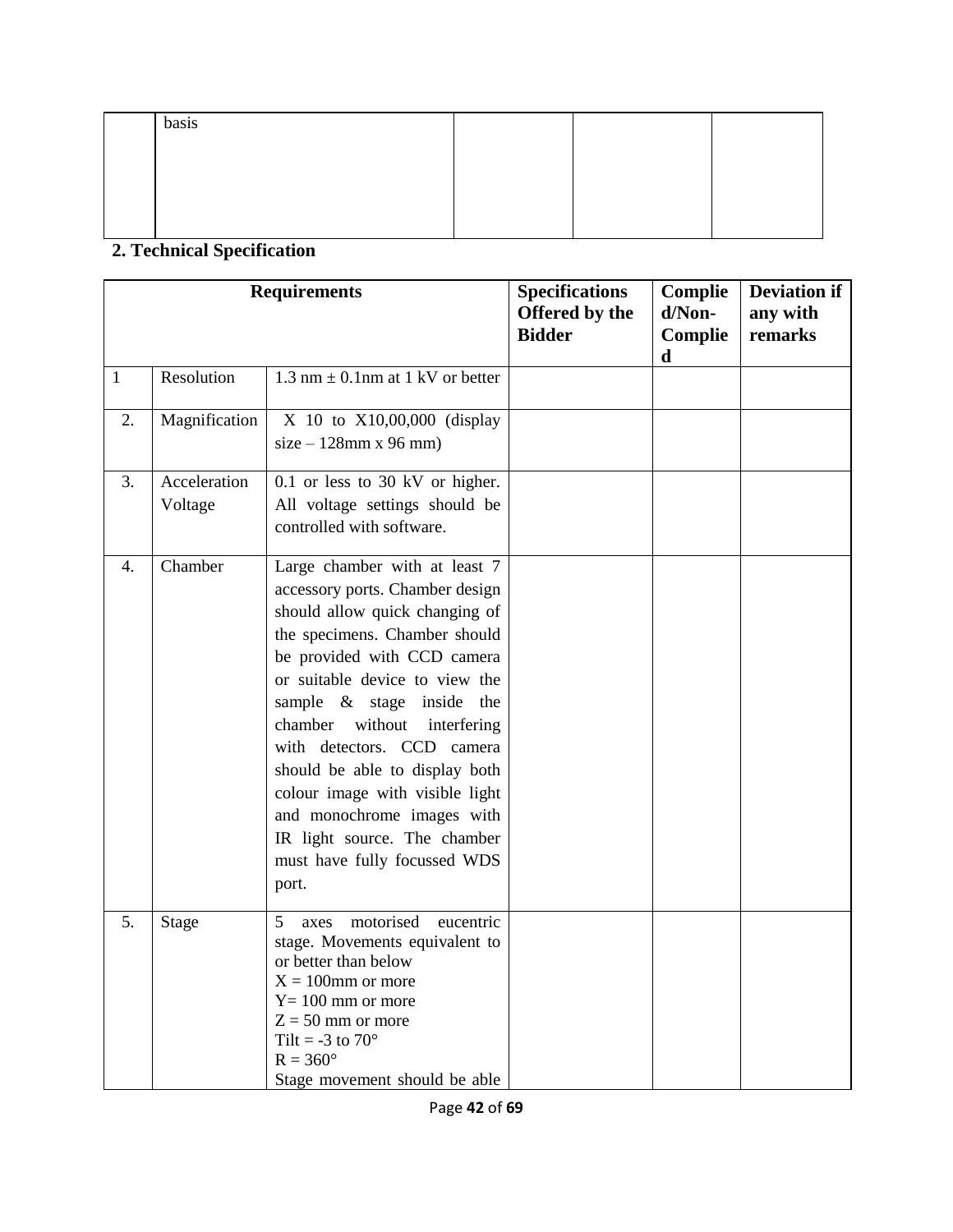| | basis | | | |
|---|---|---|---|---|

## 2. Technical Specification

| Requirements | | | Specifications Offered by the Bidder | Complied/Non-Complied | Deviation if any with remarks |
|---|---|---|---|---|---|
| 1 | Resolution | 1.3 nm ± 0.1nm at 1 kV or better | | | |
| 2. | Magnification | X 10 to X10,00,000 (display size – 128mm x 96 mm) | | | |
| 3. | Acceleration Voltage | 0.1 or less to 30 kV or higher. All voltage settings should be controlled with software. | | | |
| 4. | Chamber | Large chamber with at least 7 accessory ports. Chamber design should allow quick changing of the specimens. Chamber should be provided with CCD camera or suitable device to view the sample & stage inside the chamber without interfering with detectors. CCD camera should be able to display both colour image with visible light and monochrome images with IR light source. The chamber must have fully focussed WDS port. | | | |
| 5. | Stage | 5 axes motorised eucentric stage. Movements equivalent to or better than below<br>X = 100mm or more<br>Y= 100 mm or more<br>Z = 50 mm or more<br>Tilt = -3 to 70°<br>R = 360°<br>Stage movement should be able | | | |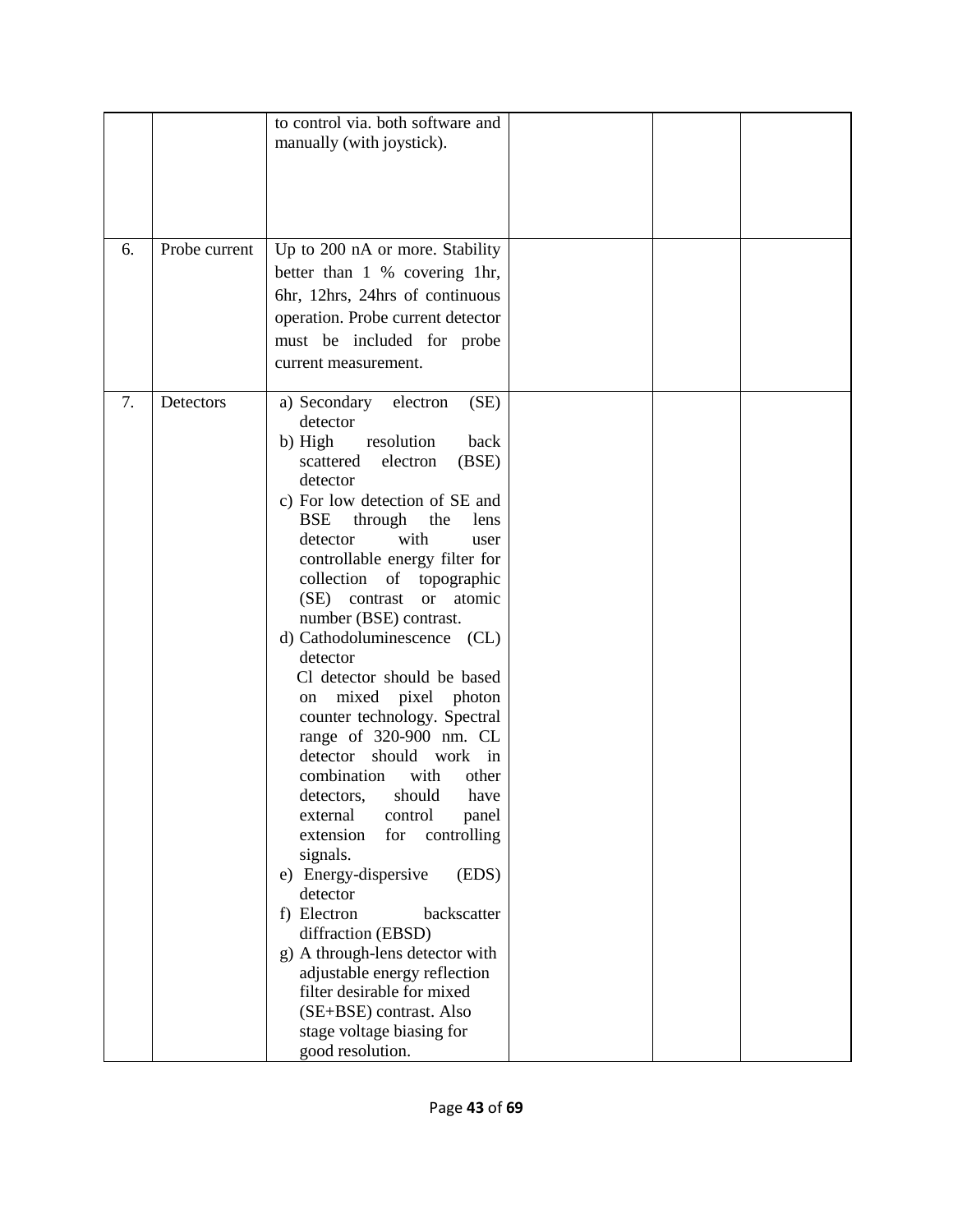| | | | | | |
|---|---|---|---|---|---|
| | | to control via. both software and manually (with joystick). | | | |
| 6. | Probe current | Up to 200 nA or more. Stability better than 1 % covering 1hr, 6hr, 12hrs, 24hrs of continuous operation. Probe current detector must be included for probe current measurement. | | | |
| 7. | Detectors | a) Secondary electron (SE) detector<br>b) High resolution back scattered electron (BSE) detector<br>c) For low detection of SE and BSE through the lens detector with user controllable energy filter for collection of topographic (SE) contrast or atomic number (BSE) contrast.<br>d) Cathodoluminescence (CL) detector<br>Cl detector should be based on mixed pixel photon counter technology. Spectral range of 320-900 nm. CL detector should work in combination with other detectors, should have external control panel extension for controlling signals.<br>e) Energy-dispersive (EDS) detector<br>f) Electron backscatter diffraction (EBSD)<br>g) A through-lens detector with adjustable energy reflection filter desirable for mixed (SE+BSE) contrast. Also stage voltage biasing for good resolution. | | | |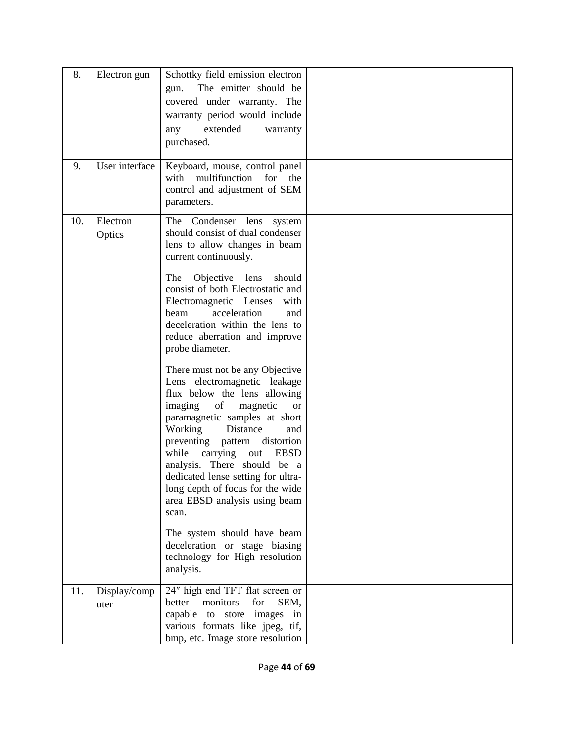| | | | | | |
|---|---|---|---|---|---|
| 8. | Electron gun | Schottky field emission electron gun. The emitter should be covered under warranty. The warranty period would include any extended warranty purchased. | | | |
| 9. | User interface | Keyboard, mouse, control panel with multifunction for the control and adjustment of SEM parameters. | | | |
| 10. | Electron Optics | The Condenser lens system should consist of dual condenser lens to allow changes in beam current continuously.<br><br>The Objective lens should consist of both Electrostatic and Electromagnetic Lenses with beam acceleration and deceleration within the lens to reduce aberration and improve probe diameter.<br><br>There must not be any Objective Lens electromagnetic leakage flux below the lens allowing imaging of magnetic or paramagnetic samples at short Working Distance and preventing pattern distortion while carrying out EBSD analysis. There should be a dedicated lense setting for ultra-long depth of focus for the wide area EBSD analysis using beam scan.<br><br>The system should have beam deceleration or stage biasing technology for High resolution analysis. | | | |
| 11. | Display/computer | 24″ high end TFT flat screen or better monitors for SEM, capable to store images in various formats like jpeg, tif, bmp, etc. Image store resolution | | | |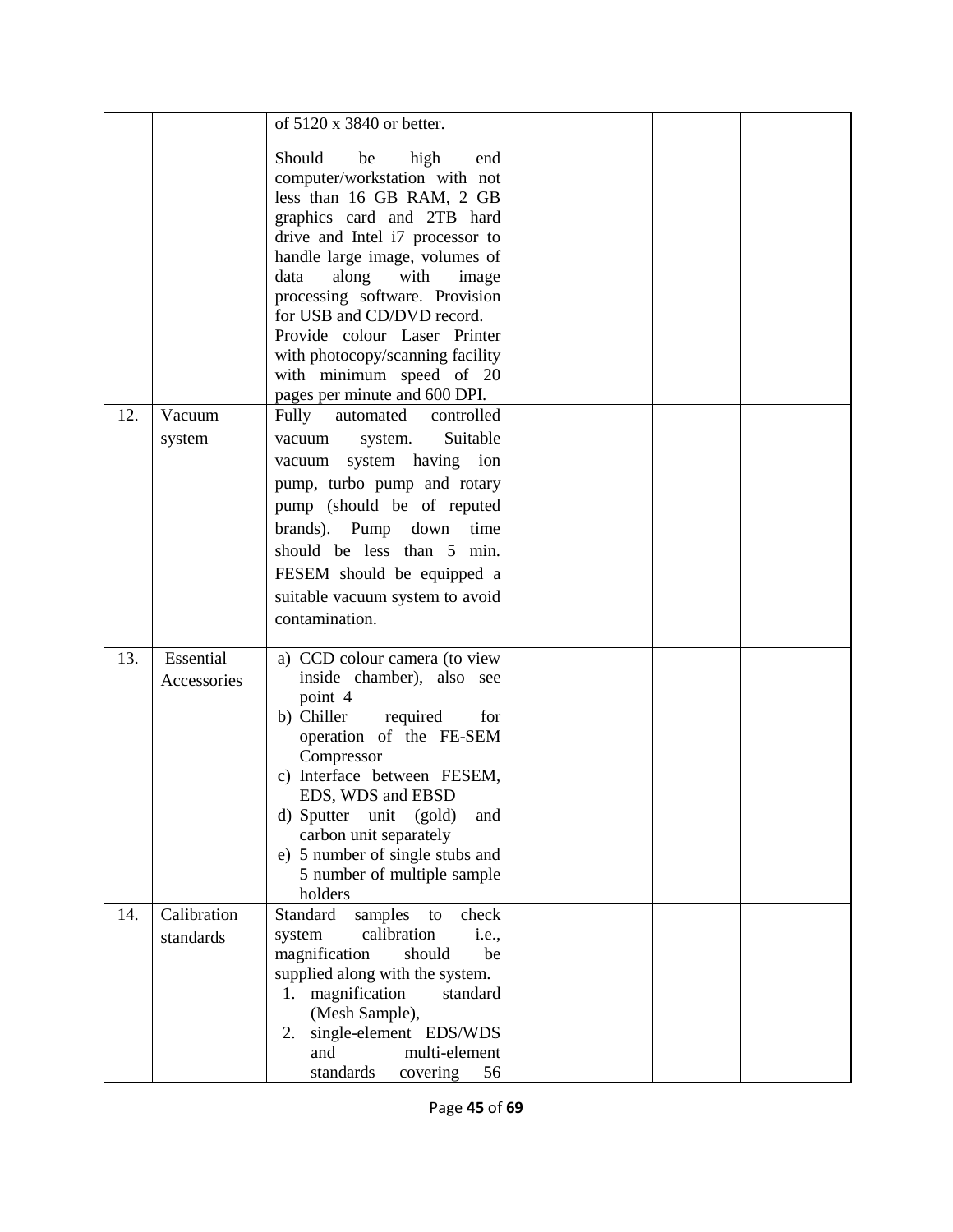| | | | | | |
|---|---|---|---|---|---|
| | | of 5120 x 3840 or better.<br><br>Should be high end computer/workstation with not less than 16 GB RAM, 2 GB graphics card and 2TB hard drive and Intel i7 processor to handle large image, volumes of data along with image processing software. Provision for USB and CD/DVD record.<br>Provide colour Laser Printer with photocopy/scanning facility with minimum speed of 20 pages per minute and 600 DPI. | | | |
| 12. | Vacuum system | Fully automated controlled vacuum system. Suitable vacuum system having ion pump, turbo pump and rotary pump (should be of reputed brands). Pump down time should be less than 5 min. FESEM should be equipped a suitable vacuum system to avoid contamination. | | | |
| 13. | Essential Accessories | a) CCD colour camera (to view inside chamber), also see point 4<br>b) Chiller required for operation of the FE-SEM Compressor<br>c) Interface between FESEM, EDS, WDS and EBSD<br>d) Sputter unit (gold) and carbon unit separately<br>e) 5 number of single stubs and 5 number of multiple sample holders | | | |
| 14. | Calibration standards | Standard samples to check system calibration i.e., magnification should be supplied along with the system.<br>1. magnification standard (Mesh Sample),<br>2. single-element EDS/WDS and multi-element standards covering 56 | | | |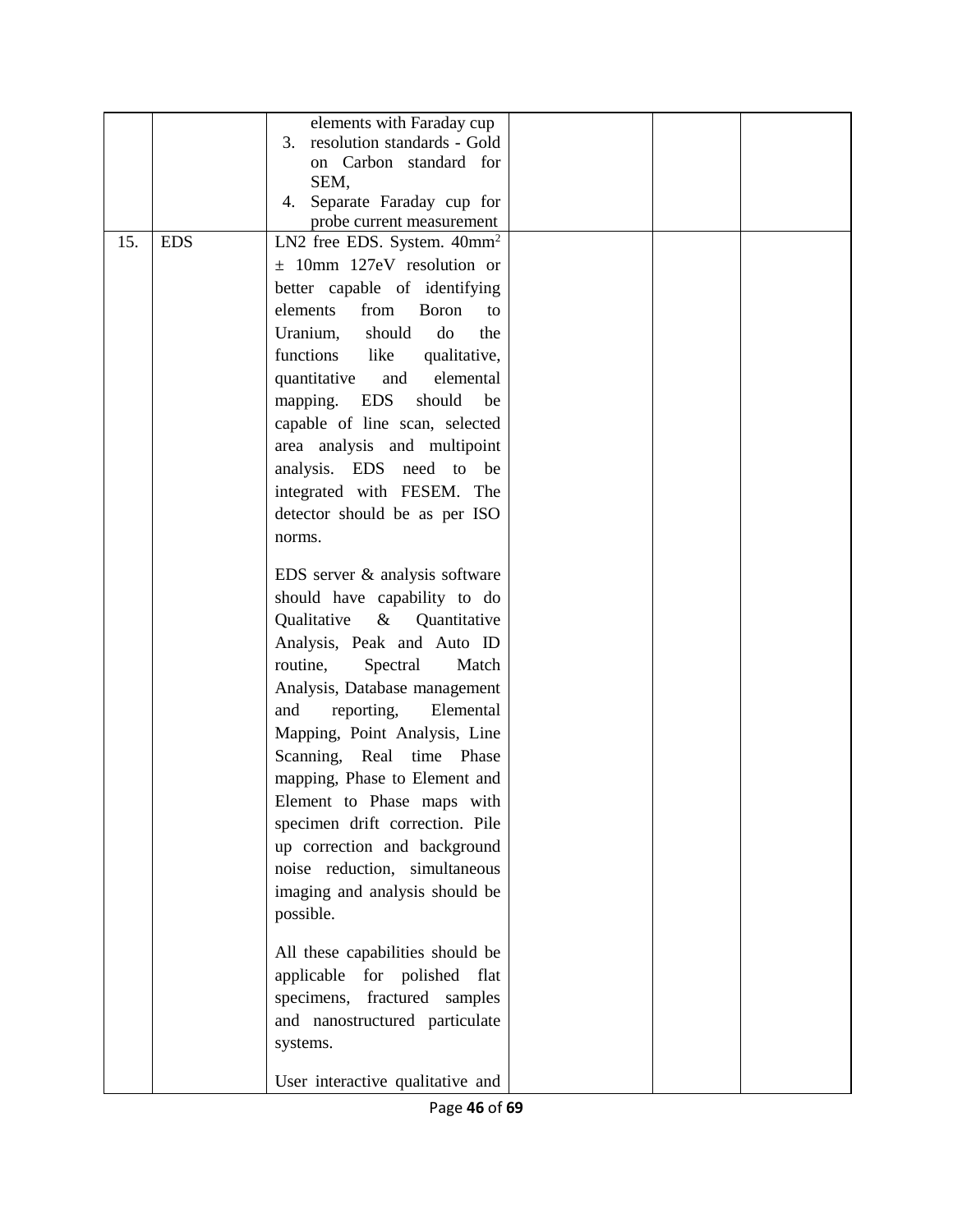| | | | | | |
|---|---|---|---|---|---|
| | | elements with Faraday cup<br>3. resolution standards - Gold on Carbon standard for SEM,<br>4. Separate Faraday cup for probe current measurement | | | |
| 15. | EDS | LN2 free EDS. System. 40mm$^2$ ± 10mm 127eV resolution or better capable of identifying elements from Boron to Uranium, should do the functions like qualitative, quantitative and elemental mapping. EDS should be capable of line scan, selected area analysis and multipoint analysis. EDS need to be integrated with FESEM. The detector should be as per ISO norms.<br><br>EDS server & analysis software should have capability to do Qualitative & Quantitative Analysis, Peak and Auto ID routine, Spectral Match Analysis, Database management and reporting, Elemental Mapping, Point Analysis, Line Scanning, Real time Phase mapping, Phase to Element and Element to Phase maps with specimen drift correction. Pile up correction and background noise reduction, simultaneous imaging and analysis should be possible.<br><br>All these capabilities should be applicable for polished flat specimens, fractured samples and nanostructured particulate systems.<br><br>User interactive qualitative and | | | |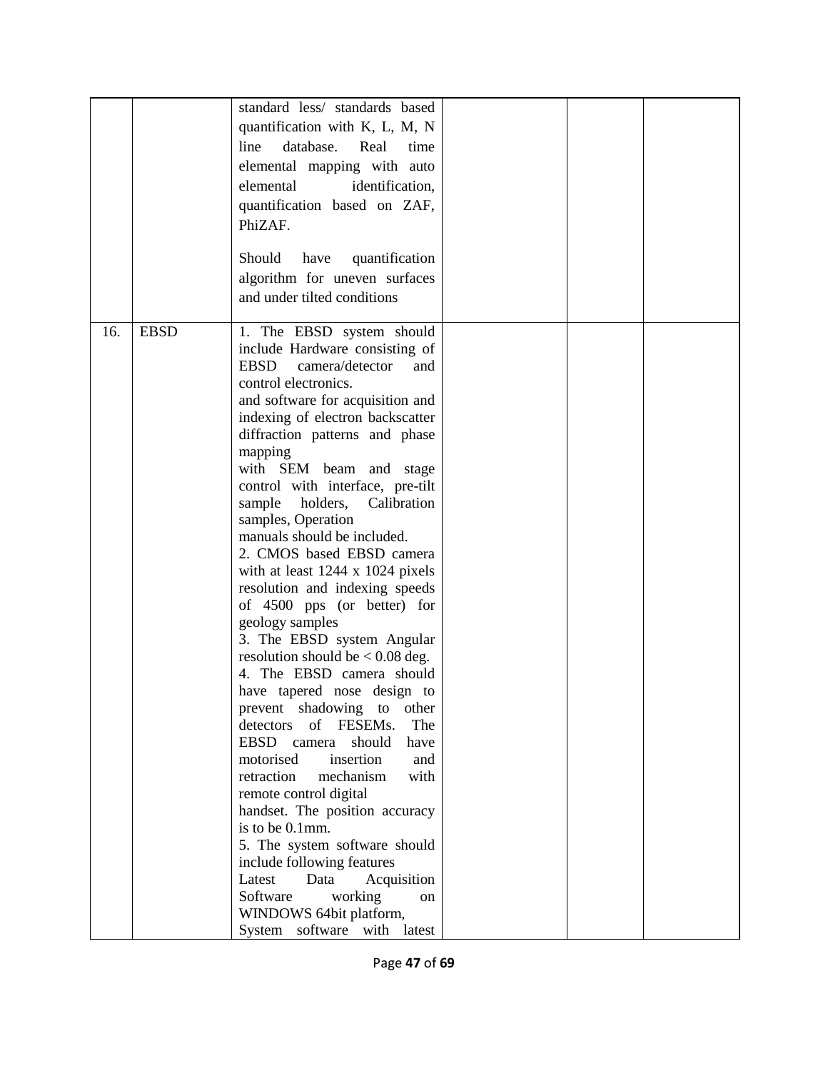| | | | | | |
|---|---|---|---|---|---|
| | | standard less/ standards based quantification with K, L, M, N line database. Real time elemental mapping with auto elemental identification, quantification based on ZAF, PhiZAF.<br><br>Should have quantification algorithm for uneven surfaces and under tilted conditions | | | |
| 16. | EBSD | 1. The EBSD system should include Hardware consisting of EBSD camera/detector and control electronics. and software for acquisition and indexing of electron backscatter diffraction patterns and phase mapping with SEM beam and stage control with interface, pre-tilt sample holders, Calibration samples, Operation manuals should be included.<br>2. CMOS based EBSD camera with at least 1244 x 1024 pixels resolution and indexing speeds of 4500 pps (or better) for geology samples<br>3. The EBSD system Angular resolution should be < 0.08 deg.<br>4. The EBSD camera should have tapered nose design to prevent shadowing to other detectors of FESEMs. The EBSD camera should have motorised insertion and retraction mechanism with remote control digital handset. The position accuracy is to be 0.1mm.<br>5. The system software should include following features Latest Data Acquisition Software working on WINDOWS 64bit platform, System software with latest | | | |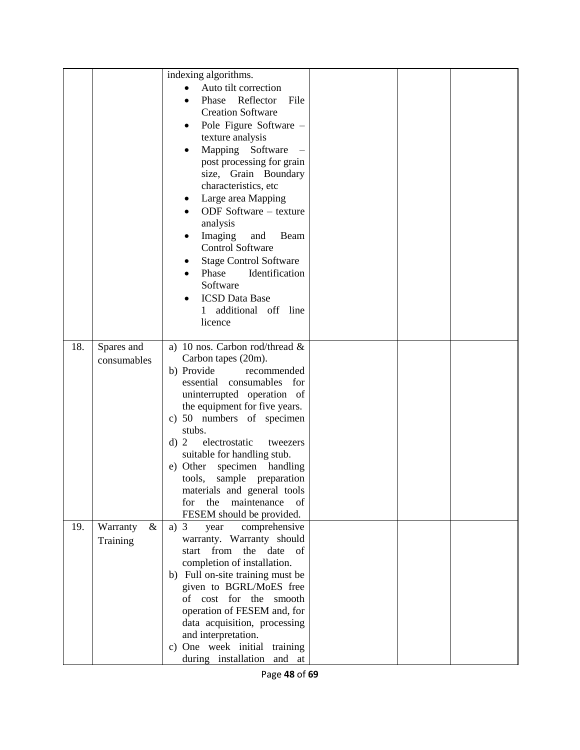| | | | | | |
|---|---|---|---|---|---|
| | | indexing algorithms.<br>• Auto tilt correction<br>• Phase Reflector File Creation Software<br>• Pole Figure Software – texture analysis<br>• Mapping Software – post processing for grain size, Grain Boundary characteristics, etc<br>• Large area Mapping<br>• ODF Software – texture analysis<br>• Imaging and Beam Control Software<br>• Stage Control Software<br>• Phase Identification Software<br>• ICSD Data Base<br>1 additional off line licence | | | |
| 18. | Spares and consumables | a) 10 nos. Carbon rod/thread & Carbon tapes (20m).<br>b) Provide recommended essential consumables for uninterrupted operation of the equipment for five years.<br>c) 50 numbers of specimen stubs.<br>d) 2 electrostatic tweezers suitable for handling stub.<br>e) Other specimen handling tools, sample preparation materials and general tools for the maintenance of FESEM should be provided. | | | |
| 19. | Warranty & Training | a) 3 year comprehensive warranty. Warranty should start from the date of completion of installation.<br>b) Full on-site training must be given to BGRL/MoES free of cost for the smooth operation of FESEM and, for data acquisition, processing and interpretation.<br>c) One week initial training during installation and at | | | |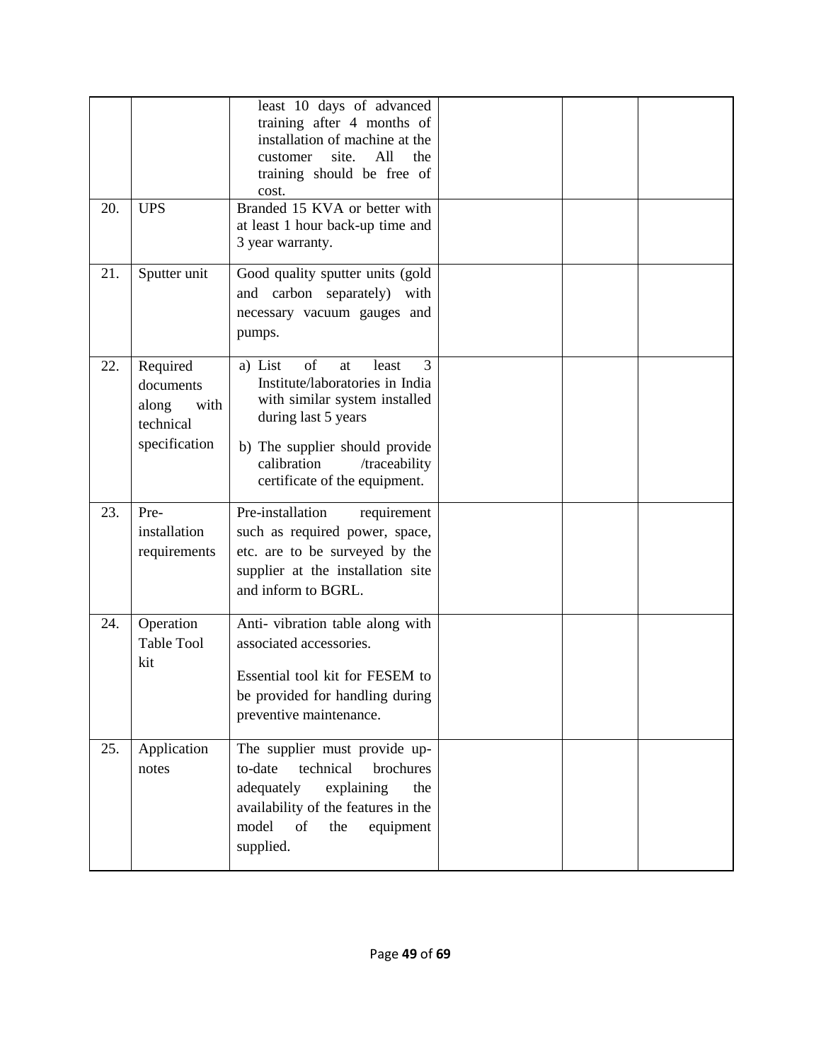| | | | | | |
|---|---|---|---|---|---|
| | | least 10 days of advanced training after 4 months of installation of machine at the customer site. All the training should be free of cost. | | | |
| 20. | UPS | Branded 15 KVA or better with at least 1 hour back-up time and 3 year warranty. | | | |
| 21. | Sputter unit | Good quality sputter units (gold and carbon separately) with necessary vacuum gauges and pumps. | | | |
| 22. | Required documents along with technical specification | a) List of at least 3 Institute/laboratories in India with similar system installed during last 5 years<br>b) The supplier should provide calibration /traceability certificate of the equipment. | | | |
| 23. | Pre-installation requirements | Pre-installation requirement such as required power, space, etc. are to be surveyed by the supplier at the installation site and inform to BGRL. | | | |
| 24. | Operation Table Tool kit | Anti- vibration table along with associated accessories.<br>Essential tool kit for FESEM to be provided for handling during preventive maintenance. | | | |
| 25. | Application notes | The supplier must provide up-to-date technical brochures adequately explaining the availability of the features in the model of the equipment supplied. | | | |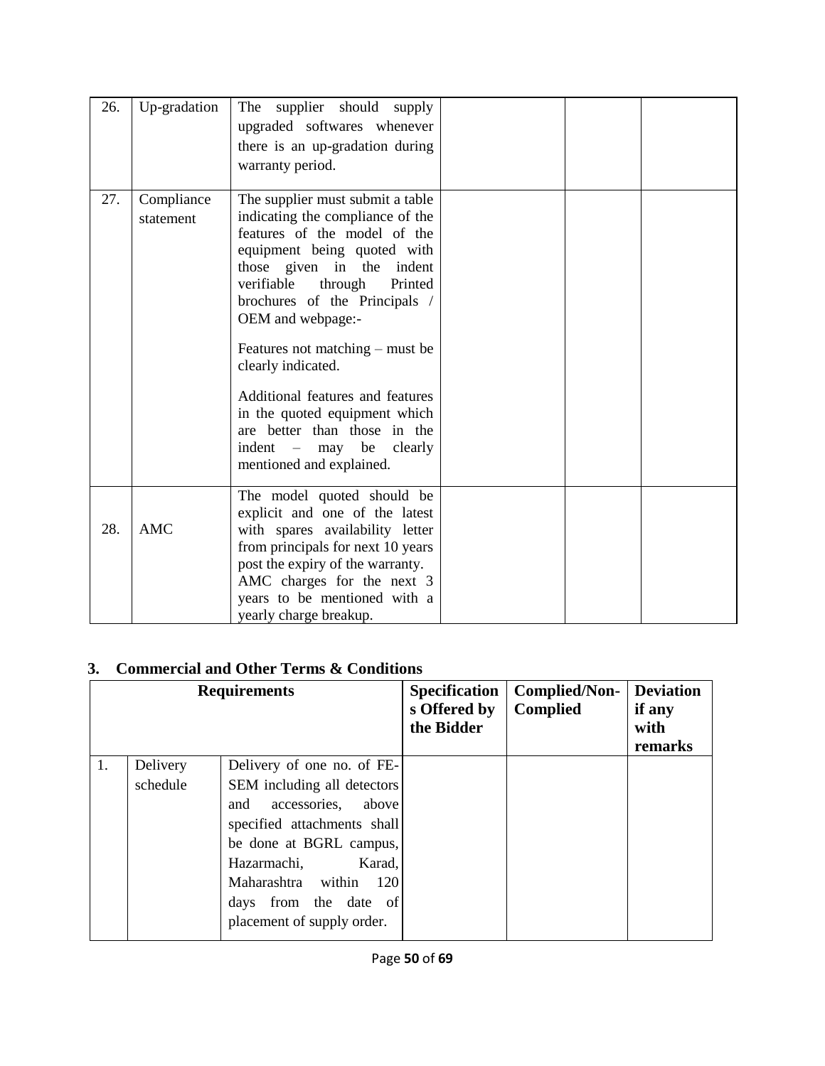| | | | | | |
|---|---|---|---|---|---|
| 26. | Up-gradation | The supplier should supply upgraded softwares whenever there is an up-gradation during warranty period. | | | |
| 27. | Compliance statement | The supplier must submit a table indicating the compliance of the features of the model of the equipment being quoted with those given in the indent verifiable through Printed brochures of the Principals / OEM and webpage:-<br><br>Features not matching – must be clearly indicated.<br><br>Additional features and features in the quoted equipment which are better than those in the indent – may be clearly mentioned and explained. | | | |
| 28. | AMC | The model quoted should be explicit and one of the latest with spares availability letter from principals for next 10 years post the expiry of the warranty. AMC charges for the next 3 years to be mentioned with a yearly charge breakup. | | | |

## 3. Commercial and Other Terms & Conditions

| Requirements | | | Specifications Offered by the Bidder | Complied/Non-Complied | Deviation if any with remarks |
|---|---|---|---|---|---|
| 1. | Delivery schedule | Delivery of one no. of FE-SEM including all detectors and accessories, above specified attachments shall be done at BGRL campus, Hazarmachi, Karad, Maharashtra within 120 days from the date of placement of supply order. | | | |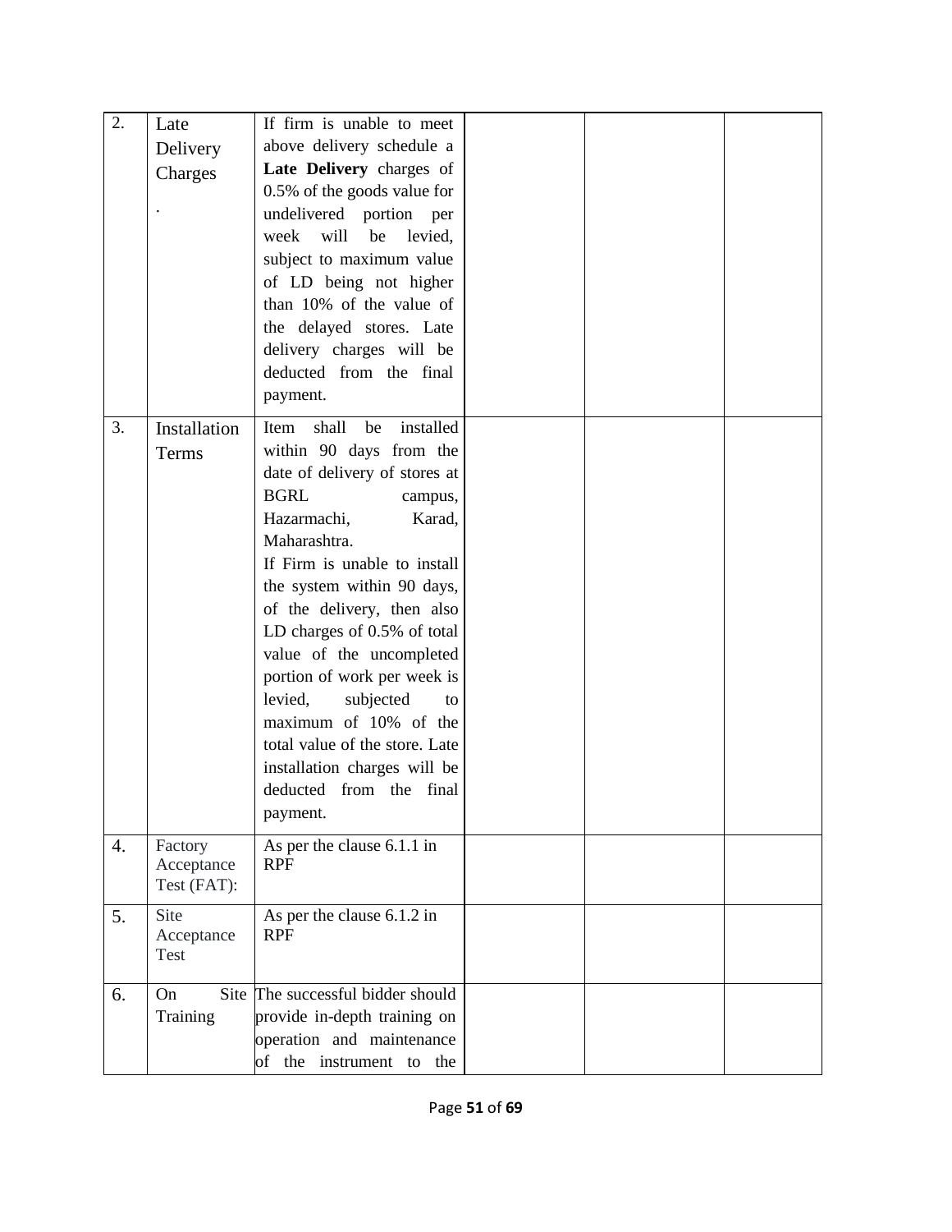| 2. | Late Delivery Charges<br>. | If firm is unable to meet above delivery schedule a **Late Delivery** charges of 0.5% of the goods value for undelivered portion per week will be levied, subject to maximum value of LD being not higher than 10% of the value of the delayed stores. Late delivery charges will be deducted from the final payment. | | | |
|---|---|---|---|---|---|
| 3. | Installation Terms | Item shall be installed within 90 days from the date of delivery of stores at BGRL campus, Hazarmachi, Karad, Maharashtra.<br>If Firm is unable to install the system within 90 days, of the delivery, then also LD charges of 0.5% of total value of the uncompleted portion of work per week is levied, subjected to maximum of 10% of the total value of the store. Late installation charges will be deducted from the final payment. | | | |
| 4. | Factory Acceptance Test (FAT): | As per the clause 6.1.1 in RPF | | | |
| 5. | Site Acceptance Test | As per the clause 6.1.2 in RPF | | | |
| 6. | On Site Training | The successful bidder should provide in-depth training on operation and maintenance of the instrument to the | | | |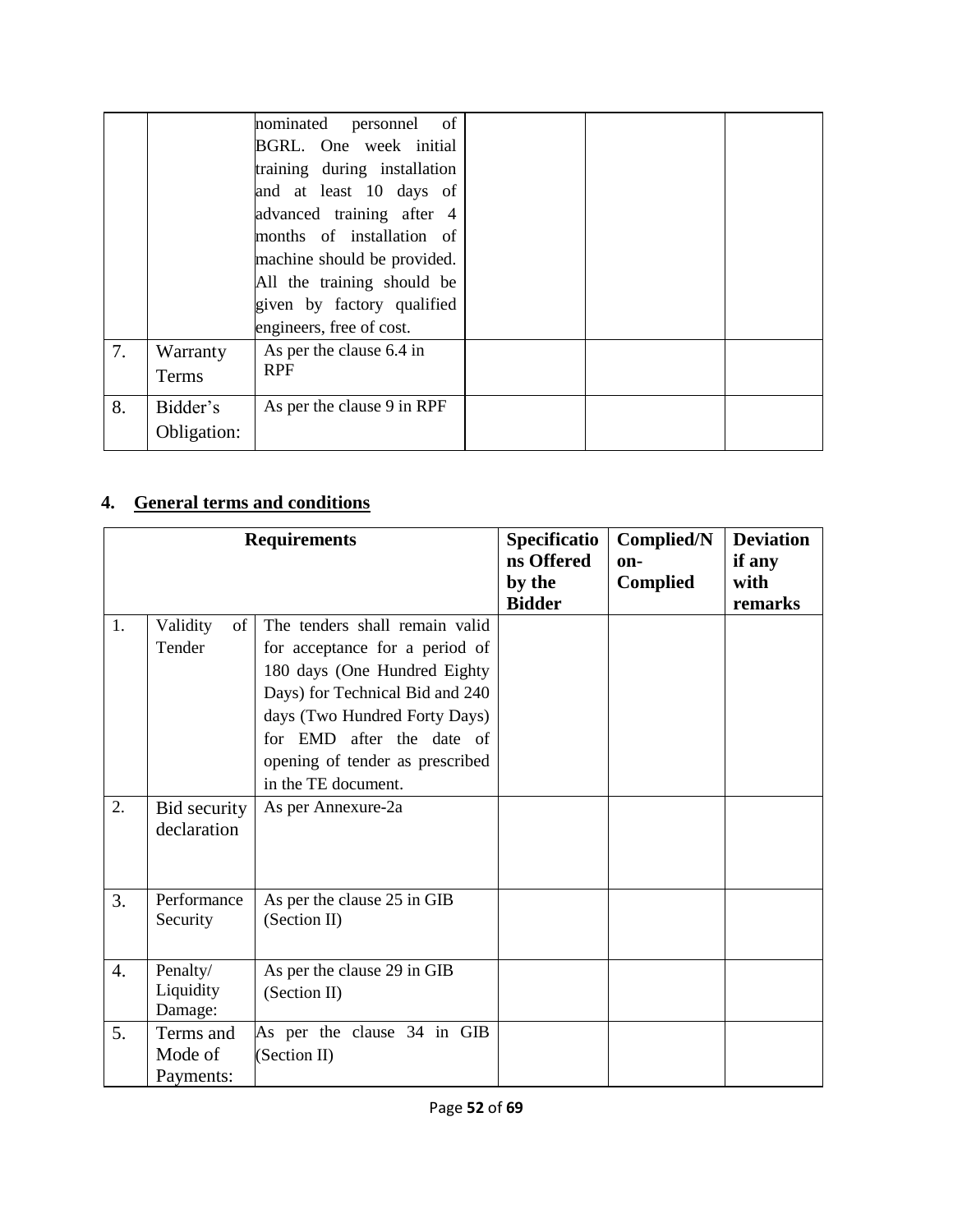| | | | | | |
|---|---|---|---|---|---|
| | | nominated personnel of BGRL. One week initial training during installation and at least 10 days of advanced training after 4 months of installation of machine should be provided. All the training should be given by factory qualified engineers, free of cost. | | | |
| 7. | Warranty Terms | As per the clause 6.4 in RPF | | | |
| 8. | Bidder's Obligation: | As per the clause 9 in RPF | | | |

## 4. General terms and conditions

| Requirements | | | Specifications Offered by the Bidder | Complied/Non-Complied | Deviation if any with remarks |
|---|---|---|---|---|---|
| 1. | Validity of Tender | The tenders shall remain valid for acceptance for a period of 180 days (One Hundred Eighty Days) for Technical Bid and 240 days (Two Hundred Forty Days) for EMD after the date of opening of tender as prescribed in the TE document. | | | |
| 2. | Bid security declaration | As per Annexure-2a | | | |
| 3. | Performance Security | As per the clause 25 in GIB (Section II) | | | |
| 4. | Penalty/ Liquidity Damage: | As per the clause 29 in GIB (Section II) | | | |
| 5. | Terms and Mode of Payments: | As per the clause 34 in GIB (Section II) | | | |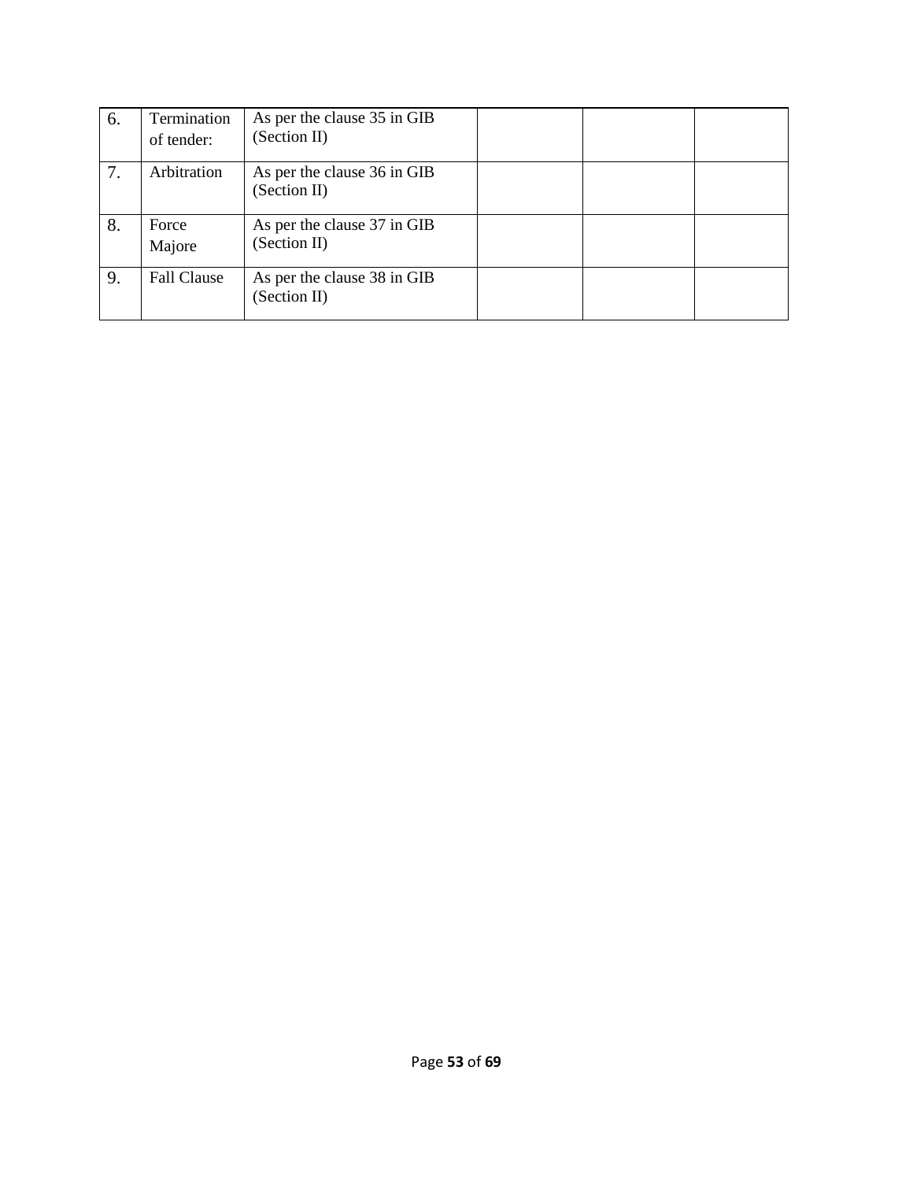| | | | | | |
|---|---|---|---|---|---|
| 6. | Termination of tender: | As per the clause 35 in GIB (Section II) | | | |
| 7. | Arbitration | As per the clause 36 in GIB (Section II) | | | |
| 8. | Force Majore | As per the clause 37 in GIB (Section II) | | | |
| 9. | Fall Clause | As per the clause 38 in GIB (Section II) | | | |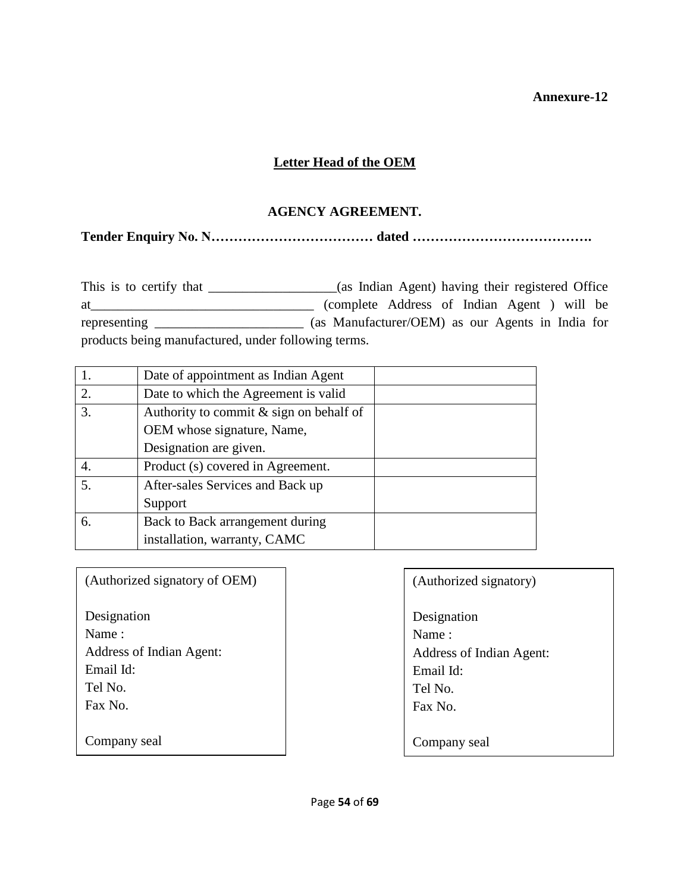**Annexure-12**

**Letter Head of the OEM**

**AGENCY AGREEMENT.**

**Tender Enquiry No. N……………………………… dated ………………………………….**

This is to certify that ___________________(as Indian Agent) having their registered Office at_________________________________ (complete Address of Indian Agent ) will be representing ______________________ (as Manufacturer/OEM) as our Agents in India for products being manufactured, under following terms.

| | | |
|---|---|---|
| 1. | Date of appointment as Indian Agent | |
| 2. | Date to which the Agreement is valid | |
| 3. | Authority to commit & sign on behalf of OEM whose signature, Name, Designation are given. | |
| 4. | Product (s) covered in Agreement. | |
| 5. | After-sales Services and Back up Support | |
| 6. | Back to Back arrangement during installation, warranty, CAMC | |

(Authorized signatory of OEM)

Designation
Name :
Address of Indian Agent:
Email Id:
Tel No.
Fax No.

Company seal

(Authorized signatory)

Designation
Name :
Address of Indian Agent:
Email Id:
Tel No.
Fax No.

Company seal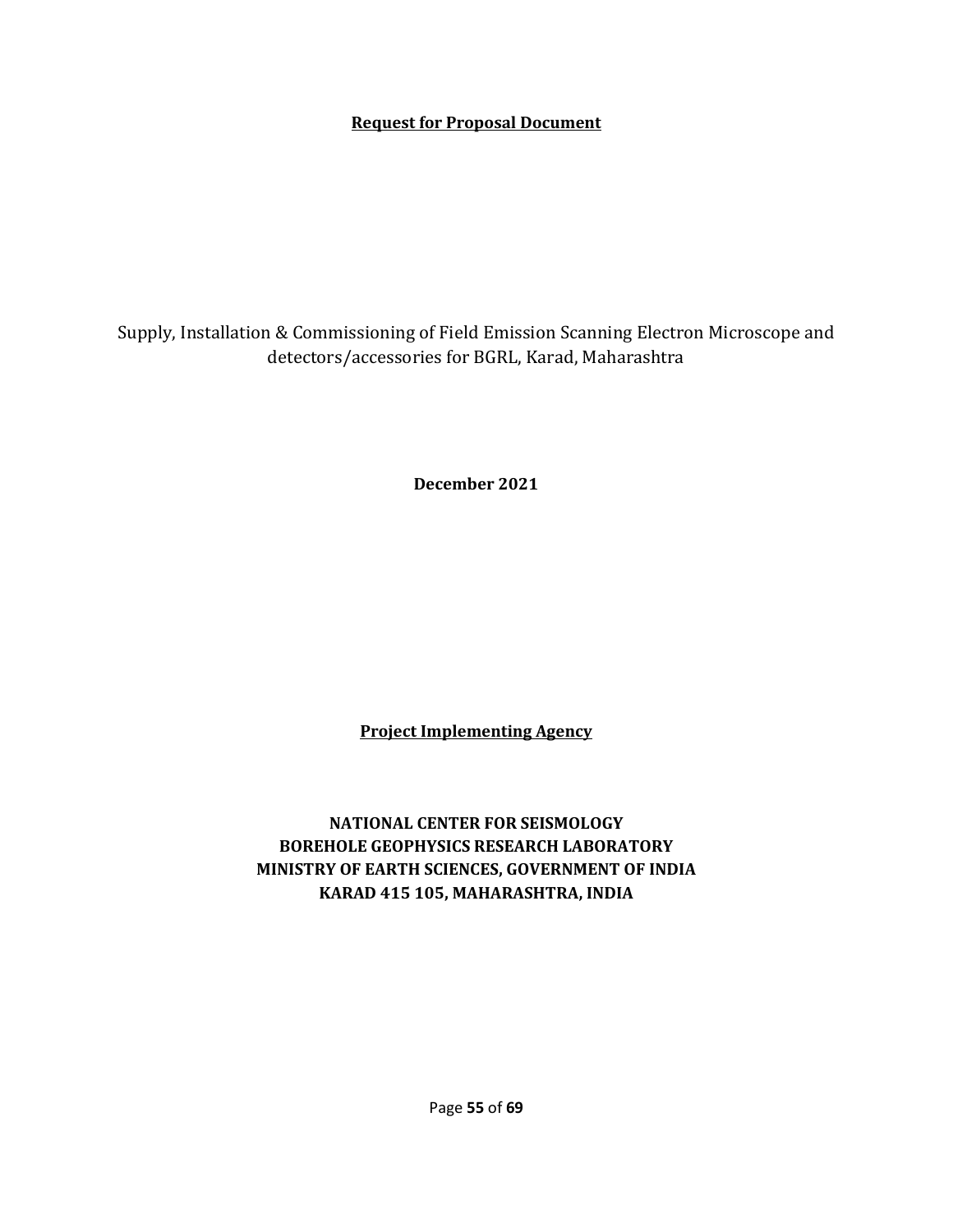**Request for Proposal Document**

Supply, Installation & Commissioning of Field Emission Scanning Electron Microscope and detectors/accessories for BGRL, Karad, Maharashtra

**December 2021**

**Project Implementing Agency**

**NATIONAL CENTER FOR SEISMOLOGY**
**BOREHOLE GEOPHYSICS RESEARCH LABORATORY**
**MINISTRY OF EARTH SCIENCES, GOVERNMENT OF INDIA**
**KARAD 415 105, MAHARASHTRA, INDIA**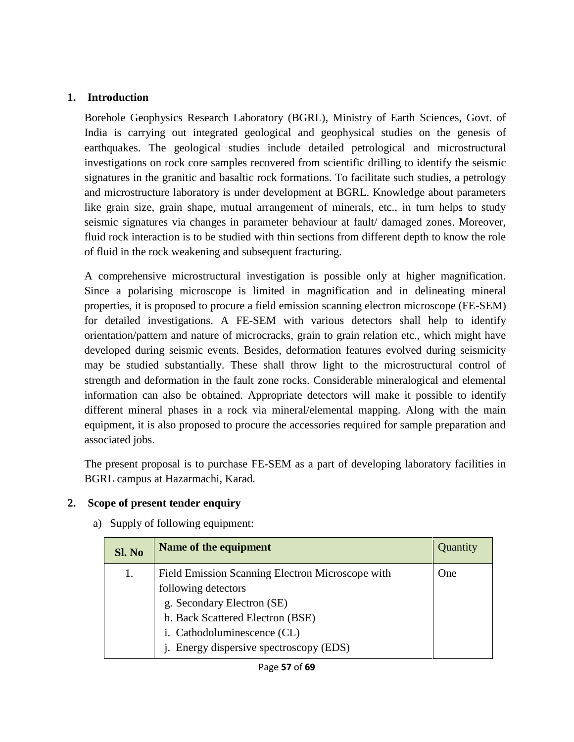## 1. Introduction

Borehole Geophysics Research Laboratory (BGRL), Ministry of Earth Sciences, Govt. of India is carrying out integrated geological and geophysical studies on the genesis of earthquakes. The geological studies include detailed petrological and microstructural investigations on rock core samples recovered from scientific drilling to identify the seismic signatures in the granitic and basaltic rock formations. To facilitate such studies, a petrology and microstructure laboratory is under development at BGRL. Knowledge about parameters like grain size, grain shape, mutual arrangement of minerals, etc., in turn helps to study seismic signatures via changes in parameter behaviour at fault/ damaged zones. Moreover, fluid rock interaction is to be studied with thin sections from different depth to know the role of fluid in the rock weakening and subsequent fracturing.

A comprehensive microstructural investigation is possible only at higher magnification. Since a polarising microscope is limited in magnification and in delineating mineral properties, it is proposed to procure a field emission scanning electron microscope (FE-SEM) for detailed investigations. A FE-SEM with various detectors shall help to identify orientation/pattern and nature of microcracks, grain to grain relation etc., which might have developed during seismic events. Besides, deformation features evolved during seismicity may be studied substantially. These shall throw light to the microstructural control of strength and deformation in the fault zone rocks. Considerable mineralogical and elemental information can also be obtained. Appropriate detectors will make it possible to identify different mineral phases in a rock via mineral/elemental mapping. Along with the main equipment, it is also proposed to procure the accessories required for sample preparation and associated jobs.

The present proposal is to purchase FE-SEM as a part of developing laboratory facilities in BGRL campus at Hazarmachi, Karad.

## 2. Scope of present tender enquiry

a) Supply of following equipment:

| Sl. No | Name of the equipment | Quantity |
|---|---|---|
| 1. | Field Emission Scanning Electron Microscope with following detectors<br>g. Secondary Electron (SE)<br>h. Back Scattered Electron (BSE)<br>i. Cathodoluminescence (CL)<br>j. Energy dispersive spectroscopy (EDS) | One |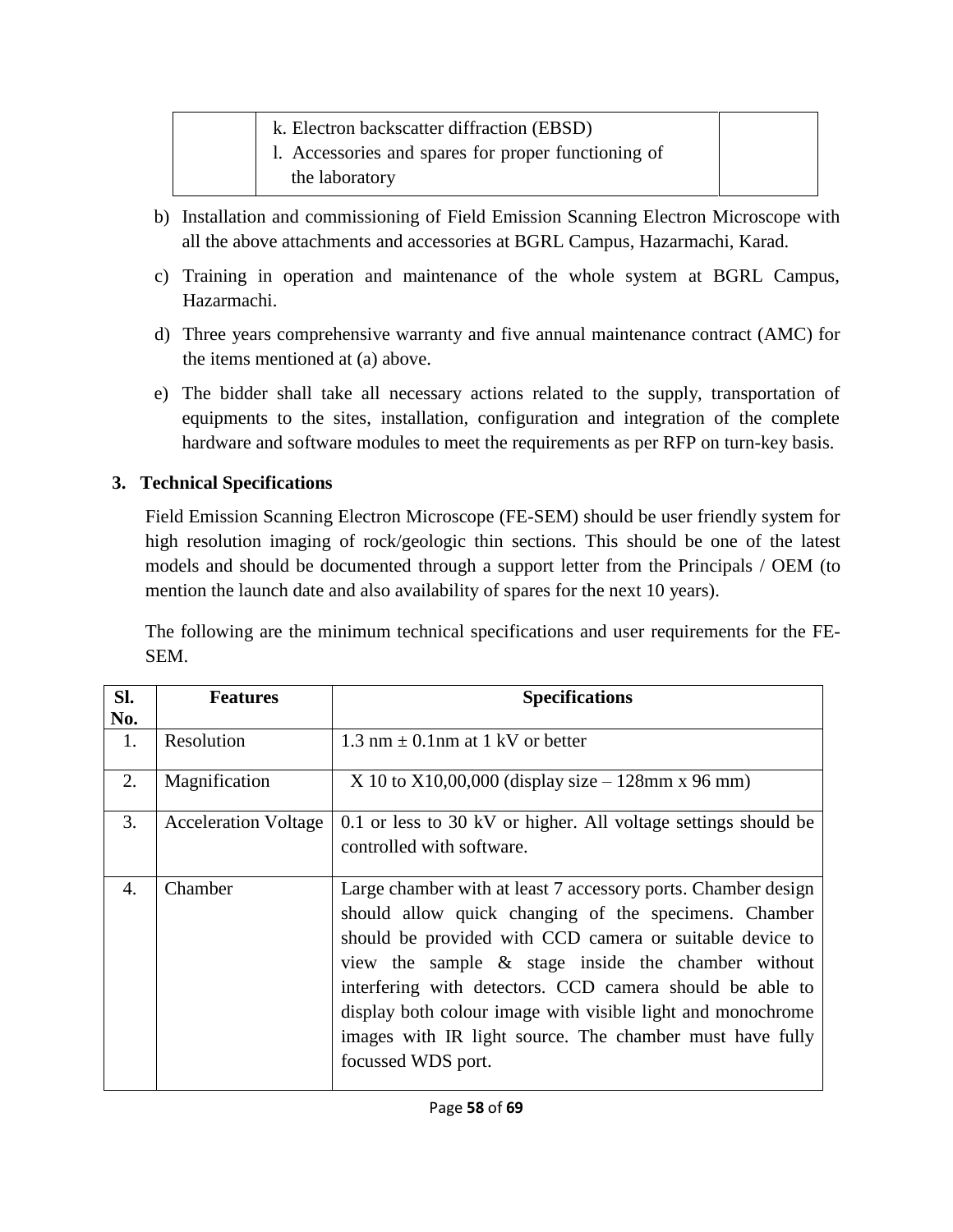| | k. Electron backscatter diffraction (EBSD)<br>l. Accessories and spares for proper functioning of the laboratory | |
|---|---|---|

b) Installation and commissioning of Field Emission Scanning Electron Microscope with all the above attachments and accessories at BGRL Campus, Hazarmachi, Karad.

c) Training in operation and maintenance of the whole system at BGRL Campus, Hazarmachi.

d) Three years comprehensive warranty and five annual maintenance contract (AMC) for the items mentioned at (a) above.

e) The bidder shall take all necessary actions related to the supply, transportation of equipments to the sites, installation, configuration and integration of the complete hardware and software modules to meet the requirements as per RFP on turn-key basis.

**3. Technical Specifications**

Field Emission Scanning Electron Microscope (FE-SEM) should be user friendly system for high resolution imaging of rock/geologic thin sections. This should be one of the latest models and should be documented through a support letter from the Principals / OEM (to mention the launch date and also availability of spares for the next 10 years).

The following are the minimum technical specifications and user requirements for the FE-SEM.

| Sl. No. | Features | Specifications |
|---|---|---|
| 1. | Resolution | 1.3 nm ± 0.1nm at 1 kV or better |
| 2. | Magnification | X 10 to X10,00,000 (display size – 128mm x 96 mm) |
| 3. | Acceleration Voltage | 0.1 or less to 30 kV or higher. All voltage settings should be controlled with software. |
| 4. | Chamber | Large chamber with at least 7 accessory ports. Chamber design should allow quick changing of the specimens. Chamber should be provided with CCD camera or suitable device to view the sample & stage inside the chamber without interfering with detectors. CCD camera should be able to display both colour image with visible light and monochrome images with IR light source. The chamber must have fully focussed WDS port. |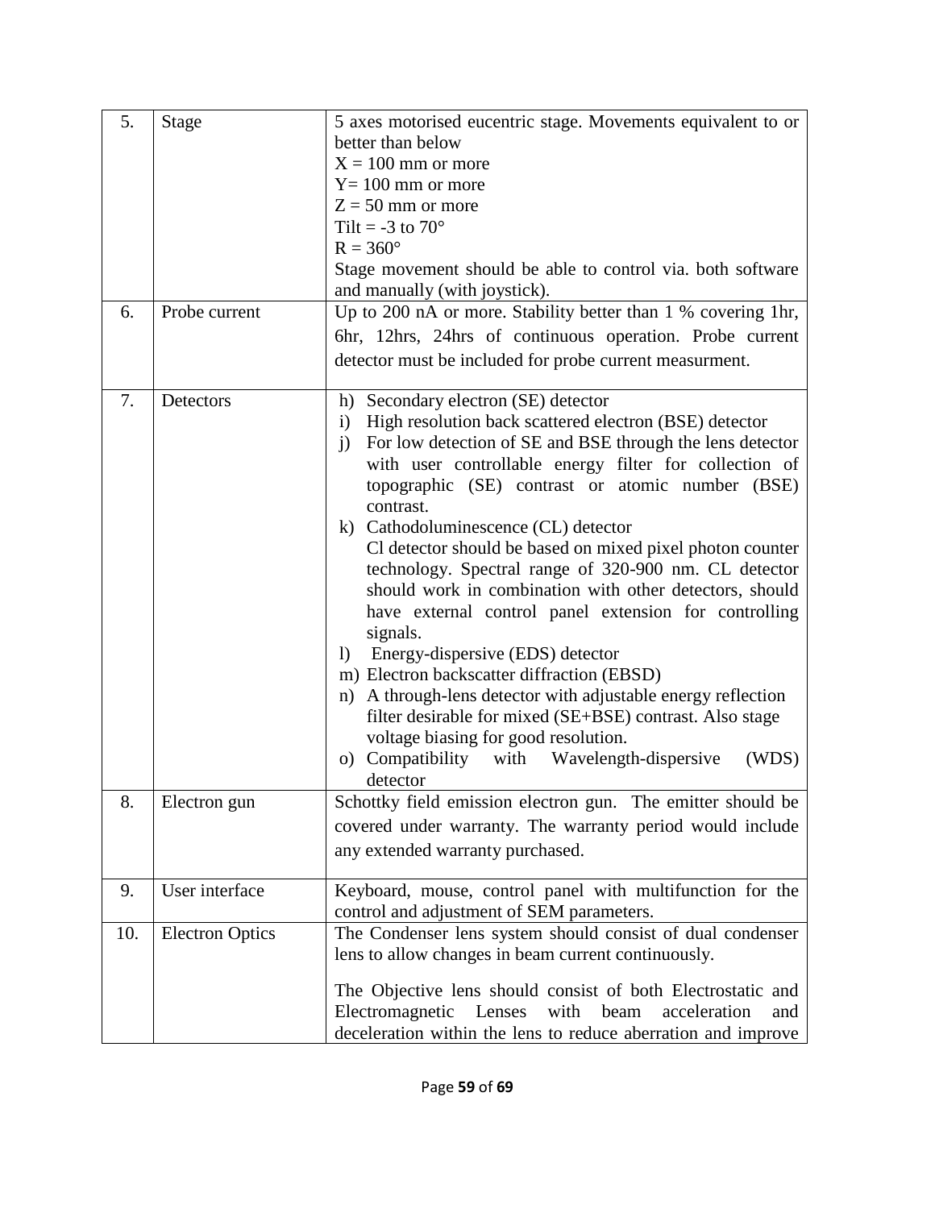| 5. | Stage | 5 axes motorised eucentric stage. Movements equivalent to or better than below<br>X = 100 mm or more<br>Y= 100 mm or more<br>Z = 50 mm or more<br>Tilt = -3 to 70°<br>R = 360°<br>Stage movement should be able to control via. both software and manually (with joystick). |
|---|---|---|
| 6. | Probe current | Up to 200 nA or more. Stability better than 1 % covering 1hr, 6hr, 12hrs, 24hrs of continuous operation. Probe current detector must be included for probe current measurment. |
| 7. | Detectors | h) Secondary electron (SE) detector<br>i) High resolution back scattered electron (BSE) detector<br>j) For low detection of SE and BSE through the lens detector with user controllable energy filter for collection of topographic (SE) contrast or atomic number (BSE) contrast.<br>k) Cathodoluminescence (CL) detector<br>Cl detector should be based on mixed pixel photon counter technology. Spectral range of 320-900 nm. CL detector should work in combination with other detectors, should have external control panel extension for controlling signals.<br>l) Energy-dispersive (EDS) detector<br>m) Electron backscatter diffraction (EBSD)<br>n) A through-lens detector with adjustable energy reflection filter desirable for mixed (SE+BSE) contrast. Also stage voltage biasing for good resolution.<br>o) Compatibility with Wavelength-dispersive (WDS) detector |
| 8. | Electron gun | Schottky field emission electron gun. The emitter should be covered under warranty. The warranty period would include any extended warranty purchased. |
| 9. | User interface | Keyboard, mouse, control panel with multifunction for the control and adjustment of SEM parameters. |
| 10. | Electron Optics | The Condenser lens system should consist of dual condenser lens to allow changes in beam current continuously.<br><br>The Objective lens should consist of both Electrostatic and Electromagnetic Lenses with beam acceleration and deceleration within the lens to reduce aberration and improve |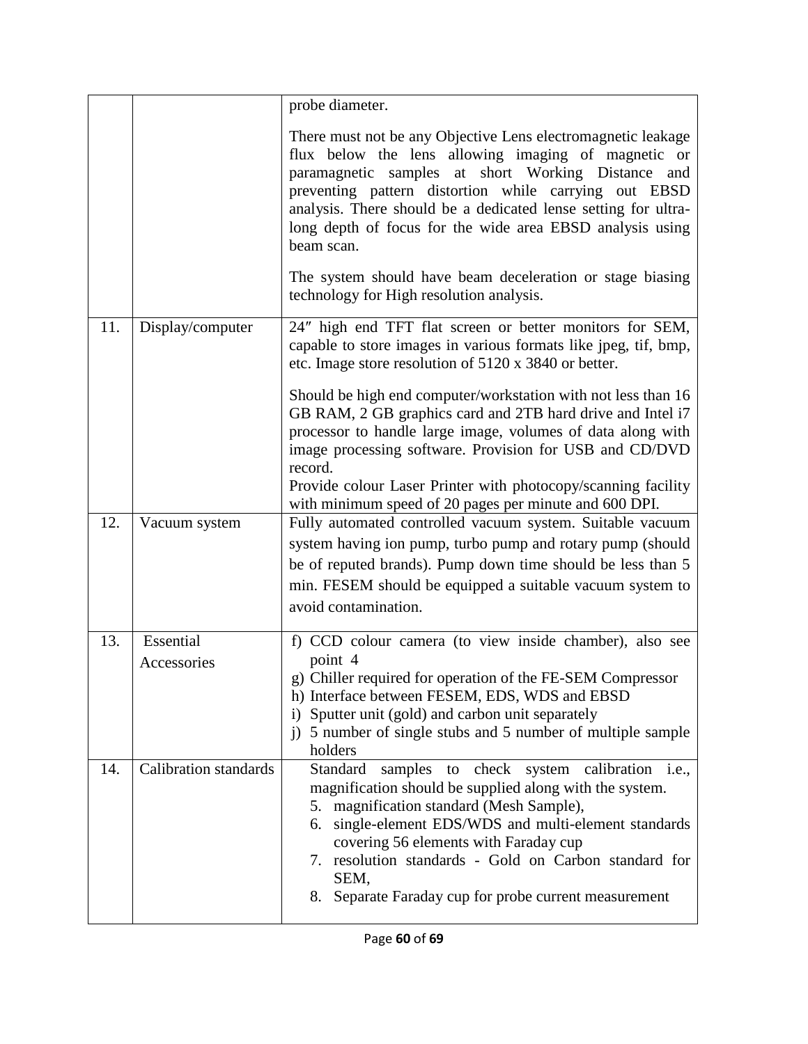| | | |
|---|---|---|
| | | probe diameter.<br><br>There must not be any Objective Lens electromagnetic leakage flux below the lens allowing imaging of magnetic or paramagnetic samples at short Working Distance and preventing pattern distortion while carrying out EBSD analysis. There should be a dedicated lense setting for ultra-long depth of focus for the wide area EBSD analysis using beam scan.<br><br>The system should have beam deceleration or stage biasing technology for High resolution analysis. |
| 11. | Display/computer | 24″ high end TFT flat screen or better monitors for SEM, capable to store images in various formats like jpeg, tif, bmp, etc. Image store resolution of 5120 x 3840 or better.<br><br>Should be high end computer/workstation with not less than 16 GB RAM, 2 GB graphics card and 2TB hard drive and Intel i7 processor to handle large image, volumes of data along with image processing software. Provision for USB and CD/DVD record.<br>Provide colour Laser Printer with photocopy/scanning facility with minimum speed of 20 pages per minute and 600 DPI. |
| 12. | Vacuum system | Fully automated controlled vacuum system. Suitable vacuum system having ion pump, turbo pump and rotary pump (should be of reputed brands). Pump down time should be less than 5 min. FESEM should be equipped a suitable vacuum system to avoid contamination. |
| 13. | Essential Accessories | f) CCD colour camera (to view inside chamber), also see point 4<br>g) Chiller required for operation of the FE-SEM Compressor<br>h) Interface between FESEM, EDS, WDS and EBSD<br>i) Sputter unit (gold) and carbon unit separately<br>j) 5 number of single stubs and 5 number of multiple sample holders |
| 14. | Calibration standards | Standard samples to check system calibration i.e., magnification should be supplied along with the system.<br>5. magnification standard (Mesh Sample),<br>6. single-element EDS/WDS and multi-element standards covering 56 elements with Faraday cup<br>7. resolution standards - Gold on Carbon standard for SEM,<br>8. Separate Faraday cup for probe current measurement |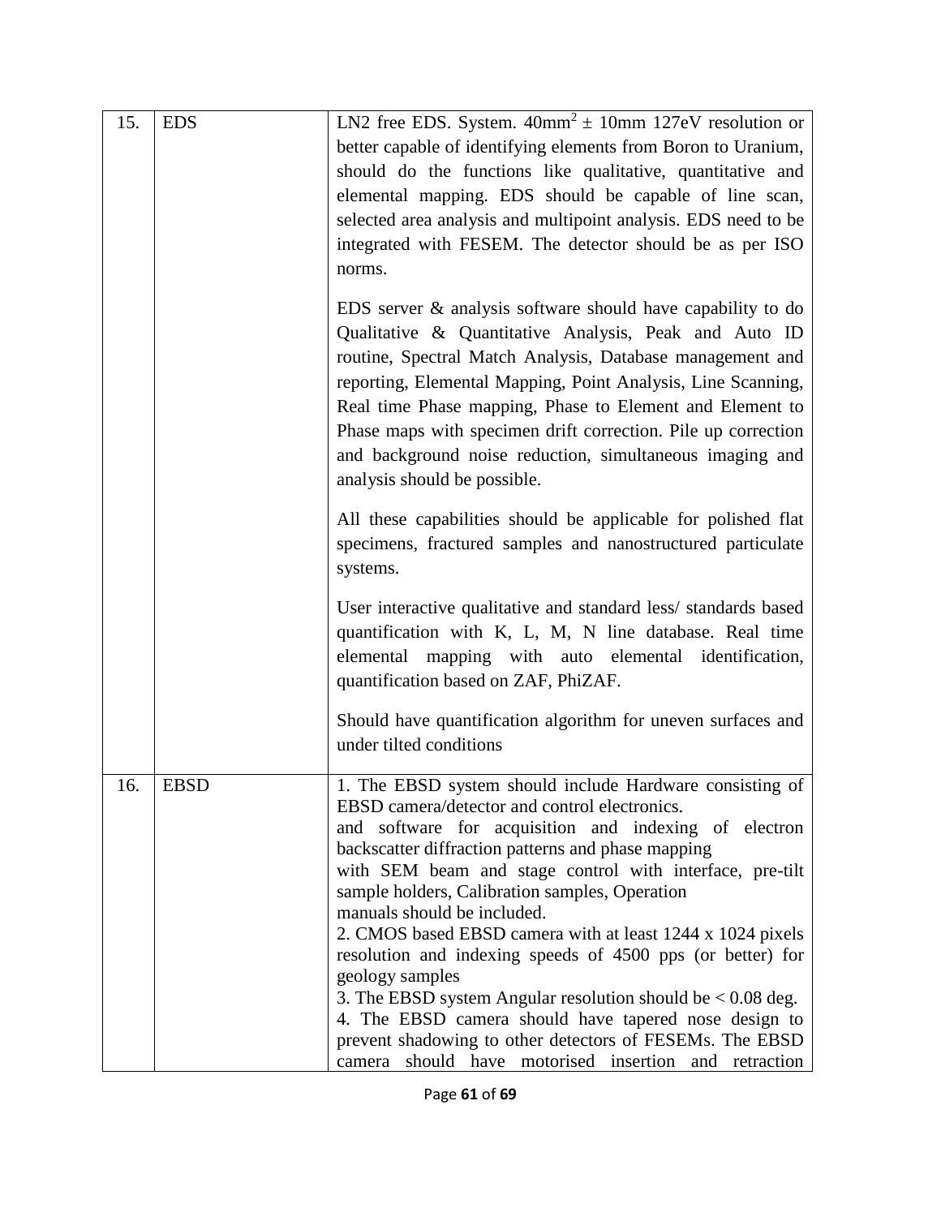| | | |
|---|---|---|
| 15. | EDS | LN2 free EDS. System. $40mm^2 \pm 10mm$ 127eV resolution or better capable of identifying elements from Boron to Uranium, should do the functions like qualitative, quantitative and elemental mapping. EDS should be capable of line scan, selected area analysis and multipoint analysis. EDS need to be integrated with FESEM. The detector should be as per ISO norms.<br><br>EDS server & analysis software should have capability to do Qualitative & Quantitative Analysis, Peak and Auto ID routine, Spectral Match Analysis, Database management and reporting, Elemental Mapping, Point Analysis, Line Scanning, Real time Phase mapping, Phase to Element and Element to Phase maps with specimen drift correction. Pile up correction and background noise reduction, simultaneous imaging and analysis should be possible.<br><br>All these capabilities should be applicable for polished flat specimens, fractured samples and nanostructured particulate systems.<br><br>User interactive qualitative and standard less/ standards based quantification with K, L, M, N line database. Real time elemental mapping with auto elemental identification, quantification based on ZAF, PhiZAF.<br><br>Should have quantification algorithm for uneven surfaces and under tilted conditions |
| 16. | EBSD | 1. The EBSD system should include Hardware consisting of EBSD camera/detector and control electronics.<br>and software for acquisition and indexing of electron backscatter diffraction patterns and phase mapping<br>with SEM beam and stage control with interface, pre-tilt sample holders, Calibration samples, Operation<br>manuals should be included.<br>2. CMOS based EBSD camera with at least 1244 x 1024 pixels resolution and indexing speeds of 4500 pps (or better) for geology samples<br>3. The EBSD system Angular resolution should be < 0.08 deg.<br>4. The EBSD camera should have tapered nose design to prevent shadowing to other detectors of FESEMs. The EBSD camera should have motorised insertion and retraction |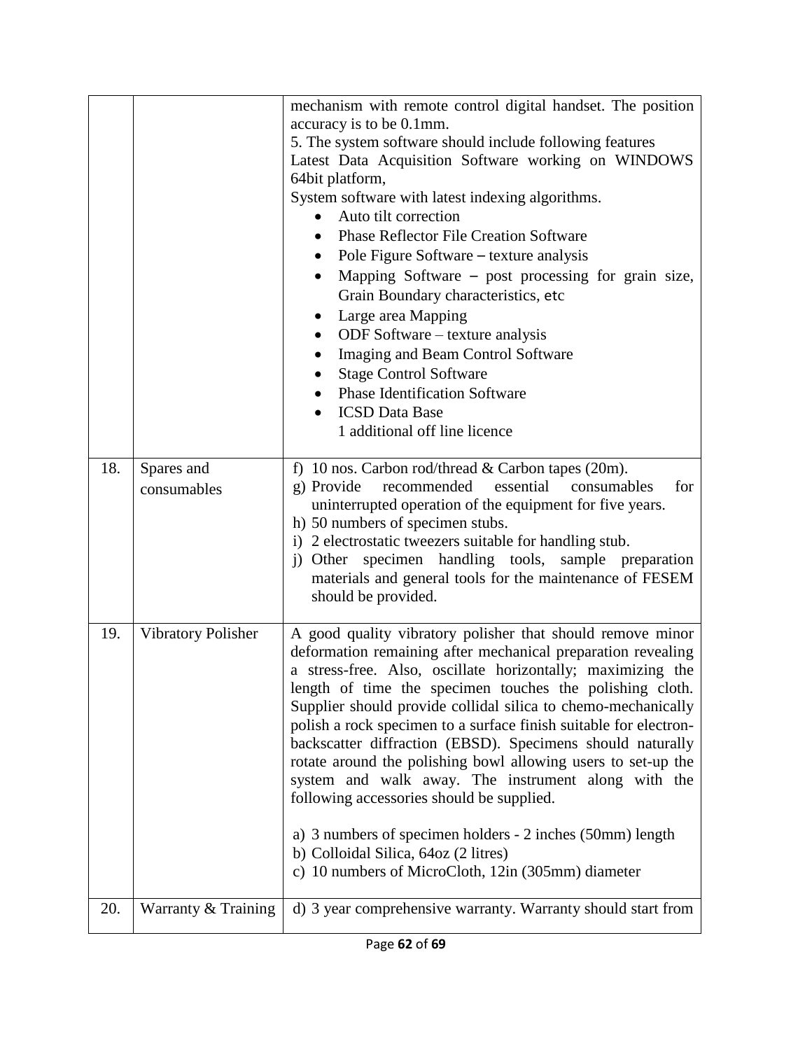| | | |
|---|---|---|
| | | mechanism with remote control digital handset. The position accuracy is to be 0.1mm.<br>5. The system software should include following features<br>Latest Data Acquisition Software working on WINDOWS 64bit platform,<br>System software with latest indexing algorithms.<br>• Auto tilt correction<br>• Phase Reflector File Creation Software<br>• Pole Figure Software – texture analysis<br>• Mapping Software – post processing for grain size, Grain Boundary characteristics, etc<br>• Large area Mapping<br>• ODF Software – texture analysis<br>• Imaging and Beam Control Software<br>• Stage Control Software<br>• Phase Identification Software<br>• ICSD Data Base<br>1 additional off line licence |
| 18. | Spares and consumables | f) 10 nos. Carbon rod/thread & Carbon tapes (20m).<br>g) Provide recommended essential consumables for uninterrupted operation of the equipment for five years.<br>h) 50 numbers of specimen stubs.<br>i) 2 electrostatic tweezers suitable for handling stub.<br>j) Other specimen handling tools, sample preparation materials and general tools for the maintenance of FESEM should be provided. |
| 19. | Vibratory Polisher | A good quality vibratory polisher that should remove minor deformation remaining after mechanical preparation revealing a stress-free. Also, oscillate horizontally; maximizing the length of time the specimen touches the polishing cloth. Supplier should provide collidal silica to chemo-mechanically polish a rock specimen to a surface finish suitable for electron-backscatter diffraction (EBSD). Specimens should naturally rotate around the polishing bowl allowing users to set-up the system and walk away. The instrument along with the following accessories should be supplied.<br><br>a) 3 numbers of specimen holders - 2 inches (50mm) length<br>b) Colloidal Silica, 64oz (2 litres)<br>c) 10 numbers of MicroCloth, 12in (305mm) diameter |
| 20. | Warranty & Training | d) 3 year comprehensive warranty. Warranty should start from |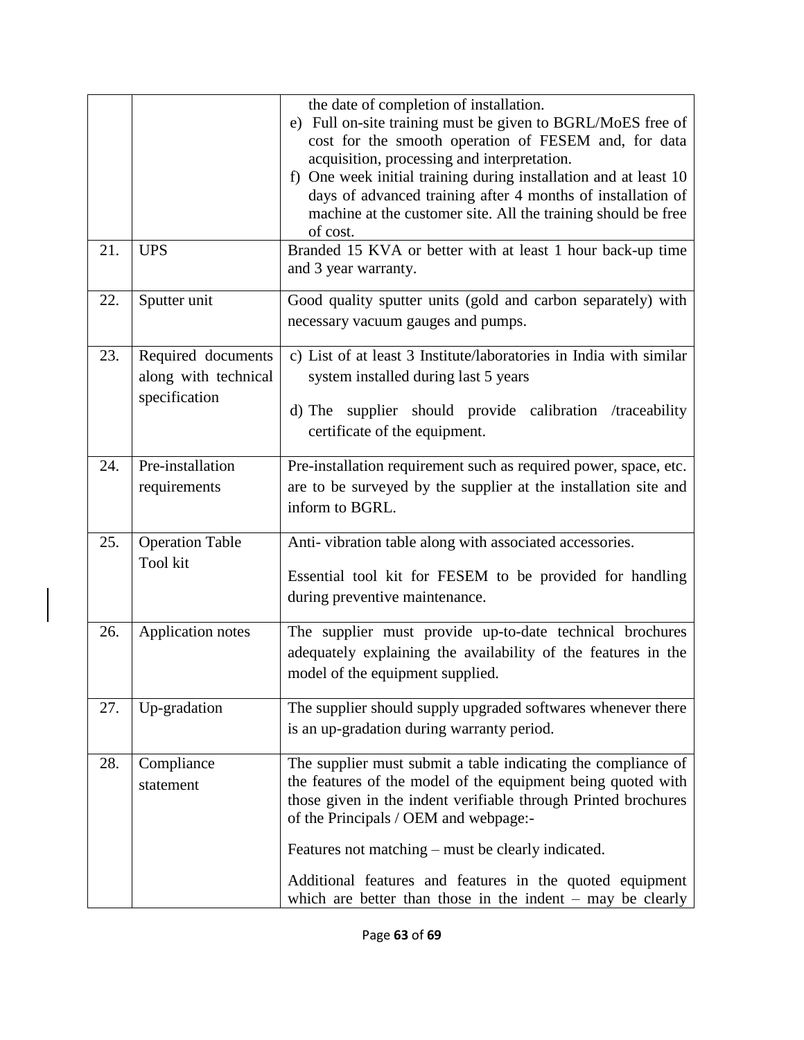| | | |
|---|---|---|
| | | the date of completion of installation.<br>e) Full on-site training must be given to BGRL/MoES free of cost for the smooth operation of FESEM and, for data acquisition, processing and interpretation.<br>f) One week initial training during installation and at least 10 days of advanced training after 4 months of installation of machine at the customer site. All the training should be free of cost. |
| 21. | UPS | Branded 15 KVA or better with at least 1 hour back-up time and 3 year warranty. |
| 22. | Sputter unit | Good quality sputter units (gold and carbon separately) with necessary vacuum gauges and pumps. |
| 23. | Required documents along with technical specification | c) List of at least 3 Institute/laboratories in India with similar system installed during last 5 years<br>d) The supplier should provide calibration /traceability certificate of the equipment. |
| 24. | Pre-installation requirements | Pre-installation requirement such as required power, space, etc. are to be surveyed by the supplier at the installation site and inform to BGRL. |
| 25. | Operation Table<br>Tool kit | Anti- vibration table along with associated accessories.<br>Essential tool kit for FESEM to be provided for handling during preventive maintenance. |
| 26. | Application notes | The supplier must provide up-to-date technical brochures adequately explaining the availability of the features in the model of the equipment supplied. |
| 27. | Up-gradation | The supplier should supply upgraded softwares whenever there is an up-gradation during warranty period. |
| 28. | Compliance statement | The supplier must submit a table indicating the compliance of the features of the model of the equipment being quoted with those given in the indent verifiable through Printed brochures of the Principals / OEM and webpage:-<br>Features not matching – must be clearly indicated.<br>Additional features and features in the quoted equipment which are better than those in the indent – may be clearly |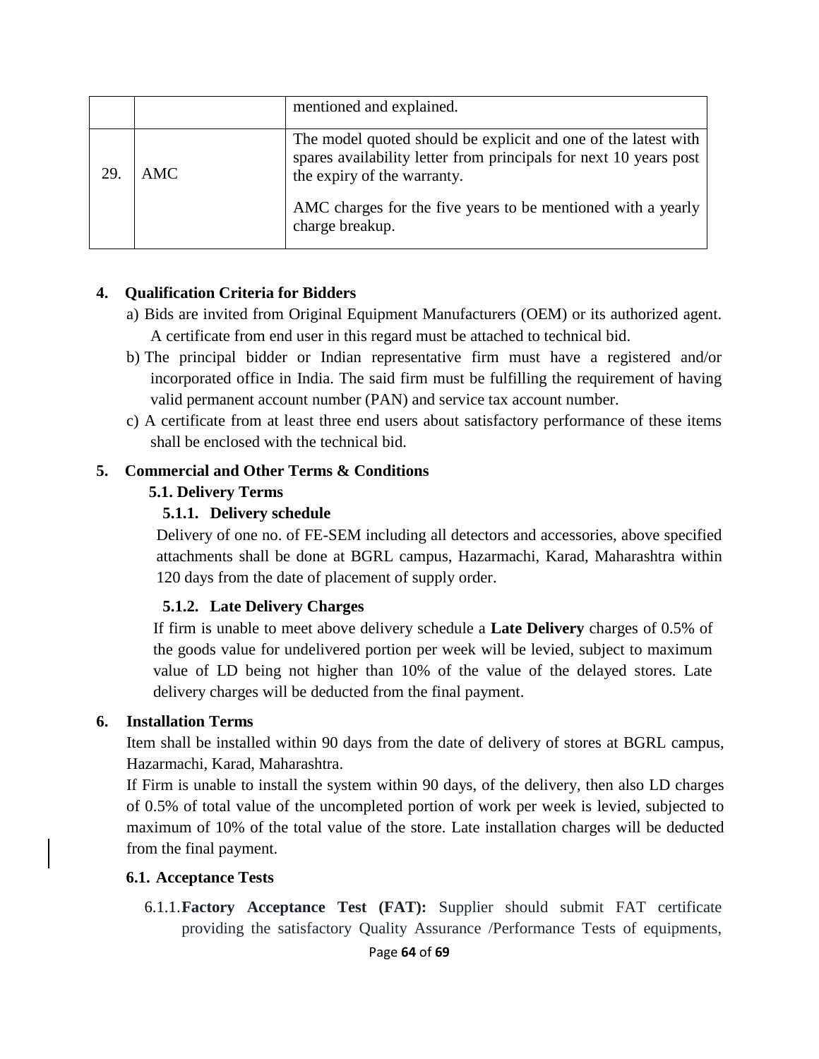| | | mentioned and explained. |
|---|---|---|
| 29. | AMC | The model quoted should be explicit and one of the latest with spares availability letter from principals for next 10 years post the expiry of the warranty.<br><br>AMC charges for the five years to be mentioned with a yearly charge breakup. |

## 4. Qualification Criteria for Bidders

a) Bids are invited from Original Equipment Manufacturers (OEM) or its authorized agent. A certificate from end user in this regard must be attached to technical bid.

b) The principal bidder or Indian representative firm must have a registered and/or incorporated office in India. The said firm must be fulfilling the requirement of having valid permanent account number (PAN) and service tax account number.

c) A certificate from at least three end users about satisfactory performance of these items shall be enclosed with the technical bid.

## 5. Commercial and Other Terms & Conditions

### 5.1. Delivery Terms

#### 5.1.1. Delivery schedule

Delivery of one no. of FE-SEM including all detectors and accessories, above specified attachments shall be done at BGRL campus, Hazarmachi, Karad, Maharashtra within 120 days from the date of placement of supply order.

#### 5.1.2. Late Delivery Charges

If firm is unable to meet above delivery schedule a **Late Delivery** charges of 0.5% of the goods value for undelivered portion per week will be levied, subject to maximum value of LD being not higher than 10% of the value of the delayed stores. Late delivery charges will be deducted from the final payment.

## 6. Installation Terms

Item shall be installed within 90 days from the date of delivery of stores at BGRL campus, Hazarmachi, Karad, Maharashtra.

If Firm is unable to install the system within 90 days, of the delivery, then also LD charges of 0.5% of total value of the uncompleted portion of work per week is levied, subjected to maximum of 10% of the total value of the store. Late installation charges will be deducted from the final payment.

### 6.1. Acceptance Tests

6.1.1. **Factory Acceptance Test (FAT):** Supplier should submit FAT certificate providing the satisfactory Quality Assurance /Performance Tests of equipments,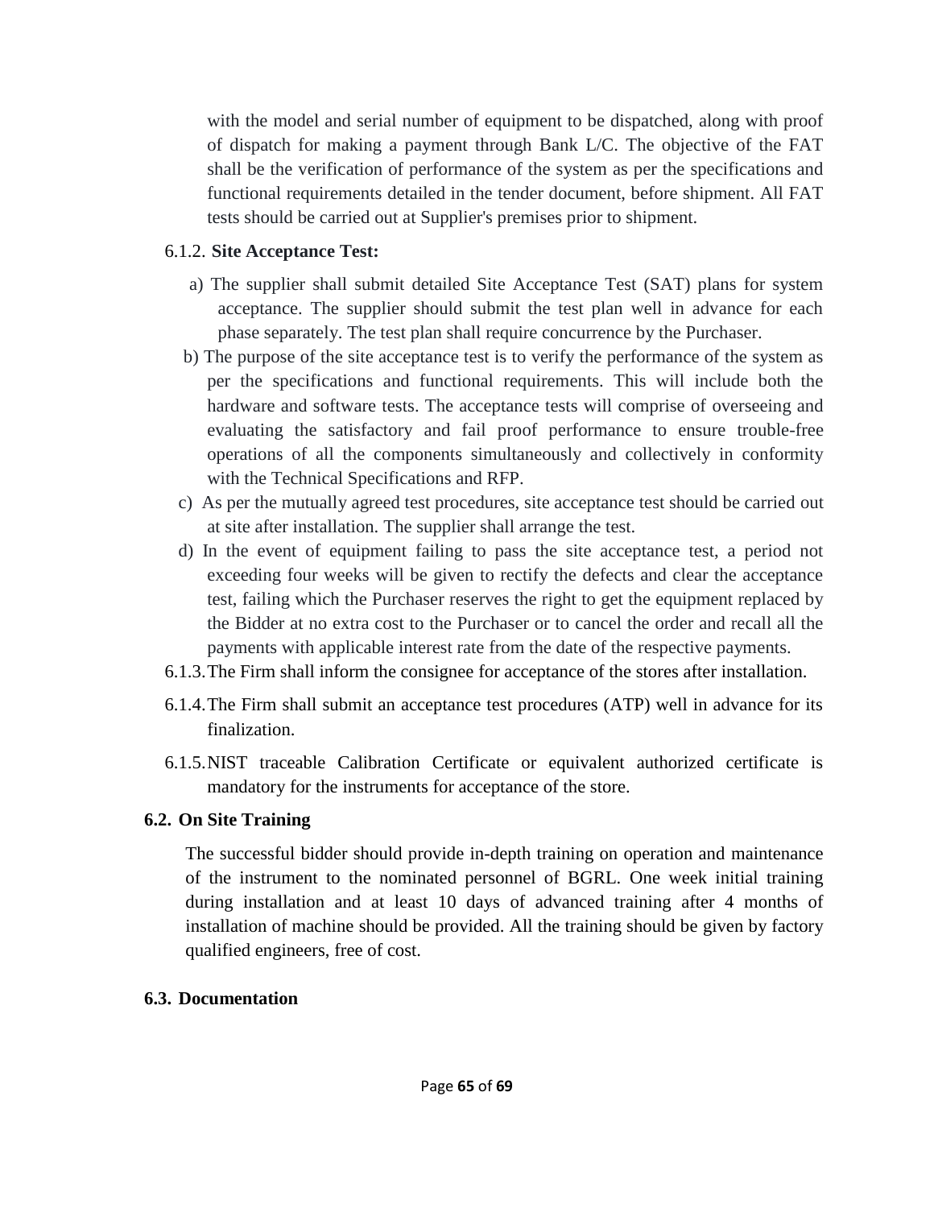with the model and serial number of equipment to be dispatched, along with proof of dispatch for making a payment through Bank L/C. The objective of the FAT shall be the verification of performance of the system as per the specifications and functional requirements detailed in the tender document, before shipment. All FAT tests should be carried out at Supplier's premises prior to shipment.

6.1.2. **Site Acceptance Test:**

a) The supplier shall submit detailed Site Acceptance Test (SAT) plans for system acceptance. The supplier should submit the test plan well in advance for each phase separately. The test plan shall require concurrence by the Purchaser.

b) The purpose of the site acceptance test is to verify the performance of the system as per the specifications and functional requirements. This will include both the hardware and software tests. The acceptance tests will comprise of overseeing and evaluating the satisfactory and fail proof performance to ensure trouble-free operations of all the components simultaneously and collectively in conformity with the Technical Specifications and RFP.

c) As per the mutually agreed test procedures, site acceptance test should be carried out at site after installation. The supplier shall arrange the test.

d) In the event of equipment failing to pass the site acceptance test, a period not exceeding four weeks will be given to rectify the defects and clear the acceptance test, failing which the Purchaser reserves the right to get the equipment replaced by the Bidder at no extra cost to the Purchaser or to cancel the order and recall all the payments with applicable interest rate from the date of the respective payments.

6.1.3. The Firm shall inform the consignee for acceptance of the stores after installation.

6.1.4. The Firm shall submit an acceptance test procedures (ATP) well in advance for its finalization.

6.1.5. NIST traceable Calibration Certificate or equivalent authorized certificate is mandatory for the instruments for acceptance of the store.

### 6.2. On Site Training

The successful bidder should provide in-depth training on operation and maintenance of the instrument to the nominated personnel of BGRL. One week initial training during installation and at least 10 days of advanced training after 4 months of installation of machine should be provided. All the training should be given by factory qualified engineers, free of cost.

### 6.3. Documentation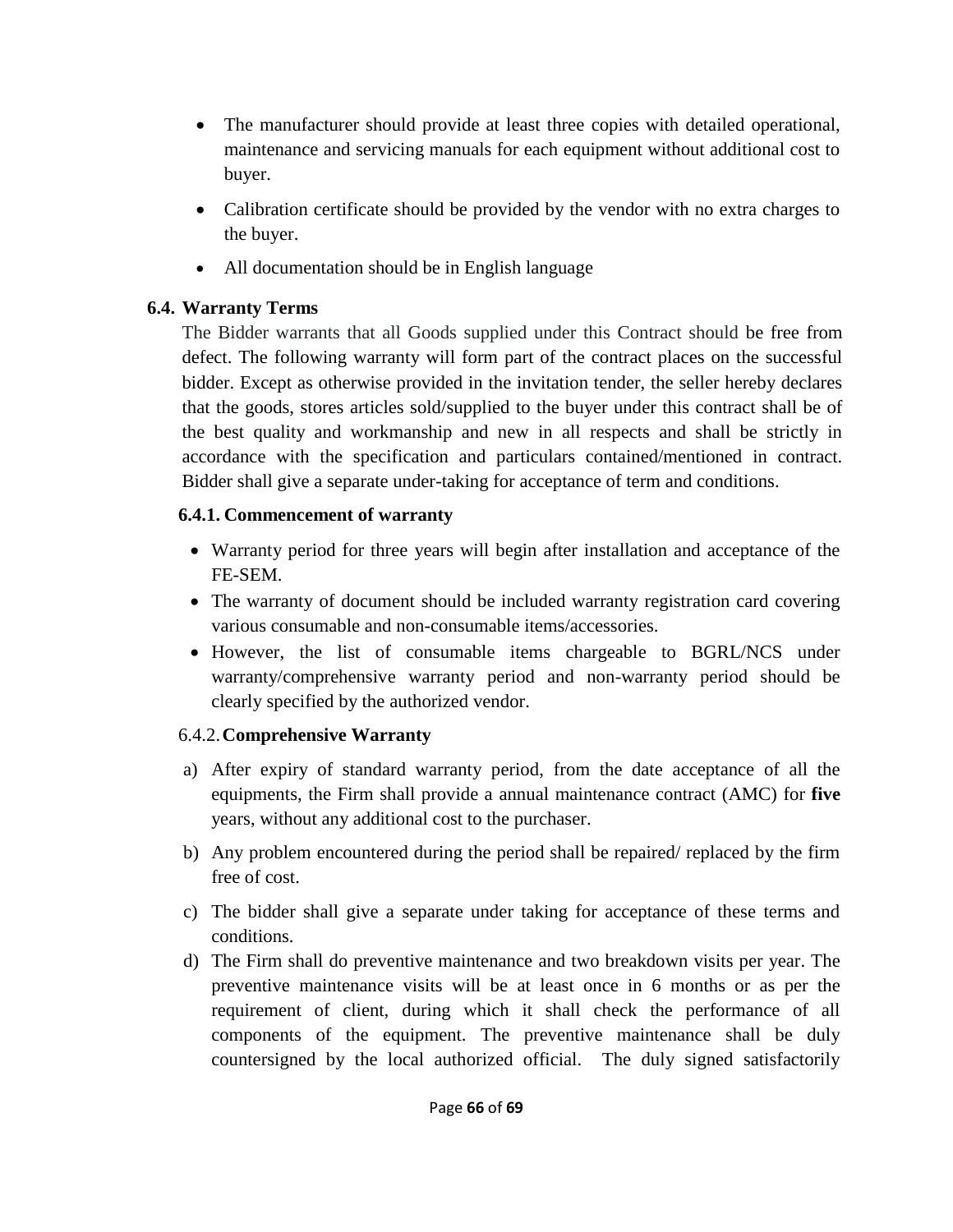- The manufacturer should provide at least three copies with detailed operational, maintenance and servicing manuals for each equipment without additional cost to buyer.
- Calibration certificate should be provided by the vendor with no extra charges to the buyer.
- All documentation should be in English language

### 6.4. Warranty Terms

The Bidder warrants that all Goods supplied under this Contract should be free from defect. The following warranty will form part of the contract places on the successful bidder. Except as otherwise provided in the invitation tender, the seller hereby declares that the goods, stores articles sold/supplied to the buyer under this contract shall be of the best quality and workmanship and new in all respects and shall be strictly in accordance with the specification and particulars contained/mentioned in contract. Bidder shall give a separate under-taking for acceptance of term and conditions.

#### 6.4.1. Commencement of warranty

- Warranty period for three years will begin after installation and acceptance of the FE-SEM.
- The warranty of document should be included warranty registration card covering various consumable and non-consumable items/accessories.
- However, the list of consumable items chargeable to BGRL/NCS under warranty/comprehensive warranty period and non-warranty period should be clearly specified by the authorized vendor.

#### 6.4.2. Comprehensive Warranty

a) After expiry of standard warranty period, from the date acceptance of all the equipments, the Firm shall provide a annual maintenance contract (AMC) for **five** years, without any additional cost to the purchaser.

b) Any problem encountered during the period shall be repaired/ replaced by the firm free of cost.

c) The bidder shall give a separate under taking for acceptance of these terms and conditions.

d) The Firm shall do preventive maintenance and two breakdown visits per year. The preventive maintenance visits will be at least once in 6 months or as per the requirement of client, during which it shall check the performance of all components of the equipment. The preventive maintenance shall be duly countersigned by the local authorized official. The duly signed satisfactorily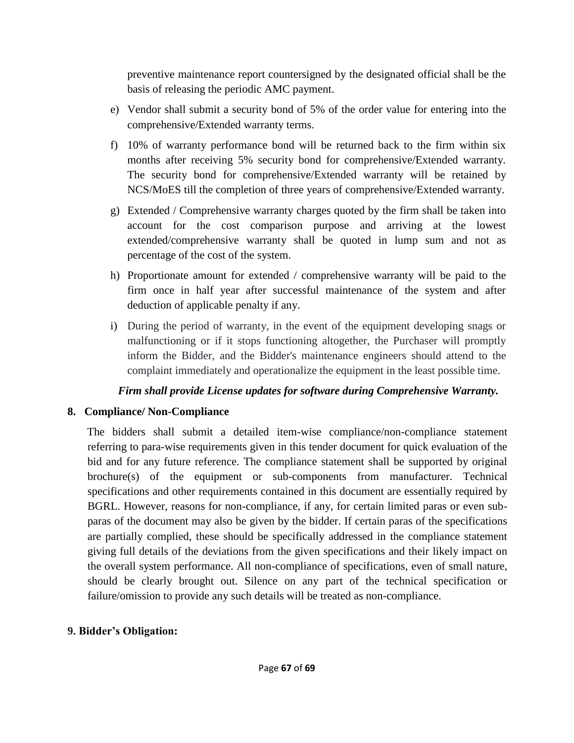preventive maintenance report countersigned by the designated official shall be the basis of releasing the periodic AMC payment.

e) Vendor shall submit a security bond of 5% of the order value for entering into the comprehensive/Extended warranty terms.

f) 10% of warranty performance bond will be returned back to the firm within six months after receiving 5% security bond for comprehensive/Extended warranty. The security bond for comprehensive/Extended warranty will be retained by NCS/MoES till the completion of three years of comprehensive/Extended warranty.

g) Extended / Comprehensive warranty charges quoted by the firm shall be taken into account for the cost comparison purpose and arriving at the lowest extended/comprehensive warranty shall be quoted in lump sum and not as percentage of the cost of the system.

h) Proportionate amount for extended / comprehensive warranty will be paid to the firm once in half year after successful maintenance of the system and after deduction of applicable penalty if any.

i) During the period of warranty, in the event of the equipment developing snags or malfunctioning or if it stops functioning altogether, the Purchaser will promptly inform the Bidder, and the Bidder's maintenance engineers should attend to the complaint immediately and operationalize the equipment in the least possible time.

***Firm shall provide License updates for software during Comprehensive Warranty.***

## 8. Compliance/ Non-Compliance

The bidders shall submit a detailed item-wise compliance/non-compliance statement referring to para-wise requirements given in this tender document for quick evaluation of the bid and for any future reference. The compliance statement shall be supported by original brochure(s) of the equipment or sub-components from manufacturer. Technical specifications and other requirements contained in this document are essentially required by BGRL. However, reasons for non-compliance, if any, for certain limited paras or even sub-paras of the document may also be given by the bidder. If certain paras of the specifications are partially complied, these should be specifically addressed in the compliance statement giving full details of the deviations from the given specifications and their likely impact on the overall system performance. All non-compliance of specifications, even of small nature, should be clearly brought out. Silence on any part of the technical specification or failure/omission to provide any such details will be treated as non-compliance.

## 9. Bidder's Obligation: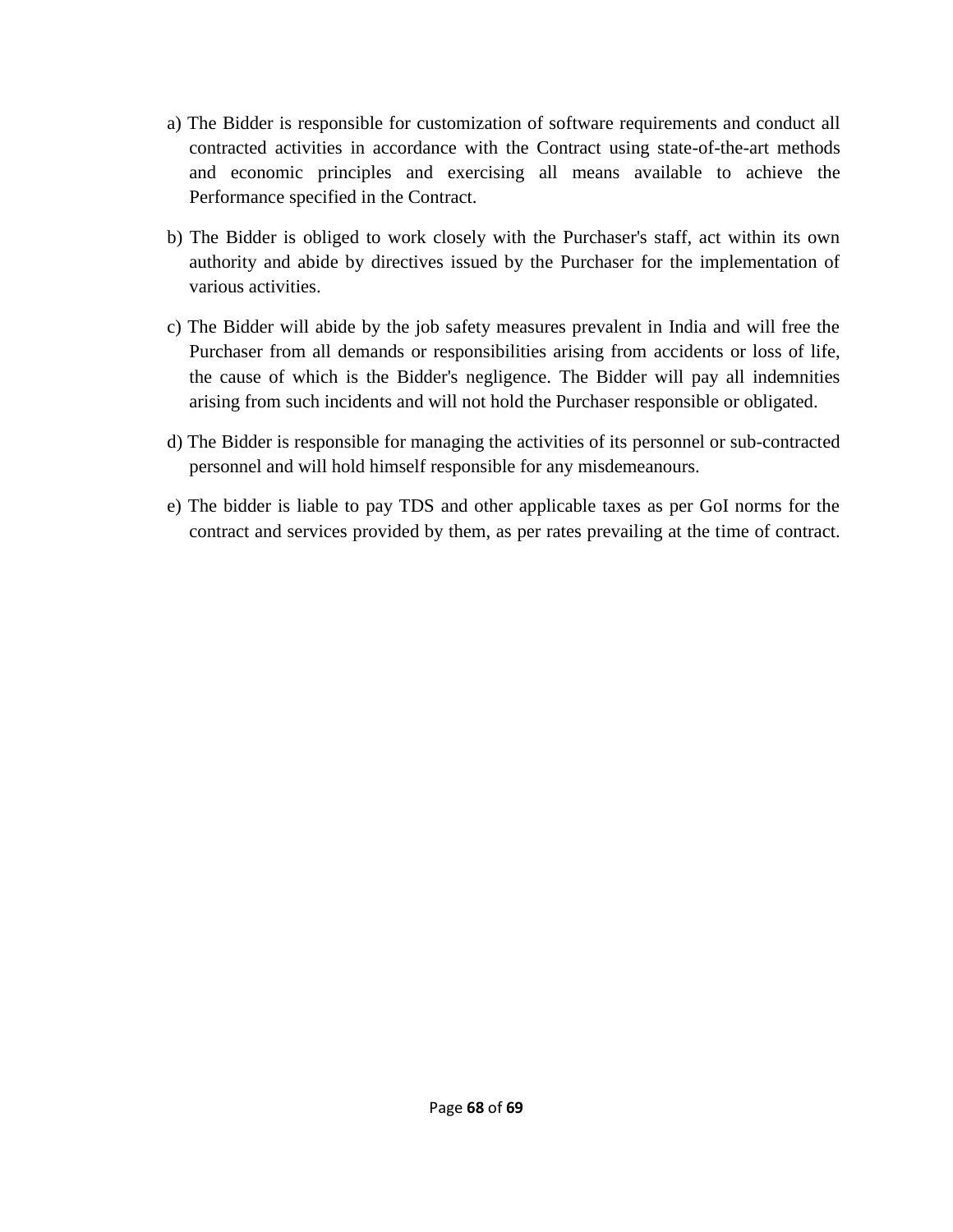a) The Bidder is responsible for customization of software requirements and conduct all contracted activities in accordance with the Contract using state-of-the-art methods and economic principles and exercising all means available to achieve the Performance specified in the Contract.

b) The Bidder is obliged to work closely with the Purchaser's staff, act within its own authority and abide by directives issued by the Purchaser for the implementation of various activities.

c) The Bidder will abide by the job safety measures prevalent in India and will free the Purchaser from all demands or responsibilities arising from accidents or loss of life, the cause of which is the Bidder's negligence. The Bidder will pay all indemnities arising from such incidents and will not hold the Purchaser responsible or obligated.

d) The Bidder is responsible for managing the activities of its personnel or sub-contracted personnel and will hold himself responsible for any misdemeanours.

e) The bidder is liable to pay TDS and other applicable taxes as per GoI norms for the contract and services provided by them, as per rates prevailing at the time of contract.